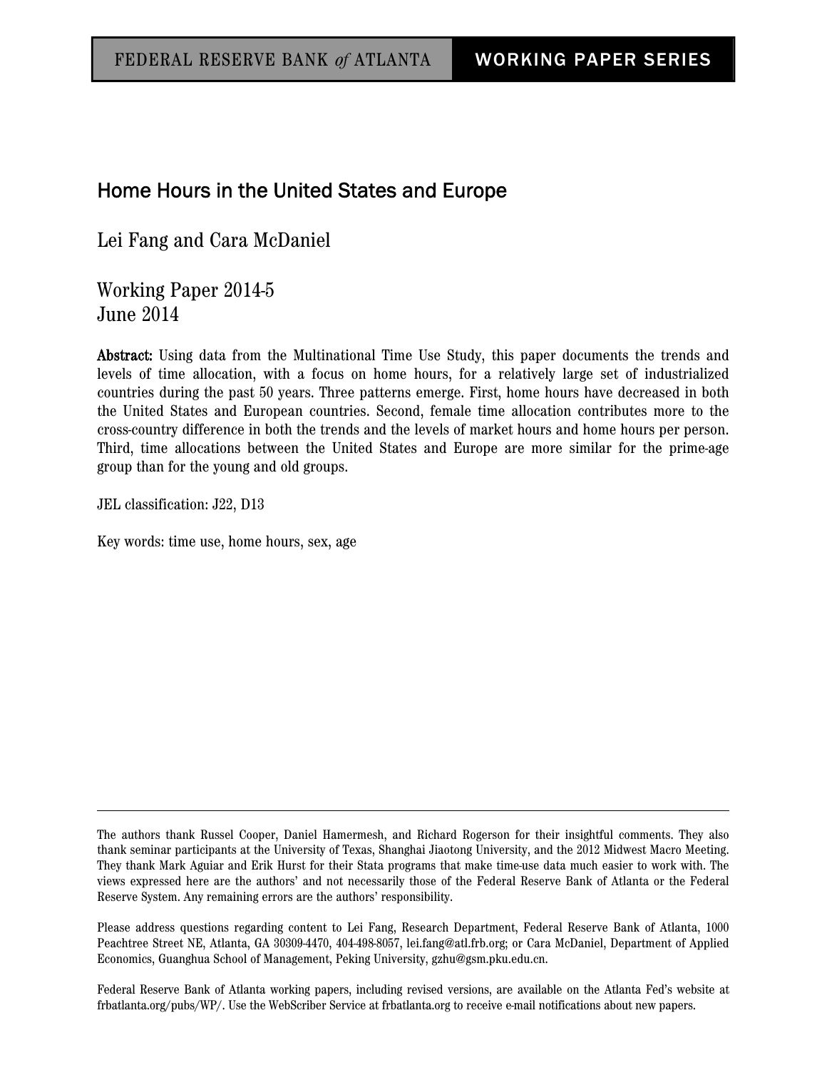FEDERAL RESERVE BANK *of* ATLANTA | WORKING PAPER SERIES

# Home Hours in the United States and Europe

Lei Fang and Cara McDaniel

Working Paper 2014-5
June 2014

**Abstract:** Using data from the Multinational Time Use Study, this paper documents the trends and levels of time allocation, with a focus on home hours, for a relatively large set of industrialized countries during the past 50 years. Three patterns emerge. First, home hours have decreased in both the United States and European countries. Second, female time allocation contributes more to the cross-country difference in both the trends and the levels of market hours and home hours per person. Third, time allocations between the United States and Europe are more similar for the prime-age group than for the young and old groups.

JEL classification: J22, D13

Key words: time use, home hours, sex, age

---

The authors thank Russel Cooper, Daniel Hamermesh, and Richard Rogerson for their insightful comments. They also thank seminar participants at the University of Texas, Shanghai Jiaotong University, and the 2012 Midwest Macro Meeting. They thank Mark Aguiar and Erik Hurst for their Stata programs that make time-use data much easier to work with. The views expressed here are the authors' and not necessarily those of the Federal Reserve Bank of Atlanta or the Federal Reserve System. Any remaining errors are the authors' responsibility.

Please address questions regarding content to Lei Fang, Research Department, Federal Reserve Bank of Atlanta, 1000 Peachtree Street NE, Atlanta, GA 30309-4470, 404-498-8057, lei.fang@atl.frb.org; or Cara McDaniel, Department of Applied Economics, Guanghua School of Management, Peking University, gzhu@gsm.pku.edu.cn.

Federal Reserve Bank of Atlanta working papers, including revised versions, are available on the Atlanta Fed's website at frbatlanta.org/pubs/WP/. Use the WebScriber Service at frbatlanta.org to receive e-mail notifications about new papers.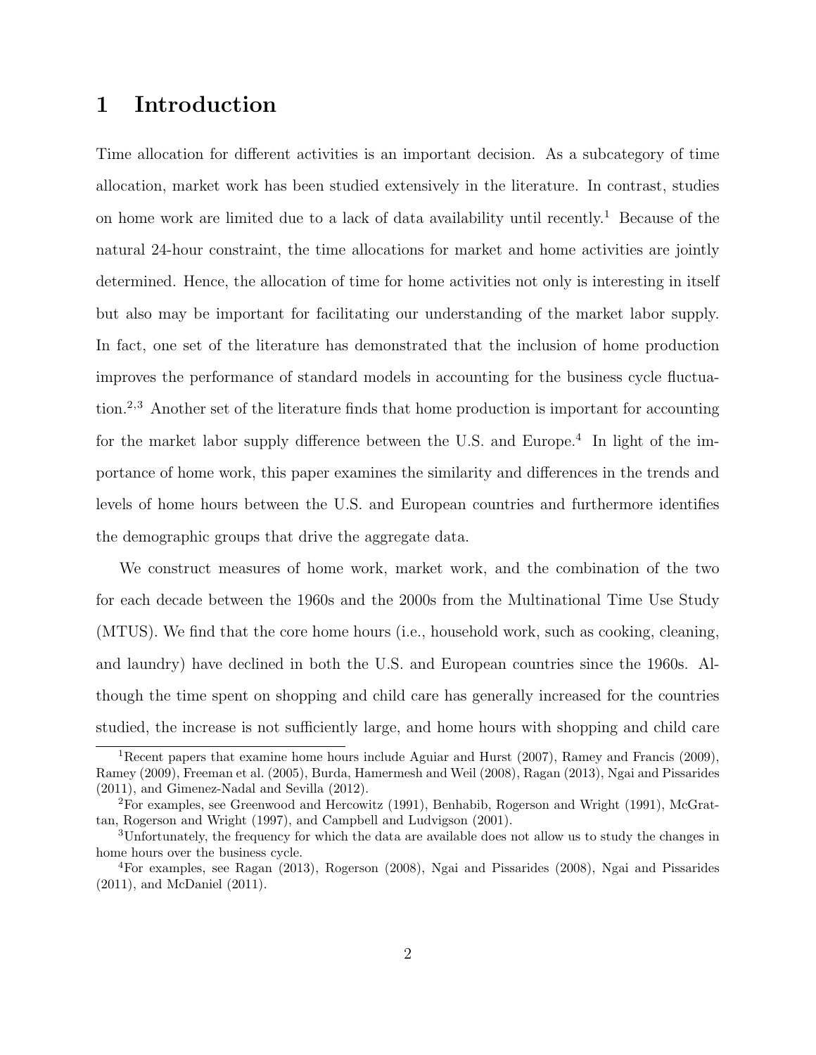# 1 Introduction

Time allocation for different activities is an important decision. As a subcategory of time allocation, market work has been studied extensively in the literature. In contrast, studies on home work are limited due to a lack of data availability until recently.[1] Because of the natural 24-hour constraint, the time allocations for market and home activities are jointly determined. Hence, the allocation of time for home activities not only is interesting in itself but also may be important for facilitating our understanding of the market labor supply. In fact, one set of the literature has demonstrated that the inclusion of home production improves the performance of standard models in accounting for the business cycle fluctuation.[2,3] Another set of the literature finds that home production is important for accounting for the market labor supply difference between the U.S. and Europe.[4] In light of the importance of home work, this paper examines the similarity and differences in the trends and levels of home hours between the U.S. and European countries and furthermore identifies the demographic groups that drive the aggregate data.

We construct measures of home work, market work, and the combination of the two for each decade between the 1960s and the 2000s from the Multinational Time Use Study (MTUS). We find that the core home hours (i.e., household work, such as cooking, cleaning, and laundry) have declined in both the U.S. and European countries since the 1960s. Although the time spent on shopping and child care has generally increased for the countries studied, the increase is not sufficiently large, and home hours with shopping and child care

[1] Recent papers that examine home hours include Aguiar and Hurst (2007), Ramey and Francis (2009), Ramey (2009), Freeman et al. (2005), Burda, Hamermesh and Weil (2008), Ragan (2013), Ngai and Pissarides (2011), and Gimenez-Nadal and Sevilla (2012).

[2] For examples, see Greenwood and Hercowitz (1991), Benhabib, Rogerson and Wright (1991), McGrattan, Rogerson and Wright (1997), and Campbell and Ludvigson (2001).

[3] Unfortunately, the frequency for which the data are available does not allow us to study the changes in home hours over the business cycle.

[4] For examples, see Ragan (2013), Rogerson (2008), Ngai and Pissarides (2008), Ngai and Pissarides (2011), and McDaniel (2011).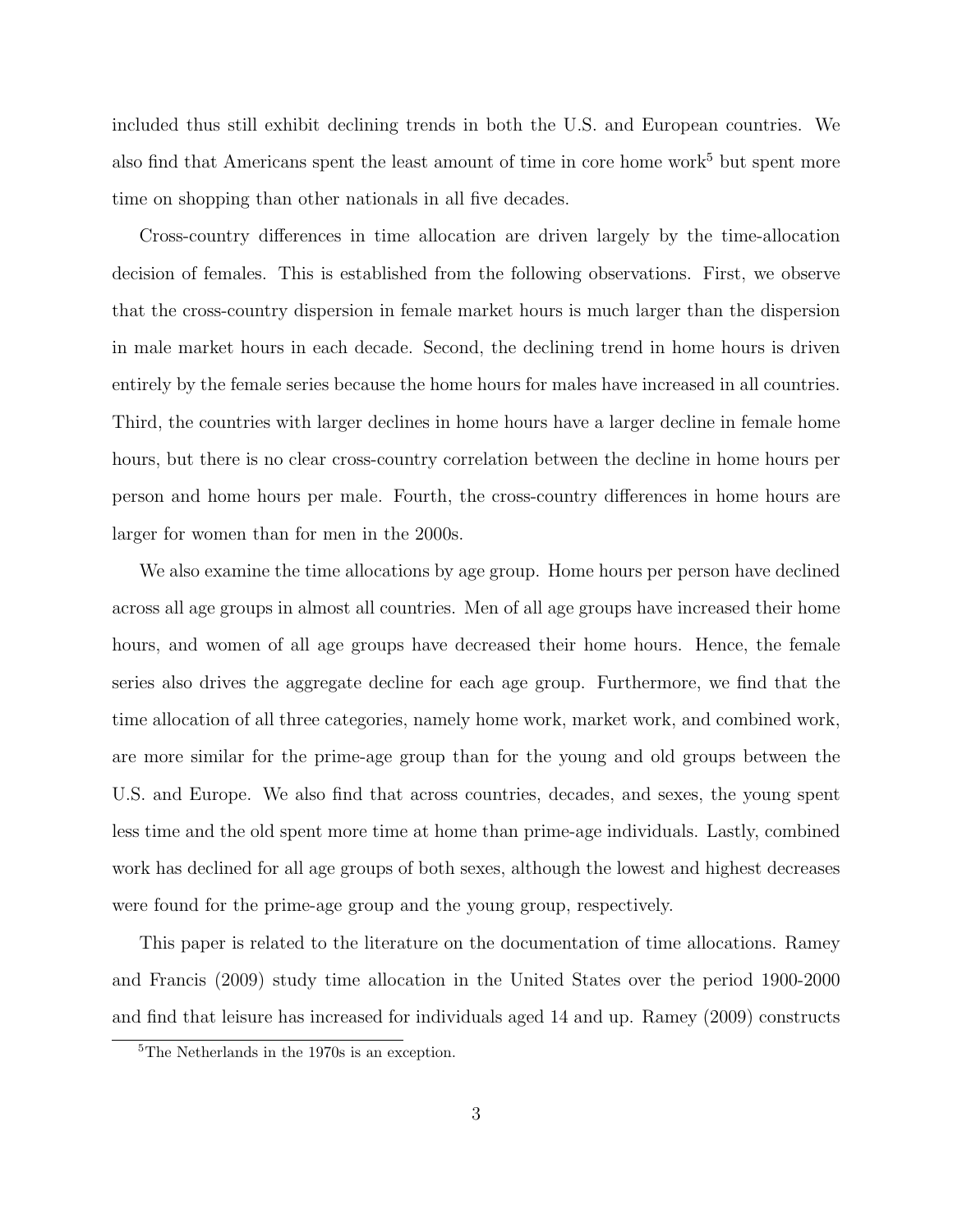included thus still exhibit declining trends in both the U.S. and European countries. We also find that Americans spent the least amount of time in core home work[5] but spent more time on shopping than other nationals in all five decades.

Cross-country differences in time allocation are driven largely by the time-allocation decision of females. This is established from the following observations. First, we observe that the cross-country dispersion in female market hours is much larger than the dispersion in male market hours in each decade. Second, the declining trend in home hours is driven entirely by the female series because the home hours for males have increased in all countries. Third, the countries with larger declines in home hours have a larger decline in female home hours, but there is no clear cross-country correlation between the decline in home hours per person and home hours per male. Fourth, the cross-country differences in home hours are larger for women than for men in the 2000s.

We also examine the time allocations by age group. Home hours per person have declined across all age groups in almost all countries. Men of all age groups have increased their home hours, and women of all age groups have decreased their home hours. Hence, the female series also drives the aggregate decline for each age group. Furthermore, we find that the time allocation of all three categories, namely home work, market work, and combined work, are more similar for the prime-age group than for the young and old groups between the U.S. and Europe. We also find that across countries, decades, and sexes, the young spent less time and the old spent more time at home than prime-age individuals. Lastly, combined work has declined for all age groups of both sexes, although the lowest and highest decreases were found for the prime-age group and the young group, respectively.

This paper is related to the literature on the documentation of time allocations. Ramey and Francis (2009) study time allocation in the United States over the period 1900-2000 and find that leisure has increased for individuals aged 14 and up. Ramey (2009) constructs

[5] The Netherlands in the 1970s is an exception.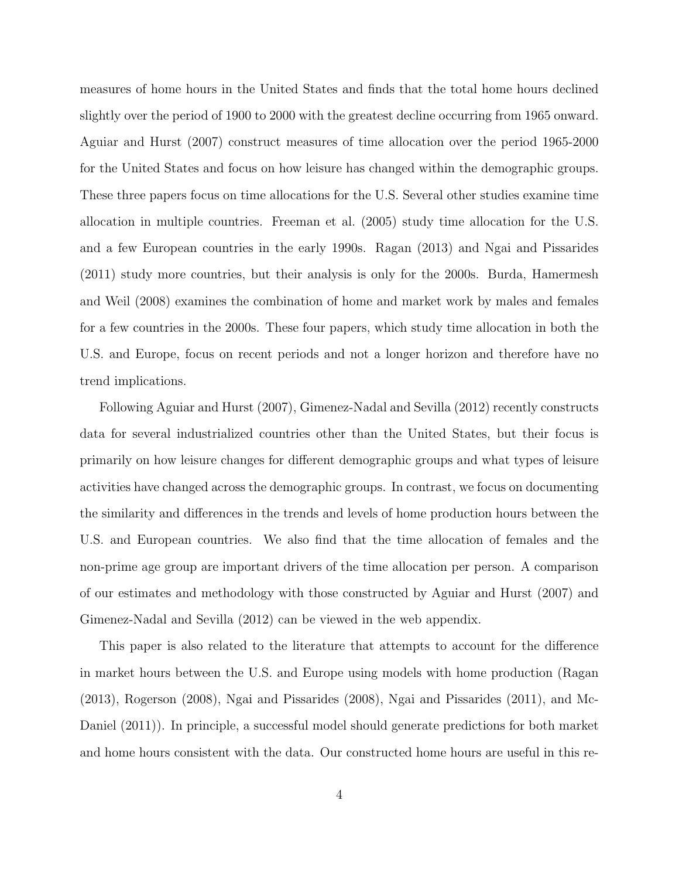measures of home hours in the United States and finds that the total home hours declined slightly over the period of 1900 to 2000 with the greatest decline occurring from 1965 onward. Aguiar and Hurst (2007) construct measures of time allocation over the period 1965-2000 for the United States and focus on how leisure has changed within the demographic groups. These three papers focus on time allocations for the U.S. Several other studies examine time allocation in multiple countries. Freeman et al. (2005) study time allocation for the U.S. and a few European countries in the early 1990s. Ragan (2013) and Ngai and Pissarides (2011) study more countries, but their analysis is only for the 2000s. Burda, Hamermesh and Weil (2008) examines the combination of home and market work by males and females for a few countries in the 2000s. These four papers, which study time allocation in both the U.S. and Europe, focus on recent periods and not a longer horizon and therefore have no trend implications.

Following Aguiar and Hurst (2007), Gimenez-Nadal and Sevilla (2012) recently constructs data for several industrialized countries other than the United States, but their focus is primarily on how leisure changes for different demographic groups and what types of leisure activities have changed across the demographic groups. In contrast, we focus on documenting the similarity and differences in the trends and levels of home production hours between the U.S. and European countries. We also find that the time allocation of females and the non-prime age group are important drivers of the time allocation per person. A comparison of our estimates and methodology with those constructed by Aguiar and Hurst (2007) and Gimenez-Nadal and Sevilla (2012) can be viewed in the web appendix.

This paper is also related to the literature that attempts to account for the difference in market hours between the U.S. and Europe using models with home production (Ragan (2013), Rogerson (2008), Ngai and Pissarides (2008), Ngai and Pissarides (2011), and McDaniel (2011)). In principle, a successful model should generate predictions for both market and home hours consistent with the data. Our constructed home hours are useful in this re-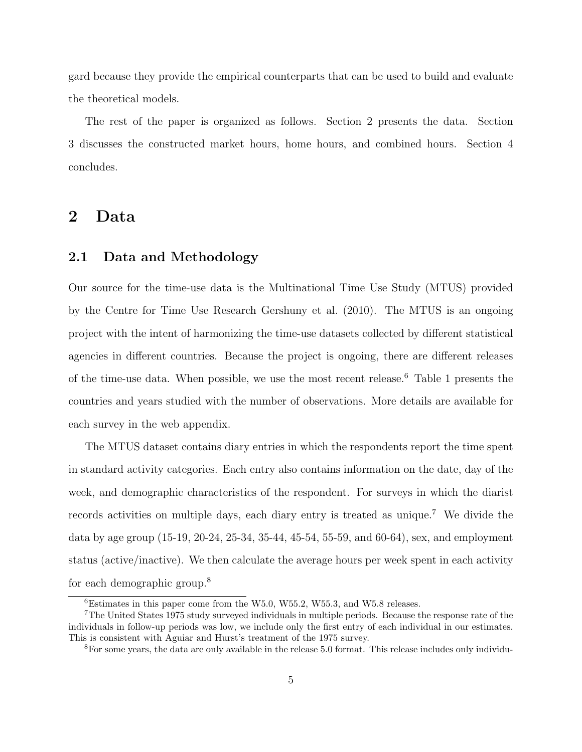gard because they provide the empirical counterparts that can be used to build and evaluate the theoretical models.

The rest of the paper is organized as follows. Section 2 presents the data. Section 3 discusses the constructed market hours, home hours, and combined hours. Section 4 concludes.

# 2 Data

## 2.1 Data and Methodology

Our source for the time-use data is the Multinational Time Use Study (MTUS) provided by the Centre for Time Use Research Gershuny et al. (2010). The MTUS is an ongoing project with the intent of harmonizing the time-use datasets collected by different statistical agencies in different countries. Because the project is ongoing, there are different releases of the time-use data. When possible, we use the most recent release.[6] Table 1 presents the countries and years studied with the number of observations. More details are available for each survey in the web appendix.

The MTUS dataset contains diary entries in which the respondents report the time spent in standard activity categories. Each entry also contains information on the date, day of the week, and demographic characteristics of the respondent. For surveys in which the diarist records activities on multiple days, each diary entry is treated as unique.[7] We divide the data by age group (15-19, 20-24, 25-34, 35-44, 45-54, 55-59, and 60-64), sex, and employment status (active/inactive). We then calculate the average hours per week spent in each activity for each demographic group.[8]

[6] Estimates in this paper come from the W5.0, W55.2, W55.3, and W5.8 releases.

[7] The United States 1975 study surveyed individuals in multiple periods. Because the response rate of the individuals in follow-up periods was low, we include only the first entry of each individual in our estimates. This is consistent with Aguiar and Hurst's treatment of the 1975 survey.

[8] For some years, the data are only available in the release 5.0 format. This release includes only individu-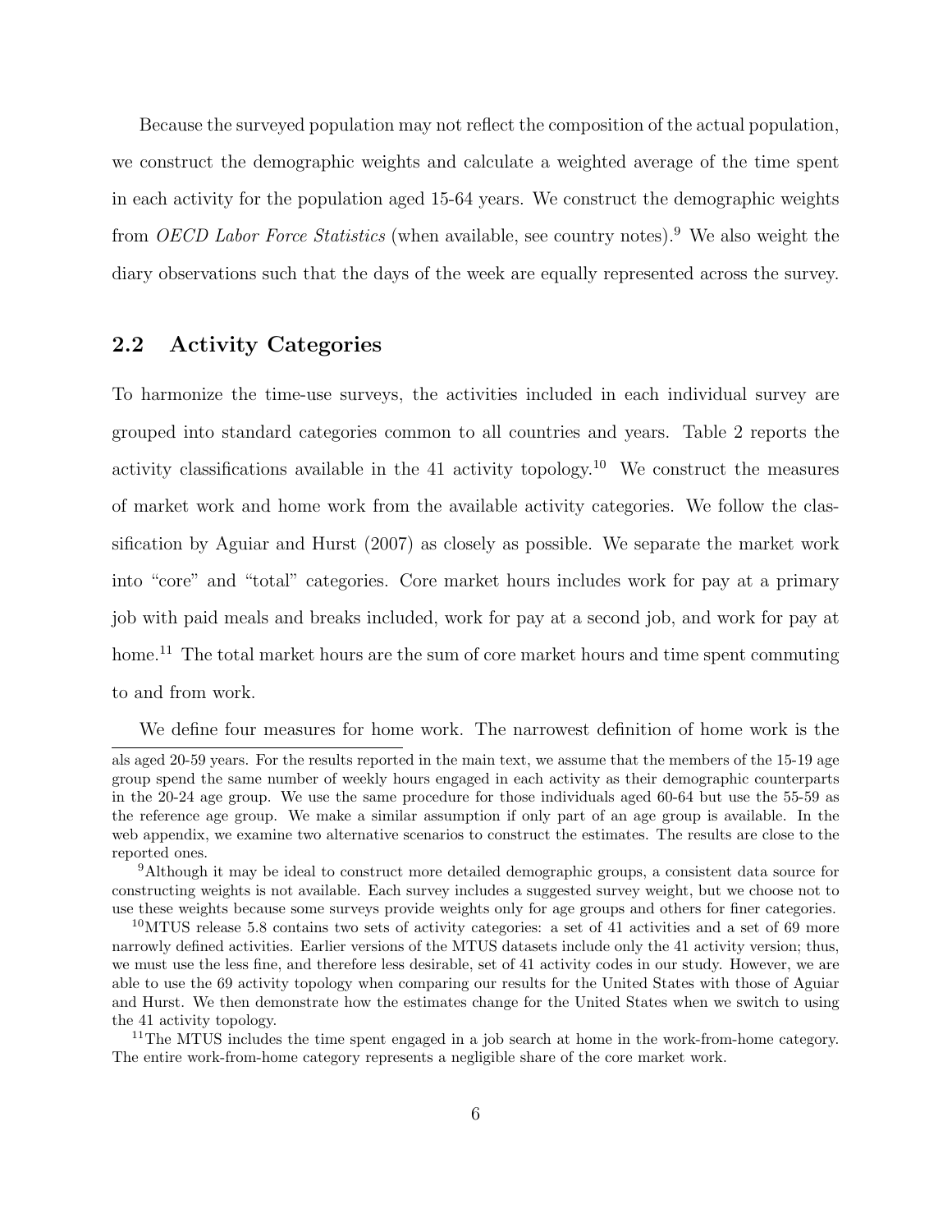Because the surveyed population may not reflect the composition of the actual population, we construct the demographic weights and calculate a weighted average of the time spent in each activity for the population aged 15-64 years. We construct the demographic weights from *OECD Labor Force Statistics* (when available, see country notes).[9] We also weight the diary observations such that the days of the week are equally represented across the survey.

## 2.2 Activity Categories

To harmonize the time-use surveys, the activities included in each individual survey are grouped into standard categories common to all countries and years. Table 2 reports the activity classifications available in the 41 activity topology.[10] We construct the measures of market work and home work from the available activity categories. We follow the classification by Aguiar and Hurst (2007) as closely as possible. We separate the market work into "core" and "total" categories. Core market hours includes work for pay at a primary job with paid meals and breaks included, work for pay at a second job, and work for pay at home.[11] The total market hours are the sum of core market hours and time spent commuting to and from work.

We define four measures for home work. The narrowest definition of home work is the

---

als aged 20-59 years. For the results reported in the main text, we assume that the members of the 15-19 age group spend the same number of weekly hours engaged in each activity as their demographic counterparts in the 20-24 age group. We use the same procedure for those individuals aged 60-64 but use the 55-59 as the reference age group. We make a similar assumption if only part of an age group is available. In the web appendix, we examine two alternative scenarios to construct the estimates. The results are close to the reported ones.

[9] Although it may be ideal to construct more detailed demographic groups, a consistent data source for constructing weights is not available. Each survey includes a suggested survey weight, but we choose not to use these weights because some surveys provide weights only for age groups and others for finer categories.

[10] MTUS release 5.8 contains two sets of activity categories: a set of 41 activities and a set of 69 more narrowly defined activities. Earlier versions of the MTUS datasets include only the 41 activity version; thus, we must use the less fine, and therefore less desirable, set of 41 activity codes in our study. However, we are able to use the 69 activity topology when comparing our results for the United States with those of Aguiar and Hurst. We then demonstrate how the estimates change for the United States when we switch to using the 41 activity topology.

[11] The MTUS includes the time spent engaged in a job search at home in the work-from-home category. The entire work-from-home category represents a negligible share of the core market work.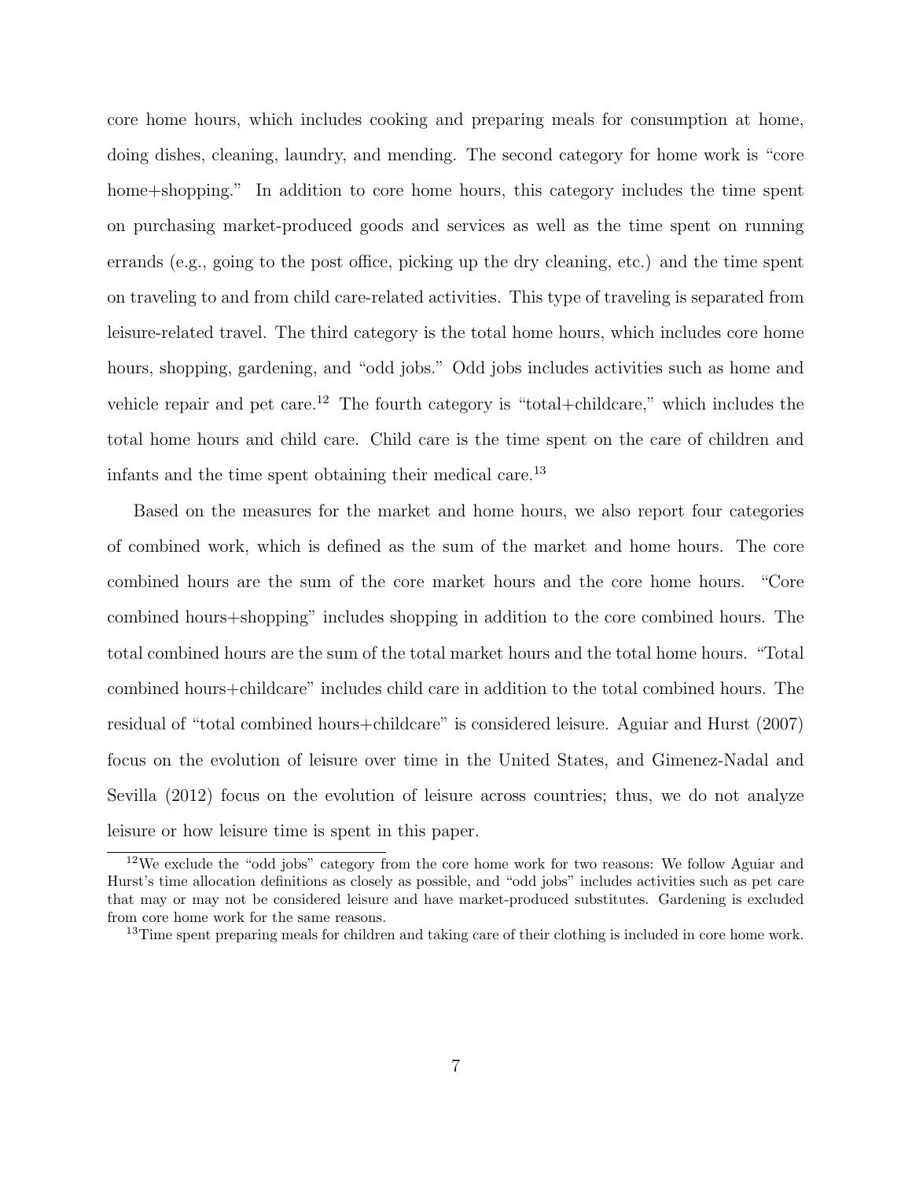core home hours, which includes cooking and preparing meals for consumption at home, doing dishes, cleaning, laundry, and mending. The second category for home work is "core home+shopping." In addition to core home hours, this category includes the time spent on purchasing market-produced goods and services as well as the time spent on running errands (e.g., going to the post office, picking up the dry cleaning, etc.) and the time spent on traveling to and from child care-related activities. This type of traveling is separated from leisure-related travel. The third category is the total home hours, which includes core home hours, shopping, gardening, and "odd jobs." Odd jobs includes activities such as home and vehicle repair and pet care.[12] The fourth category is "total+childcare," which includes the total home hours and child care. Child care is the time spent on the care of children and infants and the time spent obtaining their medical care.[13]

Based on the measures for the market and home hours, we also report four categories of combined work, which is defined as the sum of the market and home hours. The core combined hours are the sum of the core market hours and the core home hours. "Core combined hours+shopping" includes shopping in addition to the core combined hours. The total combined hours are the sum of the total market hours and the total home hours. "Total combined hours+childcare" includes child care in addition to the total combined hours. The residual of "total combined hours+childcare" is considered leisure. Aguiar and Hurst (2007) focus on the evolution of leisure over time in the United States, and Gimenez-Nadal and Sevilla (2012) focus on the evolution of leisure across countries; thus, we do not analyze leisure or how leisure time is spent in this paper.

[12] We exclude the "odd jobs" category from the core home work for two reasons: We follow Aguiar and Hurst's time allocation definitions as closely as possible, and "odd jobs" includes activities such as pet care that may or may not be considered leisure and have market-produced substitutes. Gardening is excluded from core home work for the same reasons.

[13] Time spent preparing meals for children and taking care of their clothing is included in core home work.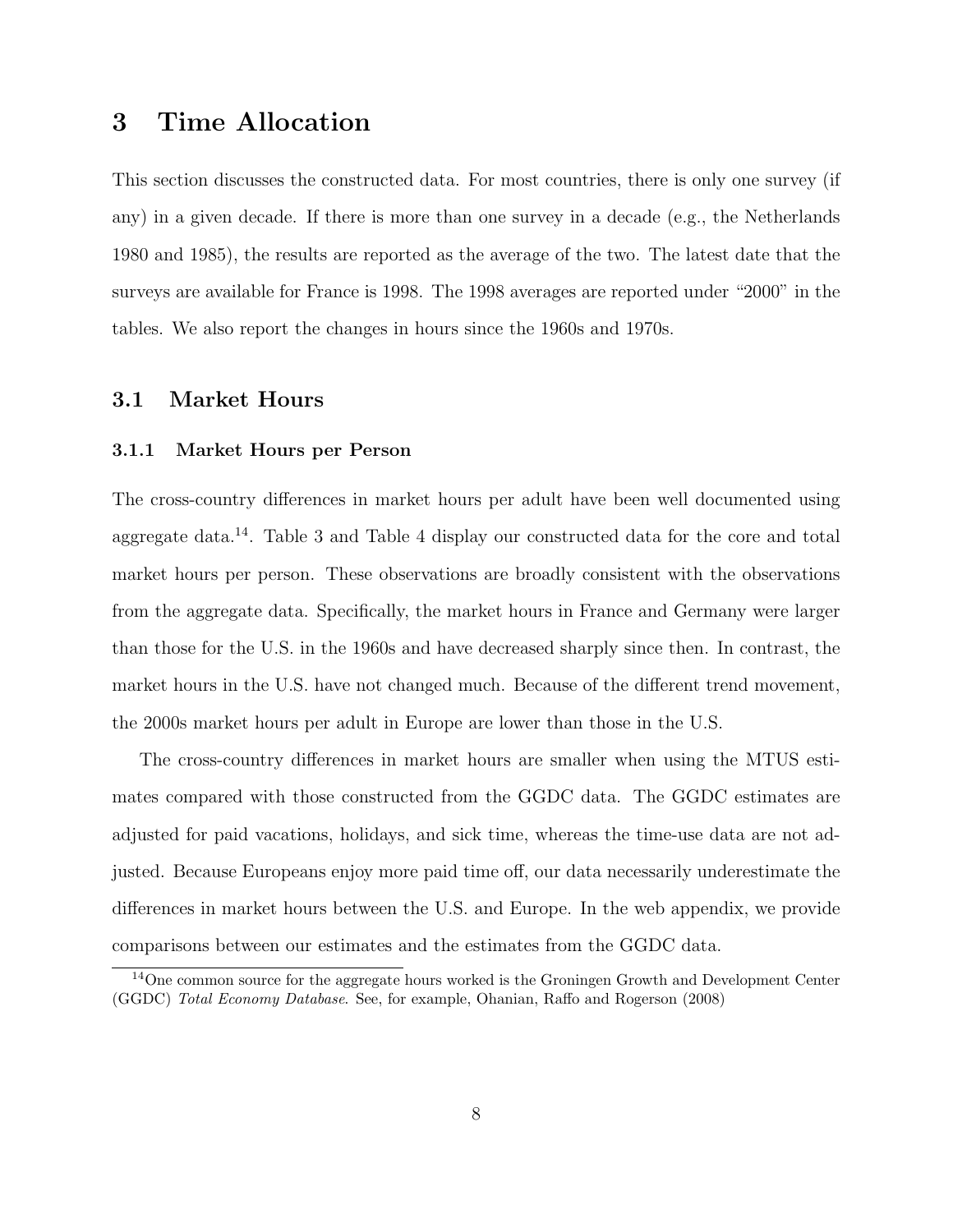# 3 Time Allocation

This section discusses the constructed data. For most countries, there is only one survey (if any) in a given decade. If there is more than one survey in a decade (e.g., the Netherlands 1980 and 1985), the results are reported as the average of the two. The latest date that the surveys are available for France is 1998. The 1998 averages are reported under "2000" in the tables. We also report the changes in hours since the 1960s and 1970s.

## 3.1 Market Hours

### 3.1.1 Market Hours per Person

The cross-country differences in market hours per adult have been well documented using aggregate data.[14]. Table 3 and Table 4 display our constructed data for the core and total market hours per person. These observations are broadly consistent with the observations from the aggregate data. Specifically, the market hours in France and Germany were larger than those for the U.S. in the 1960s and have decreased sharply since then. In contrast, the market hours in the U.S. have not changed much. Because of the different trend movement, the 2000s market hours per adult in Europe are lower than those in the U.S.

The cross-country differences in market hours are smaller when using the MTUS estimates compared with those constructed from the GGDC data. The GGDC estimates are adjusted for paid vacations, holidays, and sick time, whereas the time-use data are not adjusted. Because Europeans enjoy more paid time off, our data necessarily underestimate the differences in market hours between the U.S. and Europe. In the web appendix, we provide comparisons between our estimates and the estimates from the GGDC data.

[14] One common source for the aggregate hours worked is the Groningen Growth and Development Center (GGDC) *Total Economy Database*. See, for example, Ohanian, Raffo and Rogerson (2008)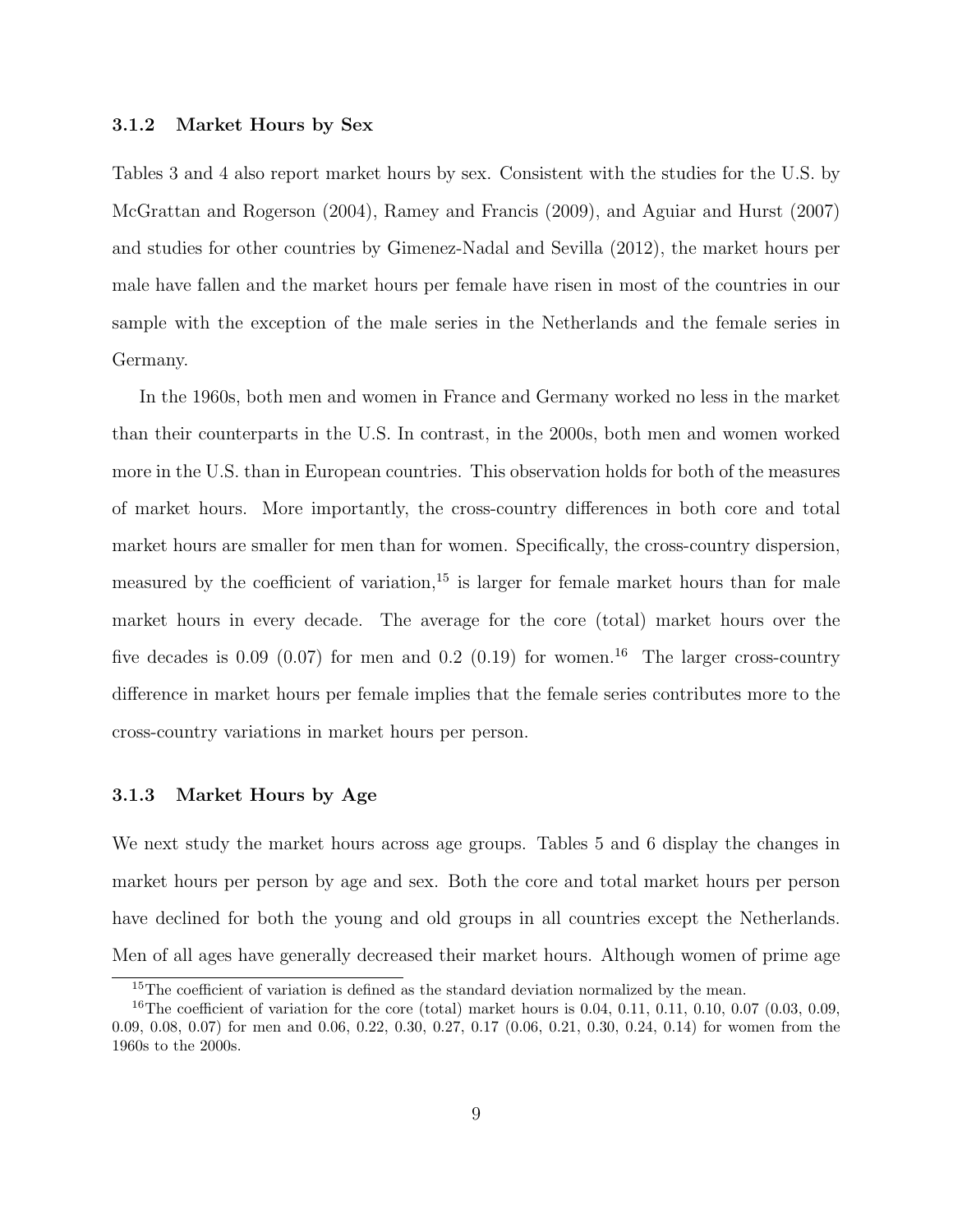### 3.1.2 Market Hours by Sex

Tables 3 and 4 also report market hours by sex. Consistent with the studies for the U.S. by McGrattan and Rogerson (2004), Ramey and Francis (2009), and Aguiar and Hurst (2007) and studies for other countries by Gimenez-Nadal and Sevilla (2012), the market hours per male have fallen and the market hours per female have risen in most of the countries in our sample with the exception of the male series in the Netherlands and the female series in Germany.

In the 1960s, both men and women in France and Germany worked no less in the market than their counterparts in the U.S. In contrast, in the 2000s, both men and women worked more in the U.S. than in European countries. This observation holds for both of the measures of market hours. More importantly, the cross-country differences in both core and total market hours are smaller for men than for women. Specifically, the cross-country dispersion, measured by the coefficient of variation,[15] is larger for female market hours than for male market hours in every decade. The average for the core (total) market hours over the five decades is 0.09 (0.07) for men and 0.2 (0.19) for women.[16] The larger cross-country difference in market hours per female implies that the female series contributes more to the cross-country variations in market hours per person.

### 3.1.3 Market Hours by Age

We next study the market hours across age groups. Tables 5 and 6 display the changes in market hours per person by age and sex. Both the core and total market hours per person have declined for both the young and old groups in all countries except the Netherlands. Men of all ages have generally decreased their market hours. Although women of prime age

[15] The coefficient of variation is defined as the standard deviation normalized by the mean.

[16] The coefficient of variation for the core (total) market hours is 0.04, 0.11, 0.11, 0.10, 0.07 (0.03, 0.09, 0.09, 0.08, 0.07) for men and 0.06, 0.22, 0.30, 0.27, 0.17 (0.06, 0.21, 0.30, 0.24, 0.14) for women from the 1960s to the 2000s.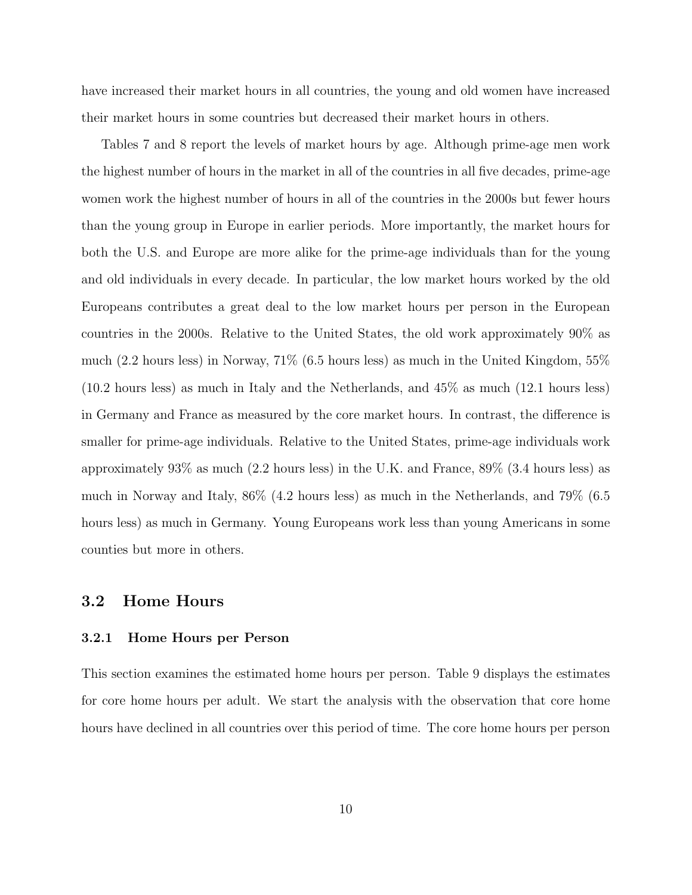have increased their market hours in all countries, the young and old women have increased their market hours in some countries but decreased their market hours in others.

Tables 7 and 8 report the levels of market hours by age. Although prime-age men work the highest number of hours in the market in all of the countries in all five decades, prime-age women work the highest number of hours in all of the countries in the 2000s but fewer hours than the young group in Europe in earlier periods. More importantly, the market hours for both the U.S. and Europe are more alike for the prime-age individuals than for the young and old individuals in every decade. In particular, the low market hours worked by the old Europeans contributes a great deal to the low market hours per person in the European countries in the 2000s. Relative to the United States, the old work approximately 90% as much (2.2 hours less) in Norway, 71% (6.5 hours less) as much in the United Kingdom, 55% (10.2 hours less) as much in Italy and the Netherlands, and 45% as much (12.1 hours less) in Germany and France as measured by the core market hours. In contrast, the difference is smaller for prime-age individuals. Relative to the United States, prime-age individuals work approximately 93% as much (2.2 hours less) in the U.K. and France, 89% (3.4 hours less) as much in Norway and Italy, 86% (4.2 hours less) as much in the Netherlands, and 79% (6.5 hours less) as much in Germany. Young Europeans work less than young Americans in some counties but more in others.

## 3.2 Home Hours

### 3.2.1 Home Hours per Person

This section examines the estimated home hours per person. Table 9 displays the estimates for core home hours per adult. We start the analysis with the observation that core home hours have declined in all countries over this period of time. The core home hours per person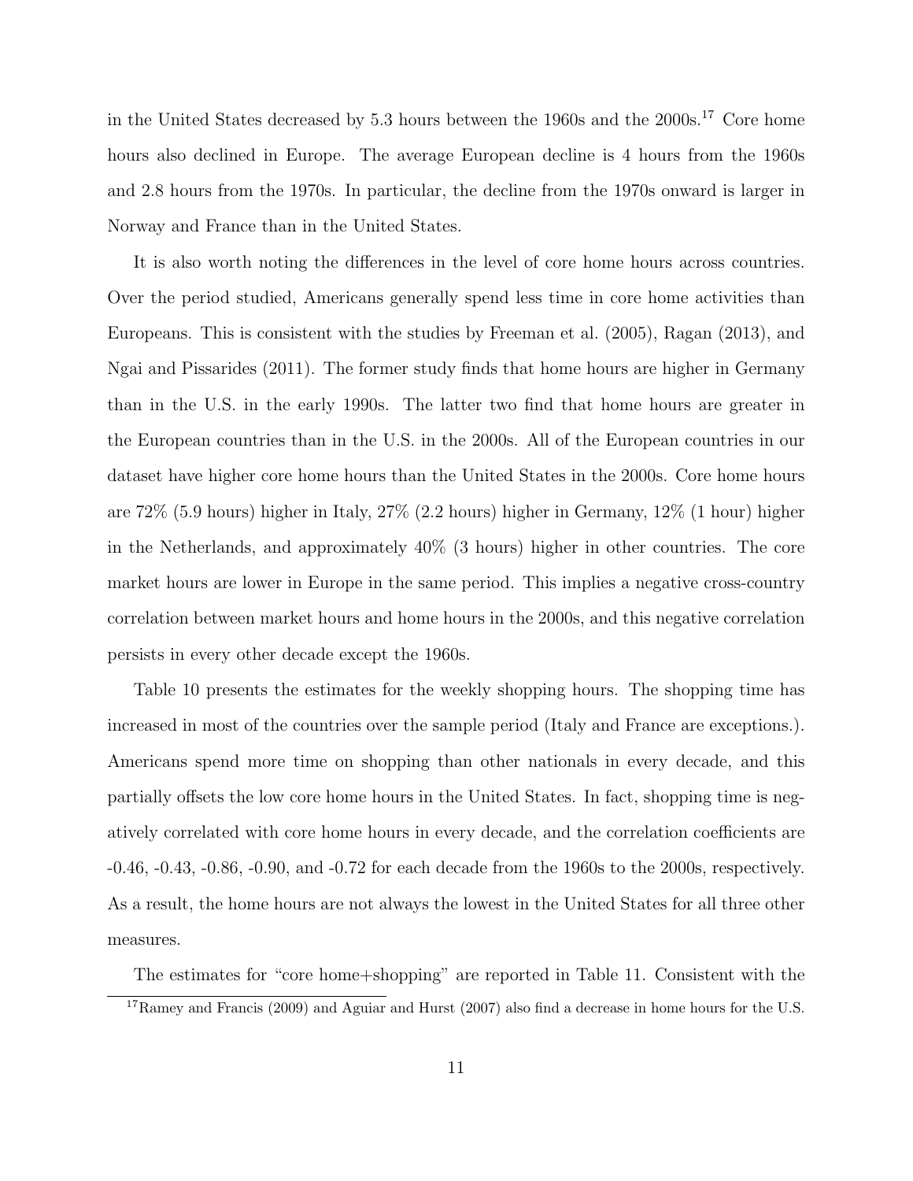in the United States decreased by 5.3 hours between the 1960s and the 2000s.[17] Core home hours also declined in Europe. The average European decline is 4 hours from the 1960s and 2.8 hours from the 1970s. In particular, the decline from the 1970s onward is larger in Norway and France than in the United States.

It is also worth noting the differences in the level of core home hours across countries. Over the period studied, Americans generally spend less time in core home activities than Europeans. This is consistent with the studies by Freeman et al. (2005), Ragan (2013), and Ngai and Pissarides (2011). The former study finds that home hours are higher in Germany than in the U.S. in the early 1990s. The latter two find that home hours are greater in the European countries than in the U.S. in the 2000s. All of the European countries in our dataset have higher core home hours than the United States in the 2000s. Core home hours are 72% (5.9 hours) higher in Italy, 27% (2.2 hours) higher in Germany, 12% (1 hour) higher in the Netherlands, and approximately 40% (3 hours) higher in other countries. The core market hours are lower in Europe in the same period. This implies a negative cross-country correlation between market hours and home hours in the 2000s, and this negative correlation persists in every other decade except the 1960s.

Table 10 presents the estimates for the weekly shopping hours. The shopping time has increased in most of the countries over the sample period (Italy and France are exceptions.). Americans spend more time on shopping than other nationals in every decade, and this partially offsets the low core home hours in the United States. In fact, shopping time is negatively correlated with core home hours in every decade, and the correlation coefficients are -0.46, -0.43, -0.86, -0.90, and -0.72 for each decade from the 1960s to the 2000s, respectively. As a result, the home hours are not always the lowest in the United States for all three other measures.

The estimates for "core home+shopping" are reported in Table 11. Consistent with the

[17] Ramey and Francis (2009) and Aguiar and Hurst (2007) also find a decrease in home hours for the U.S.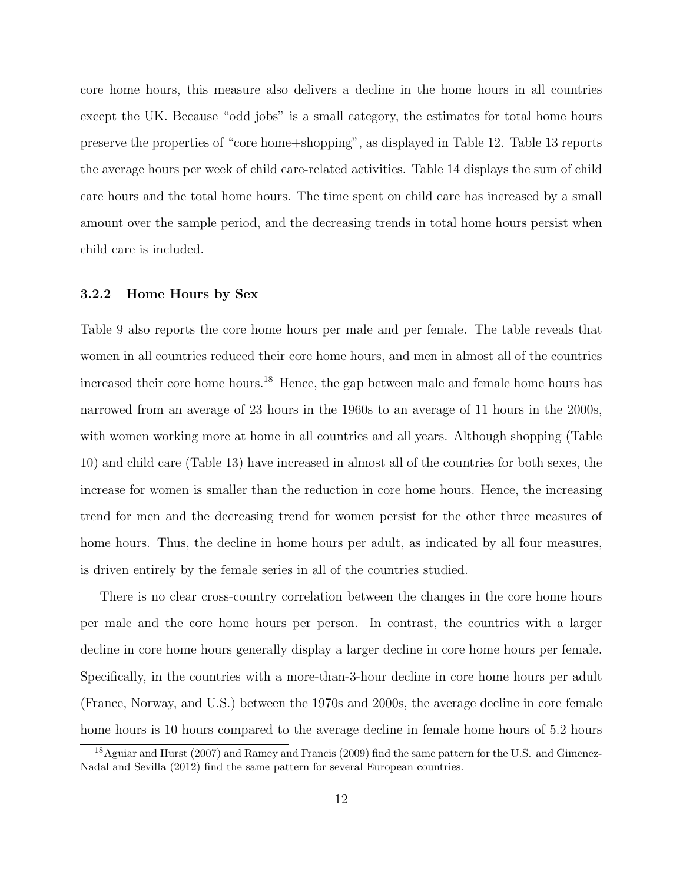core home hours, this measure also delivers a decline in the home hours in all countries except the UK. Because "odd jobs" is a small category, the estimates for total home hours preserve the properties of "core home+shopping", as displayed in Table 12. Table 13 reports the average hours per week of child care-related activities. Table 14 displays the sum of child care hours and the total home hours. The time spent on child care has increased by a small amount over the sample period, and the decreasing trends in total home hours persist when child care is included.

### 3.2.2 Home Hours by Sex

Table 9 also reports the core home hours per male and per female. The table reveals that women in all countries reduced their core home hours, and men in almost all of the countries increased their core home hours.[18] Hence, the gap between male and female home hours has narrowed from an average of 23 hours in the 1960s to an average of 11 hours in the 2000s, with women working more at home in all countries and all years. Although shopping (Table 10) and child care (Table 13) have increased in almost all of the countries for both sexes, the increase for women is smaller than the reduction in core home hours. Hence, the increasing trend for men and the decreasing trend for women persist for the other three measures of home hours. Thus, the decline in home hours per adult, as indicated by all four measures, is driven entirely by the female series in all of the countries studied.

There is no clear cross-country correlation between the changes in the core home hours per male and the core home hours per person. In contrast, the countries with a larger decline in core home hours generally display a larger decline in core home hours per female. Specifically, in the countries with a more-than-3-hour decline in core home hours per adult (France, Norway, and U.S.) between the 1970s and 2000s, the average decline in core female home hours is 10 hours compared to the average decline in female home hours of 5.2 hours

[18] Aguiar and Hurst (2007) and Ramey and Francis (2009) find the same pattern for the U.S. and Gimenez-Nadal and Sevilla (2012) find the same pattern for several European countries.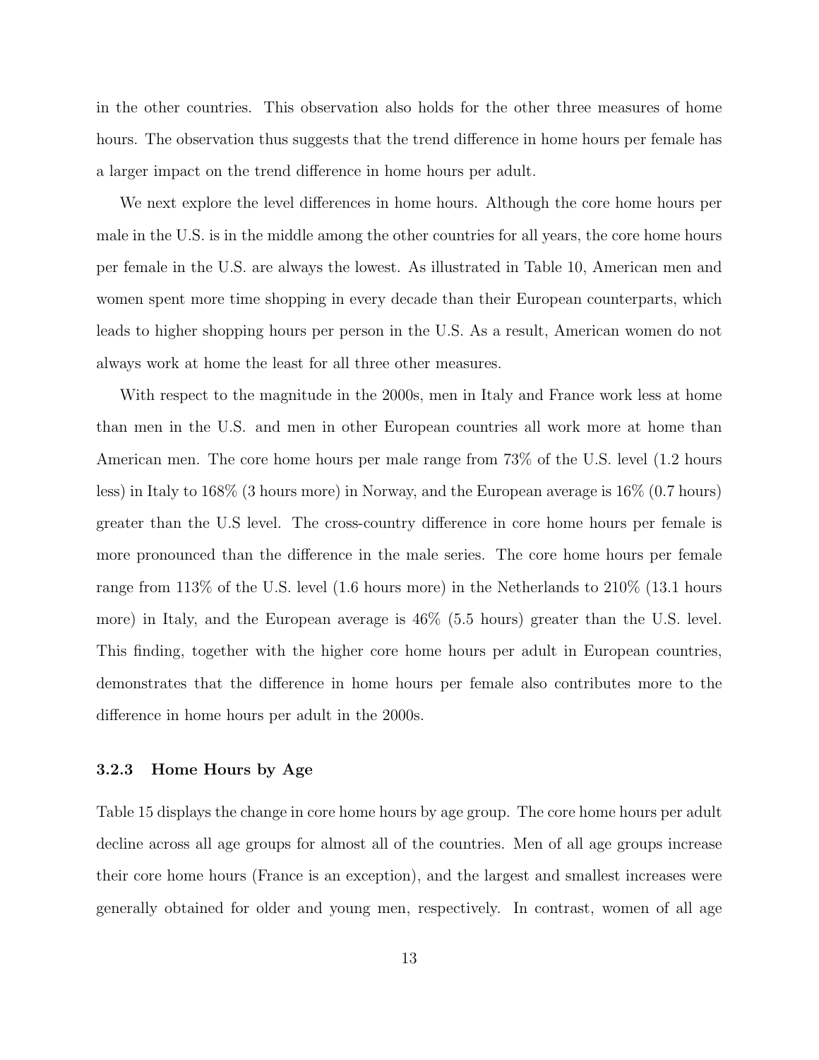in the other countries. This observation also holds for the other three measures of home hours. The observation thus suggests that the trend difference in home hours per female has a larger impact on the trend difference in home hours per adult.

We next explore the level differences in home hours. Although the core home hours per male in the U.S. is in the middle among the other countries for all years, the core home hours per female in the U.S. are always the lowest. As illustrated in Table 10, American men and women spent more time shopping in every decade than their European counterparts, which leads to higher shopping hours per person in the U.S. As a result, American women do not always work at home the least for all three other measures.

With respect to the magnitude in the 2000s, men in Italy and France work less at home than men in the U.S. and men in other European countries all work more at home than American men. The core home hours per male range from 73% of the U.S. level (1.2 hours less) in Italy to 168% (3 hours more) in Norway, and the European average is 16% (0.7 hours) greater than the U.S level. The cross-country difference in core home hours per female is more pronounced than the difference in the male series. The core home hours per female range from 113% of the U.S. level (1.6 hours more) in the Netherlands to 210% (13.1 hours more) in Italy, and the European average is 46% (5.5 hours) greater than the U.S. level. This finding, together with the higher core home hours per adult in European countries, demonstrates that the difference in home hours per female also contributes more to the difference in home hours per adult in the 2000s.

### 3.2.3 Home Hours by Age

Table 15 displays the change in core home hours by age group. The core home hours per adult decline across all age groups for almost all of the countries. Men of all age groups increase their core home hours (France is an exception), and the largest and smallest increases were generally obtained for older and young men, respectively. In contrast, women of all age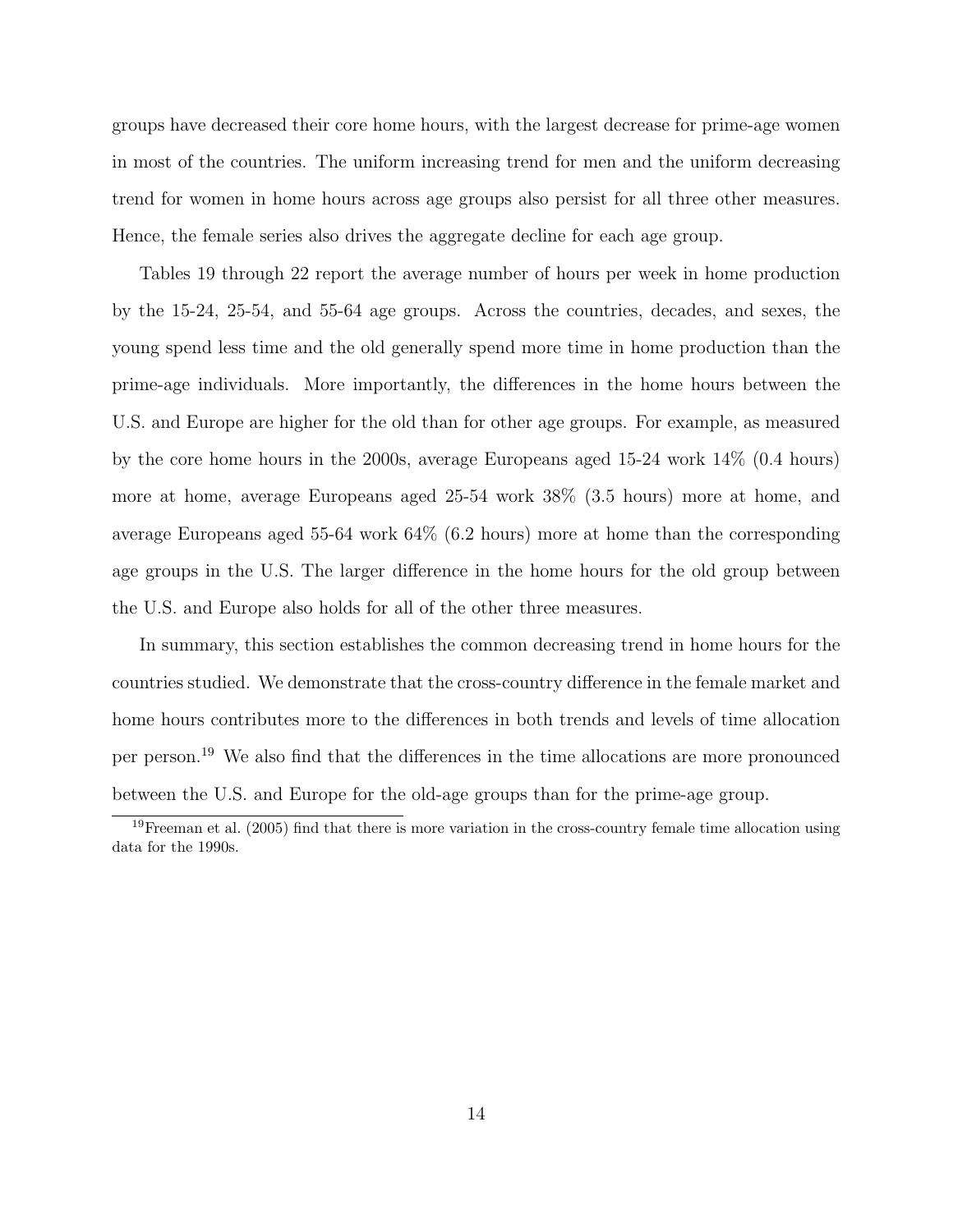groups have decreased their core home hours, with the largest decrease for prime-age women in most of the countries. The uniform increasing trend for men and the uniform decreasing trend for women in home hours across age groups also persist for all three other measures. Hence, the female series also drives the aggregate decline for each age group.

Tables 19 through 22 report the average number of hours per week in home production by the 15-24, 25-54, and 55-64 age groups. Across the countries, decades, and sexes, the young spend less time and the old generally spend more time in home production than the prime-age individuals. More importantly, the differences in the home hours between the U.S. and Europe are higher for the old than for other age groups. For example, as measured by the core home hours in the 2000s, average Europeans aged 15-24 work 14% (0.4 hours) more at home, average Europeans aged 25-54 work 38% (3.5 hours) more at home, and average Europeans aged 55-64 work 64% (6.2 hours) more at home than the corresponding age groups in the U.S. The larger difference in the home hours for the old group between the U.S. and Europe also holds for all of the other three measures.

In summary, this section establishes the common decreasing trend in home hours for the countries studied. We demonstrate that the cross-country difference in the female market and home hours contributes more to the differences in both trends and levels of time allocation per person.[19] We also find that the differences in the time allocations are more pronounced between the U.S. and Europe for the old-age groups than for the prime-age group.

[19] Freeman et al. (2005) find that there is more variation in the cross-country female time allocation using data for the 1990s.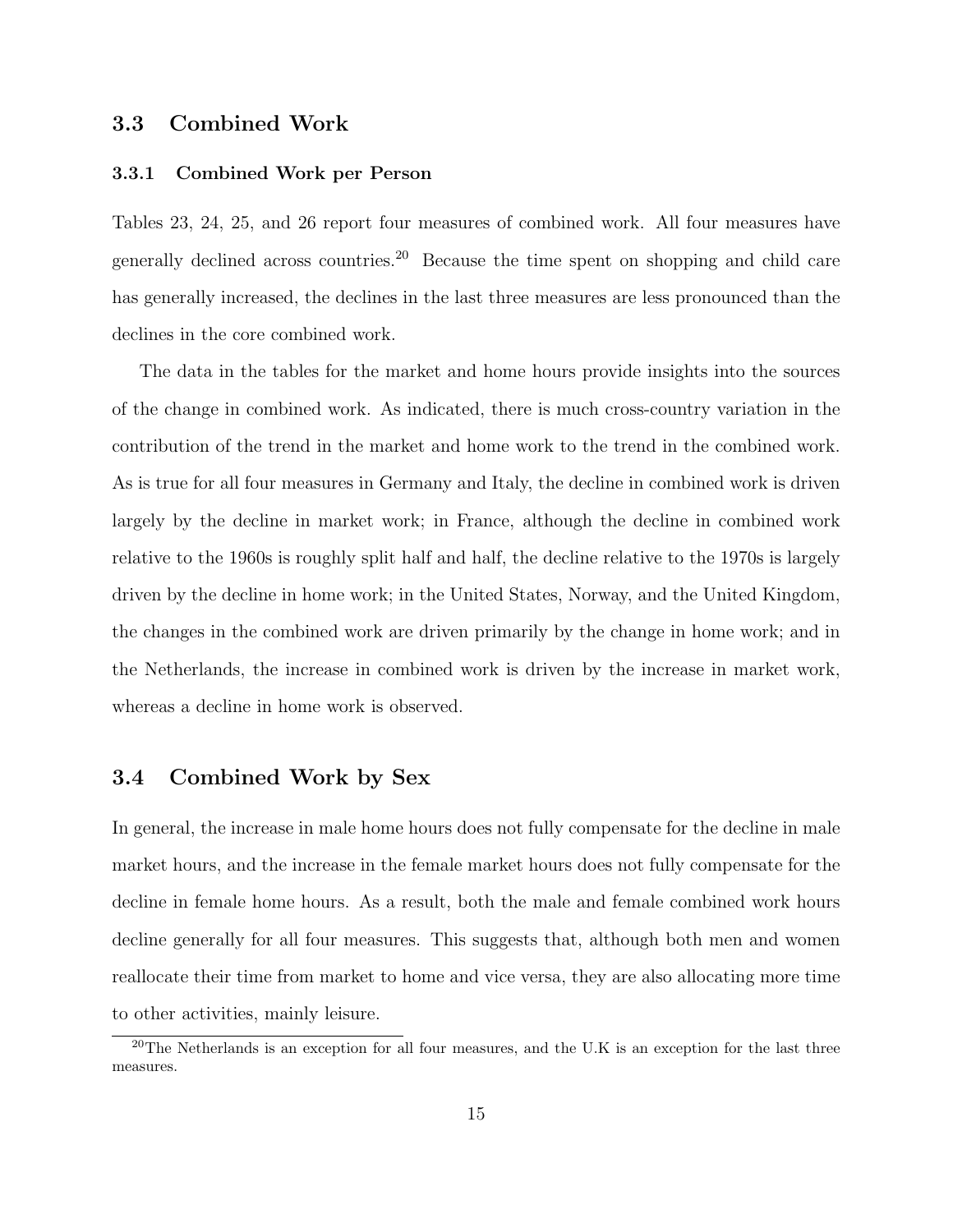## 3.3 Combined Work

### 3.3.1 Combined Work per Person

Tables 23, 24, 25, and 26 report four measures of combined work. All four measures have generally declined across countries.[20] Because the time spent on shopping and child care has generally increased, the declines in the last three measures are less pronounced than the declines in the core combined work.

The data in the tables for the market and home hours provide insights into the sources of the change in combined work. As indicated, there is much cross-country variation in the contribution of the trend in the market and home work to the trend in the combined work. As is true for all four measures in Germany and Italy, the decline in combined work is driven largely by the decline in market work; in France, although the decline in combined work relative to the 1960s is roughly split half and half, the decline relative to the 1970s is largely driven by the decline in home work; in the United States, Norway, and the United Kingdom, the changes in the combined work are driven primarily by the change in home work; and in the Netherlands, the increase in combined work is driven by the increase in market work, whereas a decline in home work is observed.

## 3.4 Combined Work by Sex

In general, the increase in male home hours does not fully compensate for the decline in male market hours, and the increase in the female market hours does not fully compensate for the decline in female home hours. As a result, both the male and female combined work hours decline generally for all four measures. This suggests that, although both men and women reallocate their time from market to home and vice versa, they are also allocating more time to other activities, mainly leisure.

[20] The Netherlands is an exception for all four measures, and the U.K is an exception for the last three measures.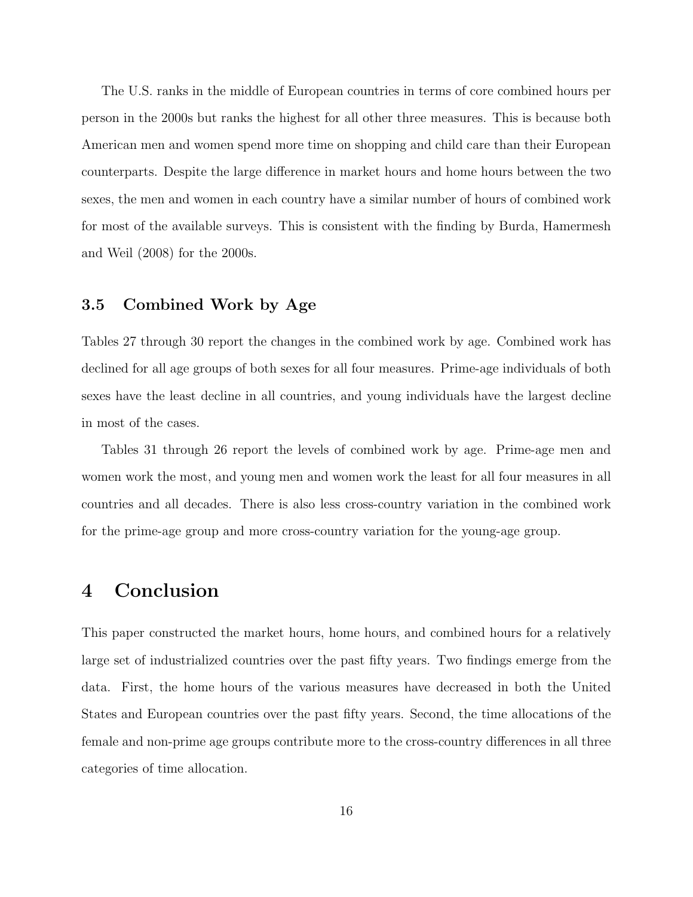The U.S. ranks in the middle of European countries in terms of core combined hours per person in the 2000s but ranks the highest for all other three measures. This is because both American men and women spend more time on shopping and child care than their European counterparts. Despite the large difference in market hours and home hours between the two sexes, the men and women in each country have a similar number of hours of combined work for most of the available surveys. This is consistent with the finding by Burda, Hamermesh and Weil (2008) for the 2000s.

### 3.5 Combined Work by Age

Tables 27 through 30 report the changes in the combined work by age. Combined work has declined for all age groups of both sexes for all four measures. Prime-age individuals of both sexes have the least decline in all countries, and young individuals have the largest decline in most of the cases.

Tables 31 through 26 report the levels of combined work by age. Prime-age men and women work the most, and young men and women work the least for all four measures in all countries and all decades. There is also less cross-country variation in the combined work for the prime-age group and more cross-country variation for the young-age group.

## 4 Conclusion

This paper constructed the market hours, home hours, and combined hours for a relatively large set of industrialized countries over the past fifty years. Two findings emerge from the data. First, the home hours of the various measures have decreased in both the United States and European countries over the past fifty years. Second, the time allocations of the female and non-prime age groups contribute more to the cross-country differences in all three categories of time allocation.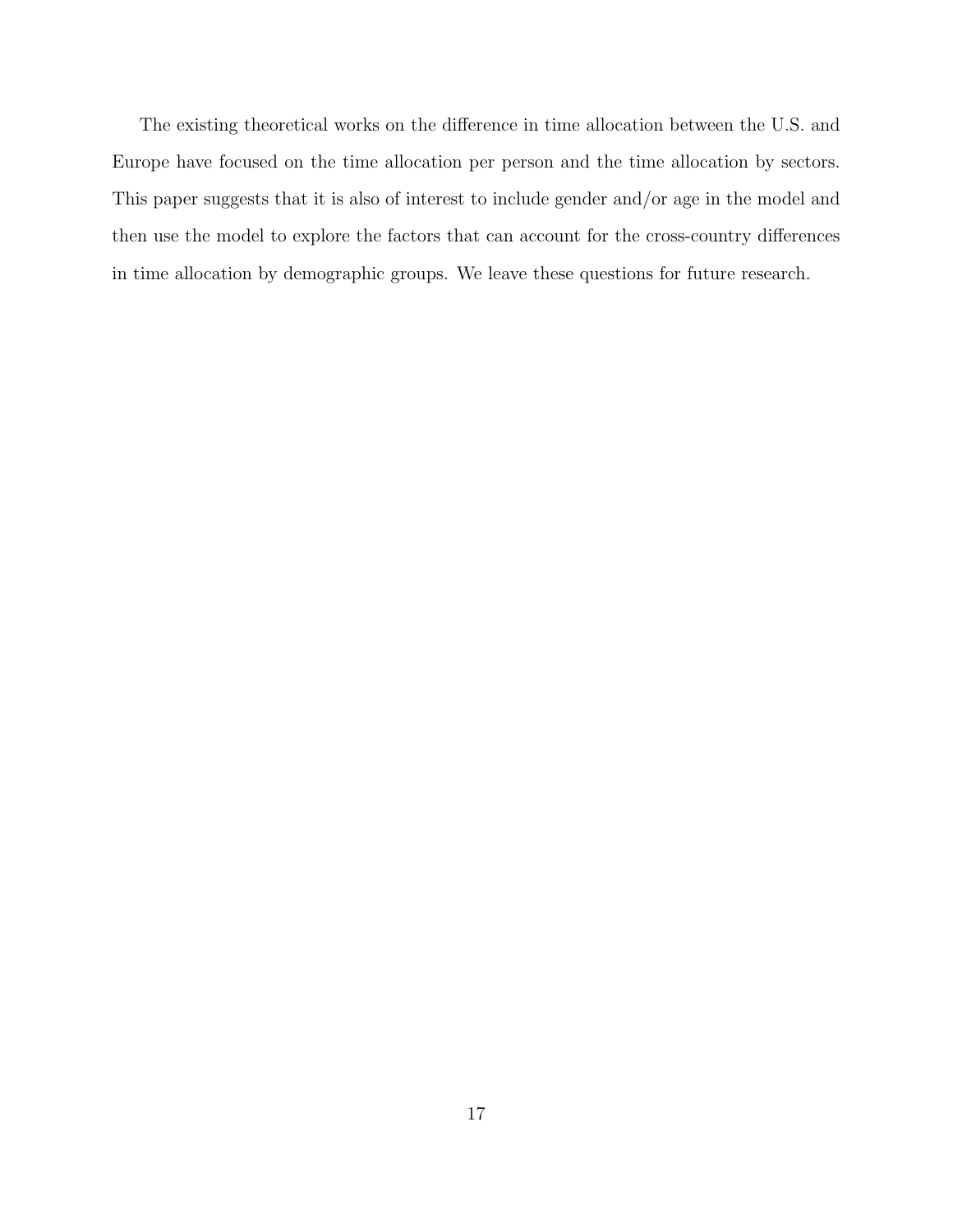The existing theoretical works on the difference in time allocation between the U.S. and Europe have focused on the time allocation per person and the time allocation by sectors. This paper suggests that it is also of interest to include gender and/or age in the model and then use the model to explore the factors that can account for the cross-country differences in time allocation by demographic groups. We leave these questions for future research.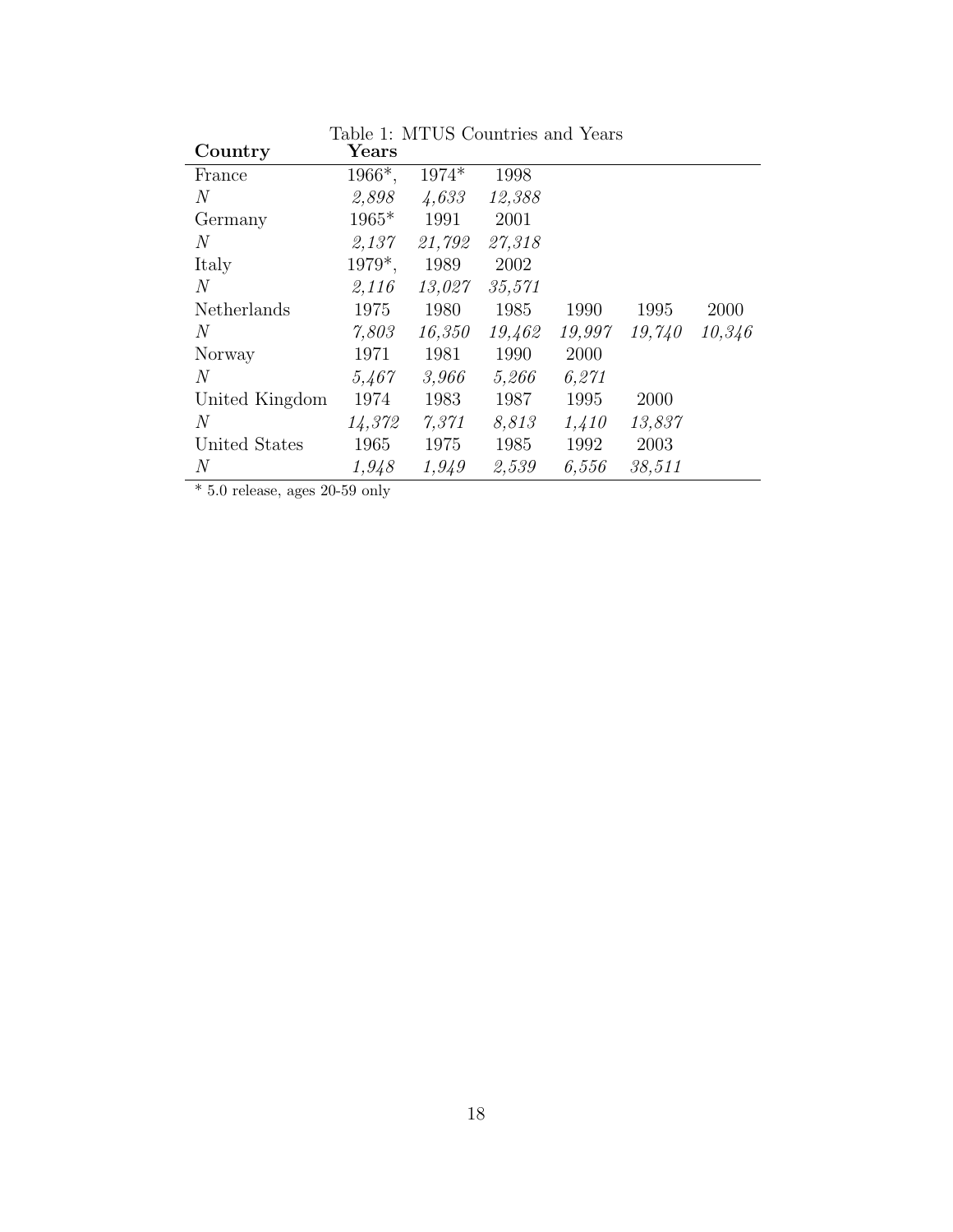Table 1: MTUS Countries and Years

| **Country** | **Years** | | | | | |
|---|---|---|---|---|---|---|
| France | 1966*, | 1974* | 1998 | | | |
| *N* | *2,898* | *4,633* | *12,388* | | | |
| Germany | 1965* | 1991 | 2001 | | | |
| *N* | *2,137* | *21,792* | *27,318* | | | |
| Italy | 1979*, | 1989 | 2002 | | | |
| *N* | *2,116* | *13,027* | *35,571* | | | |
| Netherlands | 1975 | 1980 | 1985 | 1990 | 1995 | 2000 |
| *N* | *7,803* | *16,350* | *19,462* | *19,997* | *19,740* | *10,346* |
| Norway | 1971 | 1981 | 1990 | 2000 | | |
| *N* | *5,467* | *3,966* | *5,266* | *6,271* | | |
| United Kingdom | 1974 | 1983 | 1987 | 1995 | 2000 | |
| *N* | *14,372* | *7,371* | *8,813* | *1,410* | *13,837* | |
| United States | 1965 | 1975 | 1985 | 1992 | 2003 | |
| *N* | *1,948* | *1,949* | *2,539* | *6,556* | *38,511* | |

* 5.0 release, ages 20-59 only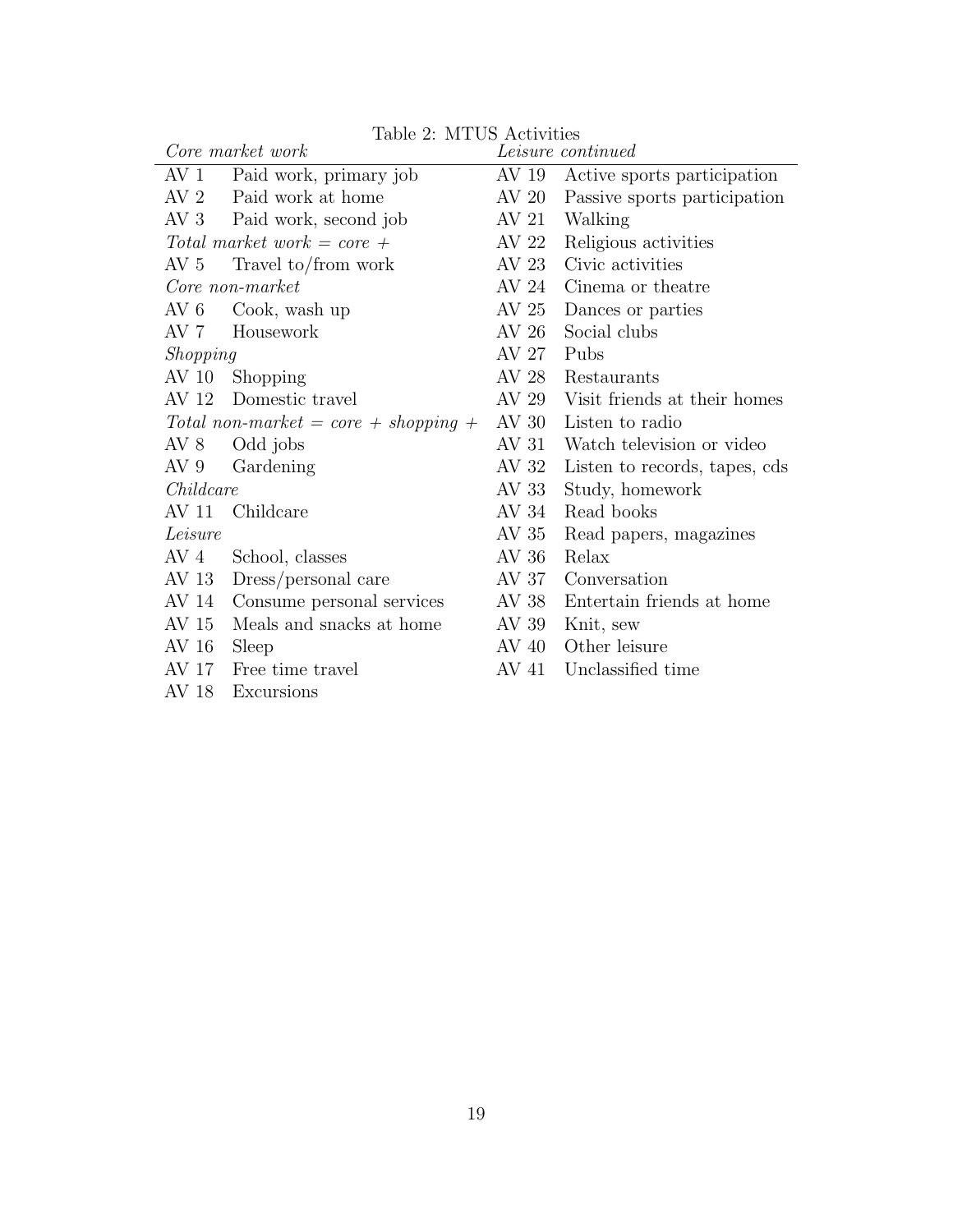Table 2: MTUS Activities

| *Core market work* | | *Leisure continued* | |
|---|---|---|---|
| AV 1 | Paid work, primary job | AV 19 | Active sports participation |
| AV 2 | Paid work at home | AV 20 | Passive sports participation |
| AV 3 | Paid work, second job | AV 21 | Walking |
| *Total market work = core +* | | AV 22 | Religious activities |
| AV 5 | Travel to/from work | AV 23 | Civic activities |
| *Core non-market* | | AV 24 | Cinema or theatre |
| AV 6 | Cook, wash up | AV 25 | Dances or parties |
| AV 7 | Housework | AV 26 | Social clubs |
| *Shopping* | | AV 27 | Pubs |
| AV 10 | Shopping | AV 28 | Restaurants |
| AV 12 | Domestic travel | AV 29 | Visit friends at their homes |
| *Total non-market = core + shopping +* | | AV 30 | Listen to radio |
| AV 8 | Odd jobs | AV 31 | Watch television or video |
| AV 9 | Gardening | AV 32 | Listen to records, tapes, cds |
| *Childcare* | | AV 33 | Study, homework |
| AV 11 | Childcare | AV 34 | Read books |
| *Leisure* | | AV 35 | Read papers, magazines |
| AV 4 | School, classes | AV 36 | Relax |
| AV 13 | Dress/personal care | AV 37 | Conversation |
| AV 14 | Consume personal services | AV 38 | Entertain friends at home |
| AV 15 | Meals and snacks at home | AV 39 | Knit, sew |
| AV 16 | Sleep | AV 40 | Other leisure |
| AV 17 | Free time travel | AV 41 | Unclassified time |
| AV 18 | Excursions | | |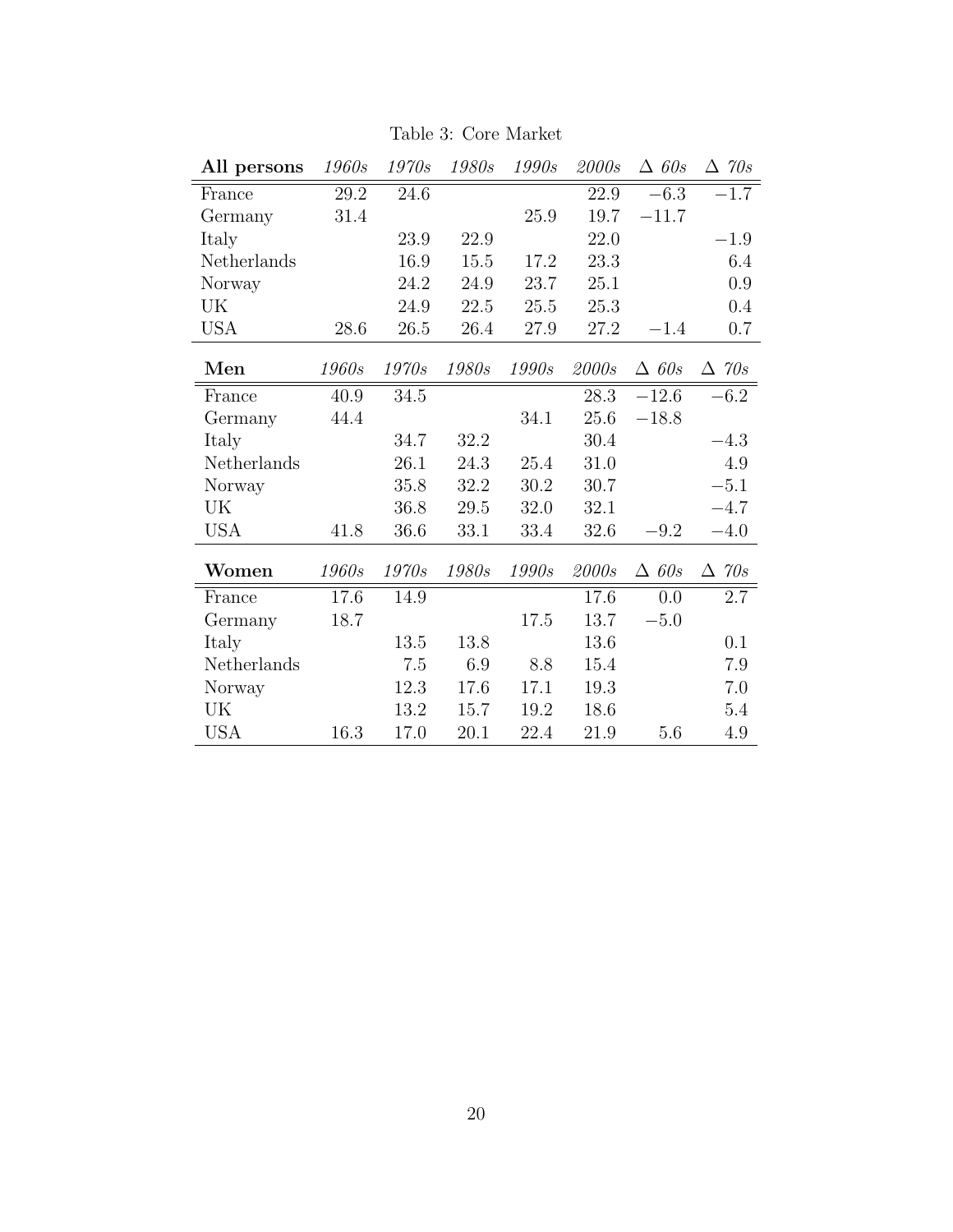Table 3: Core Market

| **All persons** | *1960s* | *1970s* | *1980s* | *1990s* | *2000s* | Δ *60s* | Δ *70s* |
|---|---|---|---|---|---|---|---|
| France | 29.2 | 24.6 | | | 22.9 | −6.3 | −1.7 |
| Germany | 31.4 | | | 25.9 | 19.7 | −11.7 | |
| Italy | | 23.9 | 22.9 | | 22.0 | | −1.9 |
| Netherlands | | 16.9 | 15.5 | 17.2 | 23.3 | | 6.4 |
| Norway | | 24.2 | 24.9 | 23.7 | 25.1 | | 0.9 |
| UK | | 24.9 | 22.5 | 25.5 | 25.3 | | 0.4 |
| USA | 28.6 | 26.5 | 26.4 | 27.9 | 27.2 | −1.4 | 0.7 |

| **Men** | *1960s* | *1970s* | *1980s* | *1990s* | *2000s* | Δ *60s* | Δ *70s* |
|---|---|---|---|---|---|---|---|
| France | 40.9 | 34.5 | | | 28.3 | −12.6 | −6.2 |
| Germany | 44.4 | | | 34.1 | 25.6 | −18.8 | |
| Italy | | 34.7 | 32.2 | | 30.4 | | −4.3 |
| Netherlands | | 26.1 | 24.3 | 25.4 | 31.0 | | 4.9 |
| Norway | | 35.8 | 32.2 | 30.2 | 30.7 | | −5.1 |
| UK | | 36.8 | 29.5 | 32.0 | 32.1 | | −4.7 |
| USA | 41.8 | 36.6 | 33.1 | 33.4 | 32.6 | −9.2 | −4.0 |

| **Women** | *1960s* | *1970s* | *1980s* | *1990s* | *2000s* | Δ *60s* | Δ *70s* |
|---|---|---|---|---|---|---|---|
| France | 17.6 | 14.9 | | | 17.6 | 0.0 | 2.7 |
| Germany | 18.7 | | | 17.5 | 13.7 | −5.0 | |
| Italy | | 13.5 | 13.8 | | 13.6 | | 0.1 |
| Netherlands | | 7.5 | 6.9 | 8.8 | 15.4 | | 7.9 |
| Norway | | 12.3 | 17.6 | 17.1 | 19.3 | | 7.0 |
| UK | | 13.2 | 15.7 | 19.2 | 18.6 | | 5.4 |
| USA | 16.3 | 17.0 | 20.1 | 22.4 | 21.9 | 5.6 | 4.9 |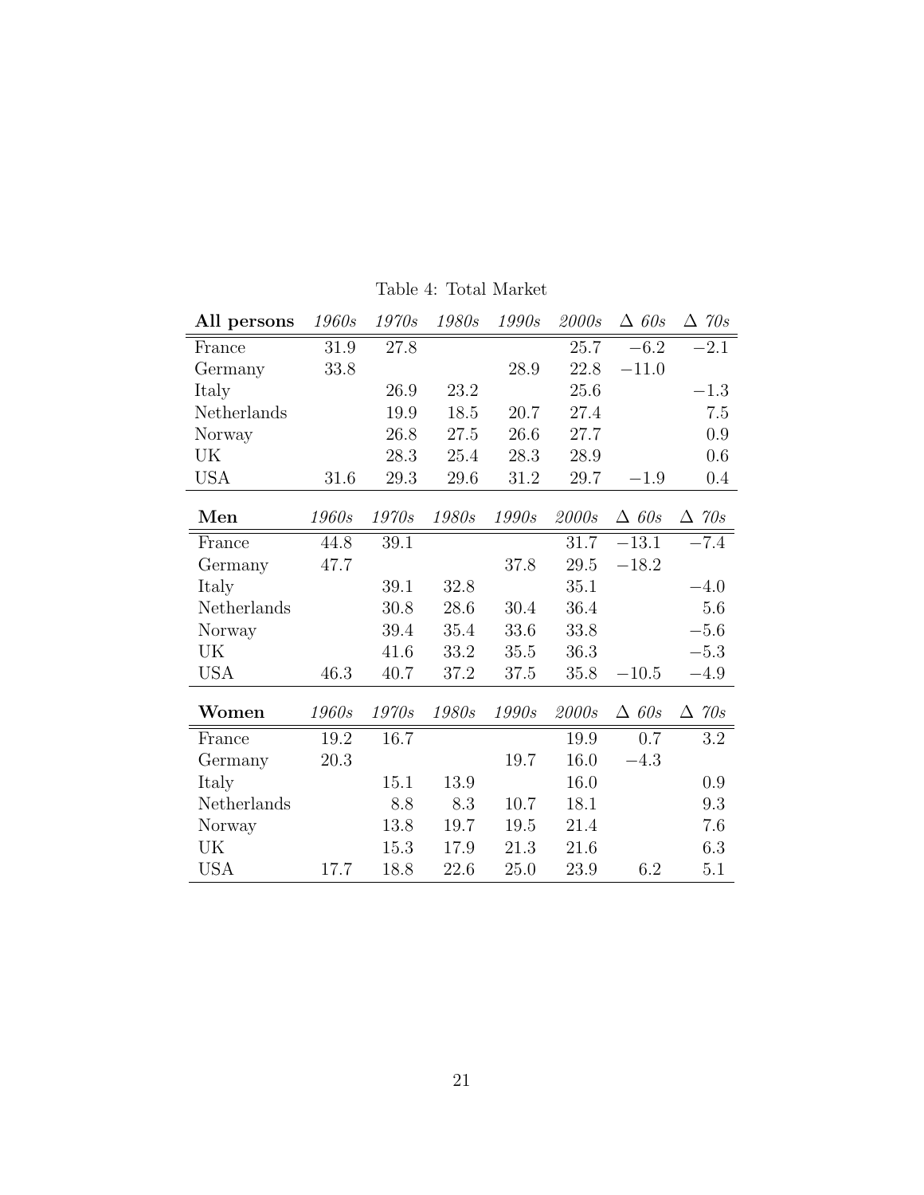Table 4: Total Market

| **All persons** | *1960s* | *1970s* | *1980s* | *1990s* | *2000s* | Δ *60s* | Δ *70s* |
|---|---|---|---|---|---|---|---|
| France | 31.9 | 27.8 | | | 25.7 | −6.2 | −2.1 |
| Germany | 33.8 | | | 28.9 | 22.8 | −11.0 | |
| Italy | | 26.9 | 23.2 | | 25.6 | | −1.3 |
| Netherlands | | 19.9 | 18.5 | 20.7 | 27.4 | | 7.5 |
| Norway | | 26.8 | 27.5 | 26.6 | 27.7 | | 0.9 |
| UK | | 28.3 | 25.4 | 28.3 | 28.9 | | 0.6 |
| USA | 31.6 | 29.3 | 29.6 | 31.2 | 29.7 | −1.9 | 0.4 |
| **Men** | *1960s* | *1970s* | *1980s* | *1990s* | *2000s* | Δ *60s* | Δ *70s* |
| France | 44.8 | 39.1 | | | 31.7 | −13.1 | −7.4 |
| Germany | 47.7 | | | 37.8 | 29.5 | −18.2 | |
| Italy | | 39.1 | 32.8 | | 35.1 | | −4.0 |
| Netherlands | | 30.8 | 28.6 | 30.4 | 36.4 | | 5.6 |
| Norway | | 39.4 | 35.4 | 33.6 | 33.8 | | −5.6 |
| UK | | 41.6 | 33.2 | 35.5 | 36.3 | | −5.3 |
| USA | 46.3 | 40.7 | 37.2 | 37.5 | 35.8 | −10.5 | −4.9 |
| **Women** | *1960s* | *1970s* | *1980s* | *1990s* | *2000s* | Δ *60s* | Δ *70s* |
| France | 19.2 | 16.7 | | | 19.9 | 0.7 | 3.2 |
| Germany | 20.3 | | | 19.7 | 16.0 | −4.3 | |
| Italy | | 15.1 | 13.9 | | 16.0 | | 0.9 |
| Netherlands | | 8.8 | 8.3 | 10.7 | 18.1 | | 9.3 |
| Norway | | 13.8 | 19.7 | 19.5 | 21.4 | | 7.6 |
| UK | | 15.3 | 17.9 | 21.3 | 21.6 | | 6.3 |
| USA | 17.7 | 18.8 | 22.6 | 25.0 | 23.9 | 6.2 | 5.1 |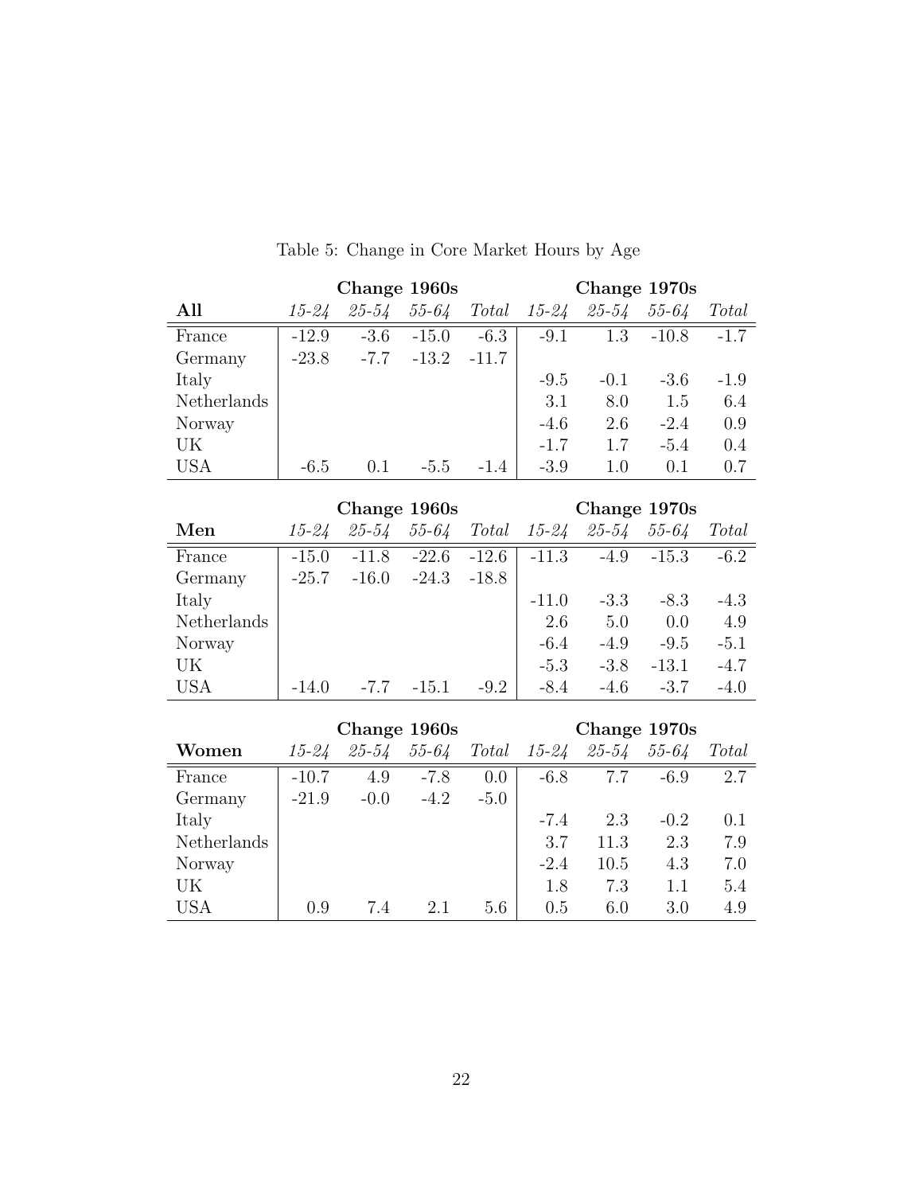Table 5: Change in Core Market Hours by Age

| | Change 1960s | | | | Change 1970s | | | |
|---|---|---|---|---|---|---|---|---|
| **All** | *15-24* | *25-54* | *55-64* | *Total* | *15-24* | *25-54* | *55-64* | *Total* |
| France | -12.9 | -3.6 | -15.0 | -6.3 | -9.1 | 1.3 | -10.8 | -1.7 |
| Germany | -23.8 | -7.7 | -13.2 | -11.7 | | | | |
| Italy | | | | | -9.5 | -0.1 | -3.6 | -1.9 |
| Netherlands | | | | | 3.1 | 8.0 | 1.5 | 6.4 |
| Norway | | | | | -4.6 | 2.6 | -2.4 | 0.9 |
| UK | | | | | -1.7 | 1.7 | -5.4 | 0.4 |
| USA | -6.5 | 0.1 | -5.5 | -1.4 | -3.9 | 1.0 | 0.1 | 0.7 |

| | Change 1960s | | | | Change 1970s | | | |
|---|---|---|---|---|---|---|---|---|
| **Men** | *15-24* | *25-54* | *55-64* | *Total* | *15-24* | *25-54* | *55-64* | *Total* |
| France | -15.0 | -11.8 | -22.6 | -12.6 | -11.3 | -4.9 | -15.3 | -6.2 |
| Germany | -25.7 | -16.0 | -24.3 | -18.8 | | | | |
| Italy | | | | | -11.0 | -3.3 | -8.3 | -4.3 |
| Netherlands | | | | | 2.6 | 5.0 | 0.0 | 4.9 |
| Norway | | | | | -6.4 | -4.9 | -9.5 | -5.1 |
| UK | | | | | -5.3 | -3.8 | -13.1 | -4.7 |
| USA | -14.0 | -7.7 | -15.1 | -9.2 | -8.4 | -4.6 | -3.7 | -4.0 |

| | Change 1960s | | | | Change 1970s | | | |
|---|---|---|---|---|---|---|---|---|
| **Women** | *15-24* | *25-54* | *55-64* | *Total* | *15-24* | *25-54* | *55-64* | *Total* |
| France | -10.7 | 4.9 | -7.8 | 0.0 | -6.8 | 7.7 | -6.9 | 2.7 |
| Germany | -21.9 | -0.0 | -4.2 | -5.0 | | | | |
| Italy | | | | | -7.4 | 2.3 | -0.2 | 0.1 |
| Netherlands | | | | | 3.7 | 11.3 | 2.3 | 7.9 |
| Norway | | | | | -2.4 | 10.5 | 4.3 | 7.0 |
| UK | | | | | 1.8 | 7.3 | 1.1 | 5.4 |
| USA | 0.9 | 7.4 | 2.1 | 5.6 | 0.5 | 6.0 | 3.0 | 4.9 |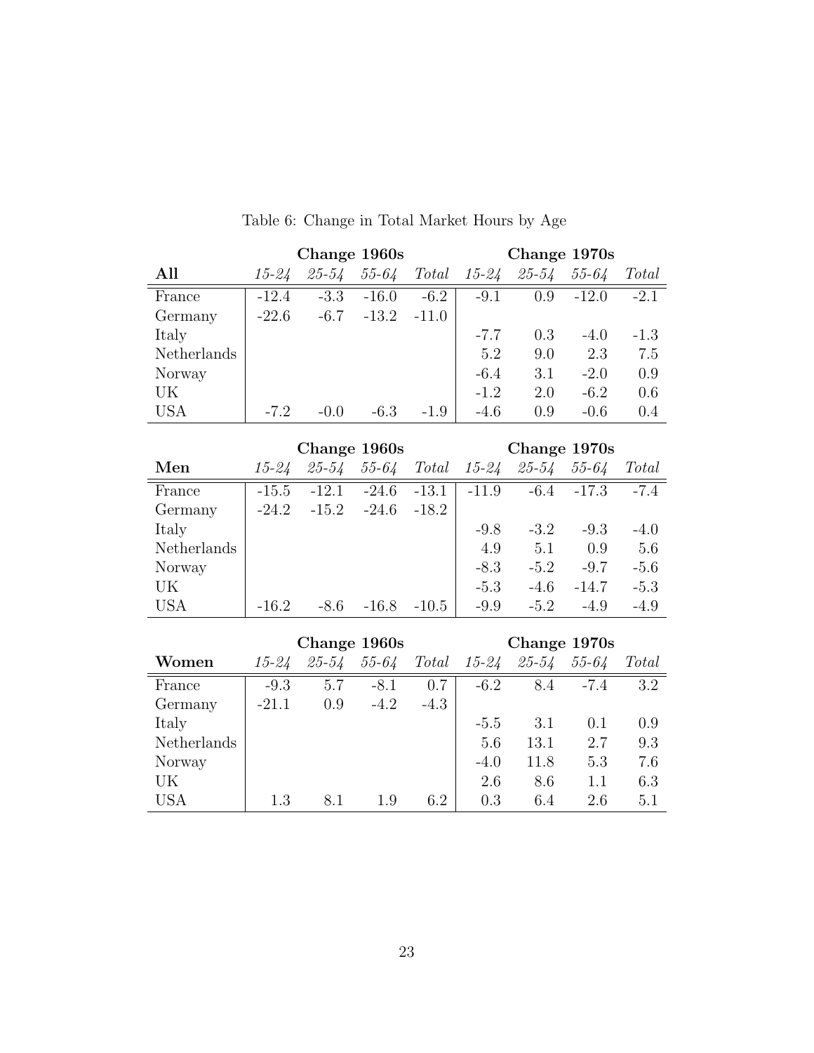Table 6: Change in Total Market Hours by Age

| | Change 1960s | | | | Change 1970s | | | |
|---|---|---|---|---|---|---|---|---|
| **All** | *15-24* | *25-54* | *55-64* | *Total* | *15-24* | *25-54* | *55-64* | *Total* |
| France | -12.4 | -3.3 | -16.0 | -6.2 | -9.1 | 0.9 | -12.0 | -2.1 |
| Germany | -22.6 | -6.7 | -13.2 | -11.0 | | | | |
| Italy | | | | | -7.7 | 0.3 | -4.0 | -1.3 |
| Netherlands | | | | | 5.2 | 9.0 | 2.3 | 7.5 |
| Norway | | | | | -6.4 | 3.1 | -2.0 | 0.9 |
| UK | | | | | -1.2 | 2.0 | -6.2 | 0.6 |
| USA | -7.2 | -0.0 | -6.3 | -1.9 | -4.6 | 0.9 | -0.6 | 0.4 |

| | Change 1960s | | | | Change 1970s | | | |
|---|---|---|---|---|---|---|---|---|
| **Men** | *15-24* | *25-54* | *55-64* | *Total* | *15-24* | *25-54* | *55-64* | *Total* |
| France | -15.5 | -12.1 | -24.6 | -13.1 | -11.9 | -6.4 | -17.3 | -7.4 |
| Germany | -24.2 | -15.2 | -24.6 | -18.2 | | | | |
| Italy | | | | | -9.8 | -3.2 | -9.3 | -4.0 |
| Netherlands | | | | | 4.9 | 5.1 | 0.9 | 5.6 |
| Norway | | | | | -8.3 | -5.2 | -9.7 | -5.6 |
| UK | | | | | -5.3 | -4.6 | -14.7 | -5.3 |
| USA | -16.2 | -8.6 | -16.8 | -10.5 | -9.9 | -5.2 | -4.9 | -4.9 |

| | Change 1960s | | | | Change 1970s | | | |
|---|---|---|---|---|---|---|---|---|
| **Women** | *15-24* | *25-54* | *55-64* | *Total* | *15-24* | *25-54* | *55-64* | *Total* |
| France | -9.3 | 5.7 | -8.1 | 0.7 | -6.2 | 8.4 | -7.4 | 3.2 |
| Germany | -21.1 | 0.9 | -4.2 | -4.3 | | | | |
| Italy | | | | | -5.5 | 3.1 | 0.1 | 0.9 |
| Netherlands | | | | | 5.6 | 13.1 | 2.7 | 9.3 |
| Norway | | | | | -4.0 | 11.8 | 5.3 | 7.6 |
| UK | | | | | 2.6 | 8.6 | 1.1 | 6.3 |
| USA | 1.3 | 8.1 | 1.9 | 6.2 | 0.3 | 6.4 | 2.6 | 5.1 |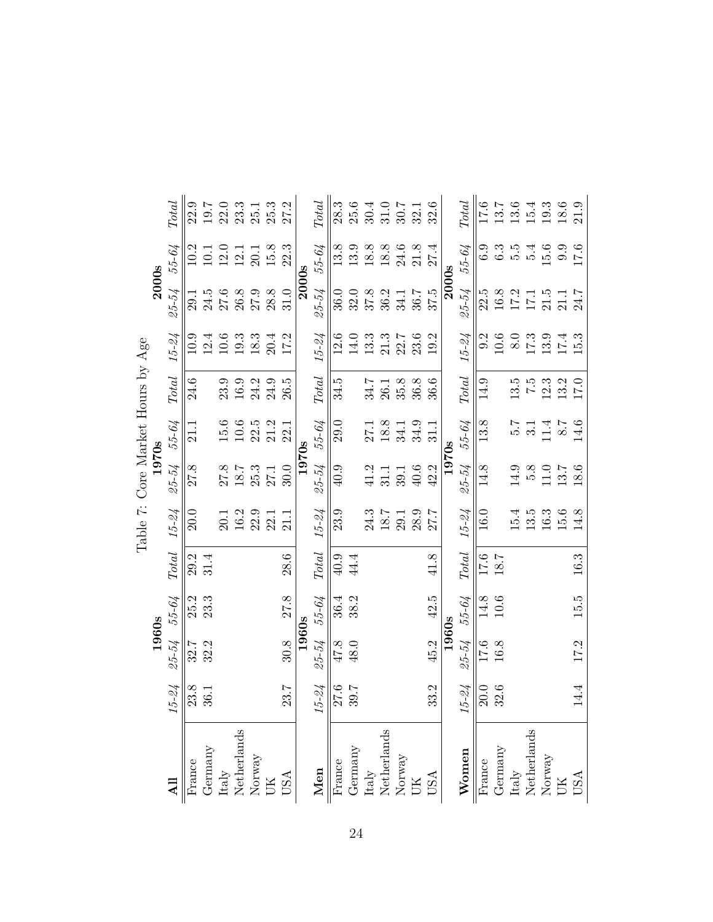Table 7: Core Market Hours by Age

| All | 1960s | | | | 1970s | | | | 2000s | | | |
|---|---|---|---|---|---|---|---|---|---|---|---|---|
| | *15-24* | *25-54* | *55-64* | *Total* | *15-24* | *25-54* | *55-64* | *Total* | *15-24* | *25-54* | *55-64* | *Total* |
| France | 23.8 | 32.7 | 25.2 | 29.2 | 20.0 | 27.8 | 21.1 | 24.6 | 10.9 | 29.1 | 10.2 | 22.9 |
| Germany | 36.1 | 32.2 | 23.3 | 31.4 | | | | | 12.4 | 24.5 | 10.1 | 19.7 |
| Italy | | | | | 20.1 | 27.8 | 15.6 | 23.9 | 10.6 | 27.6 | 12.0 | 22.0 |
| Netherlands | | | | | 16.2 | 18.7 | 10.6 | 16.9 | 19.3 | 26.8 | 12.1 | 23.3 |
| Norway | | | | | 22.9 | 25.3 | 22.5 | 24.2 | 18.3 | 27.9 | 20.1 | 25.1 |
| UK | | | | | 22.1 | 27.1 | 21.2 | 24.9 | 20.4 | 28.8 | 15.8 | 25.3 |
| USA | 23.7 | 30.8 | 27.8 | 28.6 | 21.1 | 30.0 | 22.1 | 26.5 | 17.2 | 31.0 | 22.3 | 27.2 |

| Men | 1960s | | | | 1970s | | | | 2000s | | | |
|---|---|---|---|---|---|---|---|---|---|---|---|---|
| | *15-24* | *25-54* | *55-64* | *Total* | *15-24* | *25-54* | *55-64* | *Total* | *15-24* | *25-54* | *55-64* | *Total* |
| France | 27.6 | 47.8 | 36.4 | 40.9 | 23.9 | 40.9 | 29.0 | 34.5 | 12.6 | 36.0 | 13.8 | 28.3 |
| Germany | 39.7 | 48.0 | 38.2 | 44.4 | | | | | 14.0 | 32.0 | 13.9 | 25.6 |
| Italy | | | | | 24.3 | 41.2 | 27.1 | 34.7 | 13.3 | 37.8 | 18.8 | 30.4 |
| Netherlands | | | | | 18.7 | 31.1 | 18.8 | 26.1 | 21.3 | 36.2 | 18.8 | 31.0 |
| Norway | | | | | 29.1 | 39.1 | 34.1 | 35.8 | 22.7 | 34.1 | 24.6 | 30.7 |
| UK | | | | | 28.9 | 40.6 | 34.9 | 36.8 | 23.6 | 36.7 | 21.8 | 32.1 |
| USA | 33.2 | 45.2 | 42.5 | 41.8 | 27.7 | 42.2 | 31.1 | 36.6 | 19.2 | 37.5 | 27.4 | 32.6 |

| Women | 1960s | | | | 1970s | | | | 2000s | | | |
|---|---|---|---|---|---|---|---|---|---|---|---|---|
| | *15-24* | *25-54* | *55-64* | *Total* | *15-24* | *25-54* | *55-64* | *Total* | *15-24* | *25-54* | *55-64* | *Total* |
| France | 20.0 | 17.6 | 14.8 | 17.6 | 16.0 | 14.8 | 13.8 | 14.9 | 9.2 | 22.5 | 6.9 | 17.6 |
| Germany | 32.6 | 16.8 | 10.6 | 18.7 | | | | | 10.6 | 16.8 | 6.3 | 13.7 |
| Italy | | | | | 15.4 | 14.9 | 5.7 | 13.5 | 8.0 | 17.2 | 5.5 | 13.6 |
| Netherlands | | | | | 13.5 | 5.8 | 3.1 | 7.5 | 17.3 | 17.1 | 5.4 | 15.4 |
| Norway | | | | | 16.3 | 11.0 | 11.4 | 12.3 | 13.9 | 21.5 | 15.6 | 19.3 |
| UK | | | | | 15.6 | 13.7 | 8.7 | 13.2 | 17.4 | 21.1 | 9.9 | 18.6 |
| USA | 14.4 | 17.2 | 15.5 | 16.3 | 14.8 | 18.6 | 14.6 | 17.0 | 15.3 | 24.7 | 17.6 | 21.9 |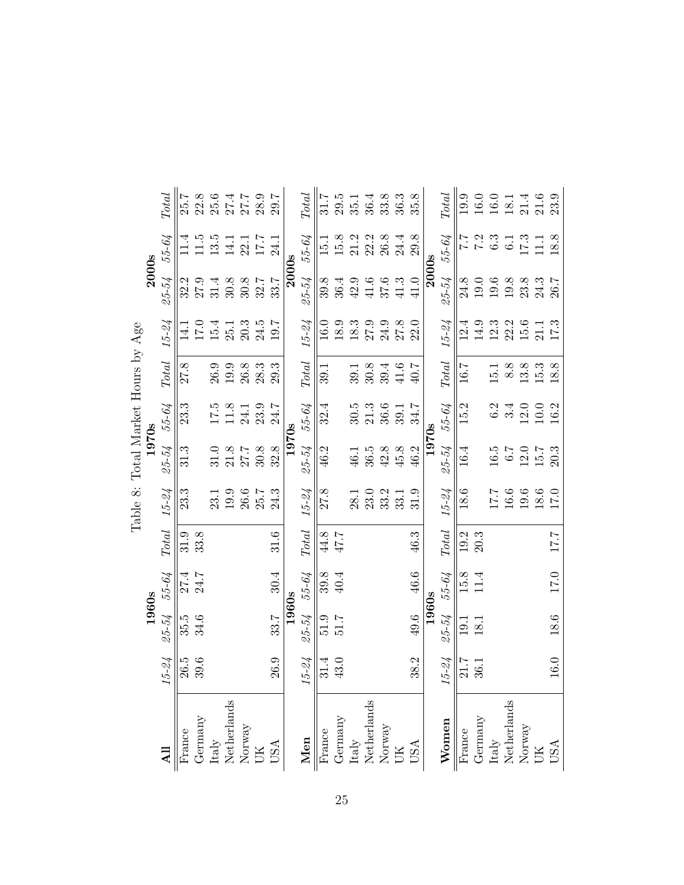Table 8: Total Market Hours by Age

| All | 1960s | | | | 1970s | | | | 2000s | | | |
|---|---|---|---|---|---|---|---|---|---|---|---|---|
| | *15-24* | *25-54* | *55-64* | *Total* | *15-24* | *25-54* | *55-64* | *Total* | *15-24* | *25-54* | *55-64* | *Total* |
| France | 26.5 | 35.5 | 27.4 | 31.9 | 23.3 | 31.3 | 23.3 | 27.8 | 14.1 | 32.2 | 11.4 | 25.7 |
| Germany | 39.6 | 34.6 | 24.7 | 33.8 | | | | | 17.0 | 27.9 | 11.5 | 22.8 |
| Italy | | | | | 23.1 | 31.0 | 17.5 | 26.9 | 15.4 | 31.4 | 13.5 | 25.6 |
| Netherlands | | | | | 19.9 | 21.8 | 11.8 | 19.9 | 25.1 | 30.8 | 14.1 | 27.4 |
| Norway | | | | | 26.6 | 27.7 | 24.1 | 26.8 | 20.3 | 30.8 | 22.1 | 27.7 |
| UK | | | | | 25.7 | 30.8 | 23.9 | 28.3 | 24.5 | 32.7 | 17.7 | 28.9 |
| USA | 26.9 | 33.7 | 30.4 | 31.6 | 24.3 | 32.8 | 24.7 | 29.3 | 19.7 | 33.7 | 24.1 | 29.7 |

| Men | 1960s | | | | 1970s | | | | 2000s | | | |
|---|---|---|---|---|---|---|---|---|---|---|---|---|
| | *15-24* | *25-54* | *55-64* | *Total* | *15-24* | *25-54* | *55-64* | *Total* | *15-24* | *25-54* | *55-64* | *Total* |
| France | 31.4 | 51.9 | 39.8 | 44.8 | 27.8 | 46.2 | 32.4 | 39.1 | 16.0 | 39.8 | 15.1 | 31.7 |
| Germany | 43.0 | 51.7 | 40.4 | 47.7 | | | | | 18.9 | 36.4 | 15.8 | 29.5 |
| Italy | | | | | 28.1 | 46.1 | 30.5 | 39.1 | 18.3 | 42.9 | 21.2 | 35.1 |
| Netherlands | | | | | 23.0 | 36.5 | 21.3 | 30.8 | 27.9 | 41.6 | 22.2 | 36.4 |
| Norway | | | | | 33.2 | 42.8 | 36.6 | 39.4 | 24.9 | 37.6 | 26.8 | 33.8 |
| UK | | | | | 33.1 | 45.8 | 39.1 | 41.6 | 27.8 | 41.3 | 24.4 | 36.3 |
| USA | 38.2 | 49.6 | 46.6 | 46.3 | 31.9 | 46.2 | 34.7 | 40.7 | 22.0 | 41.0 | 29.8 | 35.8 |

| Women | 1960s | | | | 1970s | | | | 2000s | | | |
|---|---|---|---|---|---|---|---|---|---|---|---|---|
| | *15-24* | *25-54* | *55-64* | *Total* | *15-24* | *25-54* | *55-64* | *Total* | *15-24* | *25-54* | *55-64* | *Total* |
| France | 21.7 | 19.1 | 15.8 | 19.2 | 18.6 | 16.4 | 15.2 | 16.7 | 12.4 | 24.8 | 7.7 | 19.9 |
| Germany | 36.1 | 18.1 | 11.4 | 20.3 | | | | | 14.9 | 19.0 | 7.2 | 16.0 |
| Italy | | | | | 17.7 | 16.5 | 6.2 | 15.1 | 12.3 | 19.6 | 6.3 | 16.0 |
| Netherlands | | | | | 16.6 | 6.7 | 3.4 | 8.8 | 22.2 | 19.8 | 6.1 | 18.1 |
| Norway | | | | | 19.6 | 12.0 | 12.0 | 13.8 | 15.6 | 23.8 | 17.3 | 21.4 |
| UK | | | | | 18.6 | 15.7 | 10.0 | 15.3 | 21.1 | 24.3 | 11.1 | 21.6 |
| USA | 16.0 | 18.6 | 17.0 | 17.7 | 17.0 | 20.3 | 16.2 | 18.8 | 17.3 | 26.7 | 18.8 | 23.9 |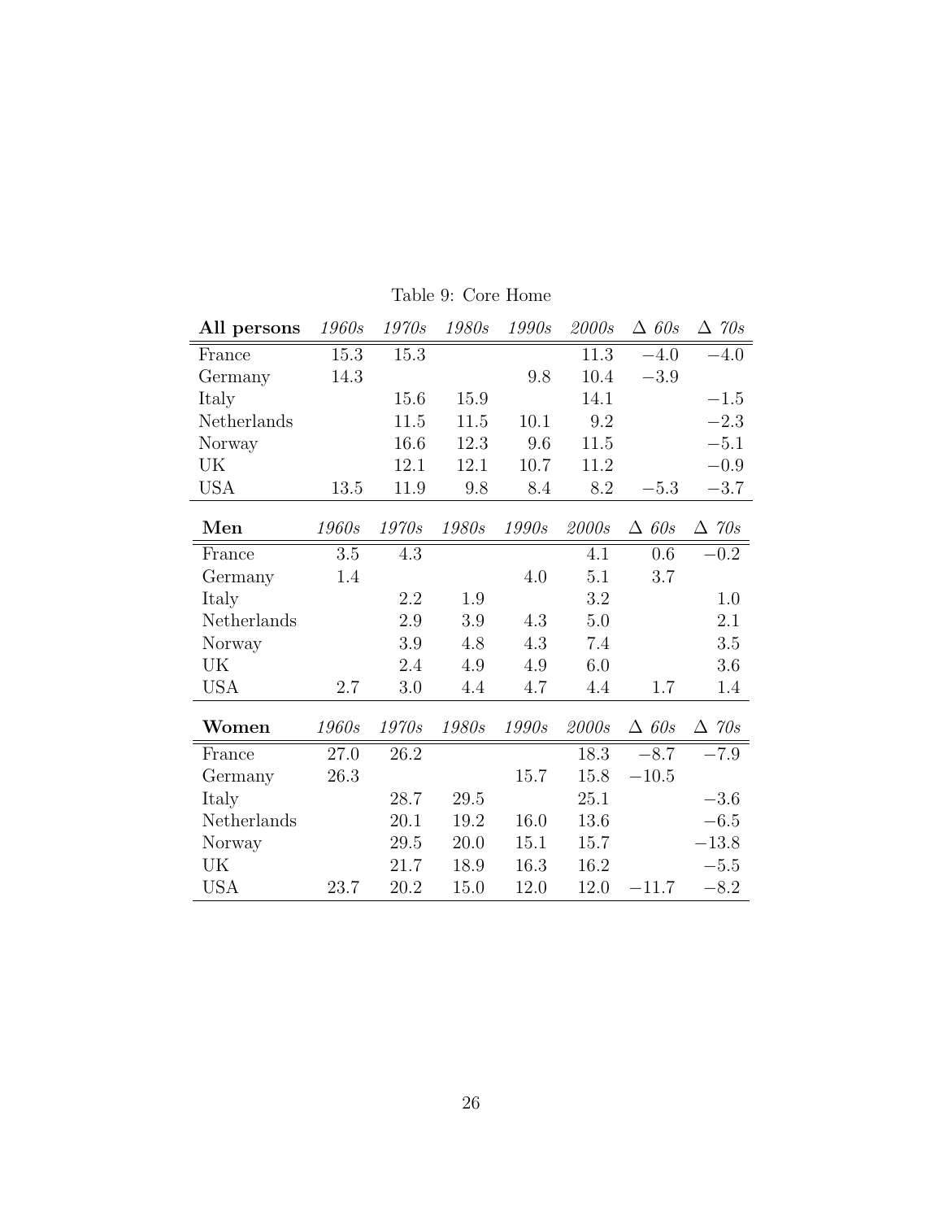Table 9: Core Home

| **All persons** | *1960s* | *1970s* | *1980s* | *1990s* | *2000s* | $\Delta$ *60s* | $\Delta$ *70s* |
|---|---|---|---|---|---|---|---|
| France | 15.3 | 15.3 | | | 11.3 | $-4.0$ | $-4.0$ |
| Germany | 14.3 | | | 9.8 | 10.4 | $-3.9$ | |
| Italy | | 15.6 | 15.9 | | 14.1 | | $-1.5$ |
| Netherlands | | 11.5 | 11.5 | 10.1 | 9.2 | | $-2.3$ |
| Norway | | 16.6 | 12.3 | 9.6 | 11.5 | | $-5.1$ |
| UK | | 12.1 | 12.1 | 10.7 | 11.2 | | $-0.9$ |
| USA | 13.5 | 11.9 | 9.8 | 8.4 | 8.2 | $-5.3$ | $-3.7$ |

| **Men** | *1960s* | *1970s* | *1980s* | *1990s* | *2000s* | $\Delta$ *60s* | $\Delta$ *70s* |
|---|---|---|---|---|---|---|---|
| France | 3.5 | 4.3 | | | 4.1 | 0.6 | $-0.2$ |
| Germany | 1.4 | | | 4.0 | 5.1 | 3.7 | |
| Italy | | 2.2 | 1.9 | | 3.2 | | 1.0 |
| Netherlands | | 2.9 | 3.9 | 4.3 | 5.0 | | 2.1 |
| Norway | | 3.9 | 4.8 | 4.3 | 7.4 | | 3.5 |
| UK | | 2.4 | 4.9 | 4.9 | 6.0 | | 3.6 |
| USA | 2.7 | 3.0 | 4.4 | 4.7 | 4.4 | 1.7 | 1.4 |

| **Women** | *1960s* | *1970s* | *1980s* | *1990s* | *2000s* | $\Delta$ *60s* | $\Delta$ *70s* |
|---|---|---|---|---|---|---|---|
| France | 27.0 | 26.2 | | | 18.3 | $-8.7$ | $-7.9$ |
| Germany | 26.3 | | | 15.7 | 15.8 | $-10.5$ | |
| Italy | | 28.7 | 29.5 | | 25.1 | | $-3.6$ |
| Netherlands | | 20.1 | 19.2 | 16.0 | 13.6 | | $-6.5$ |
| Norway | | 29.5 | 20.0 | 15.1 | 15.7 | | $-13.8$ |
| UK | | 21.7 | 18.9 | 16.3 | 16.2 | | $-5.5$ |
| USA | 23.7 | 20.2 | 15.0 | 12.0 | 12.0 | $-11.7$ | $-8.2$ |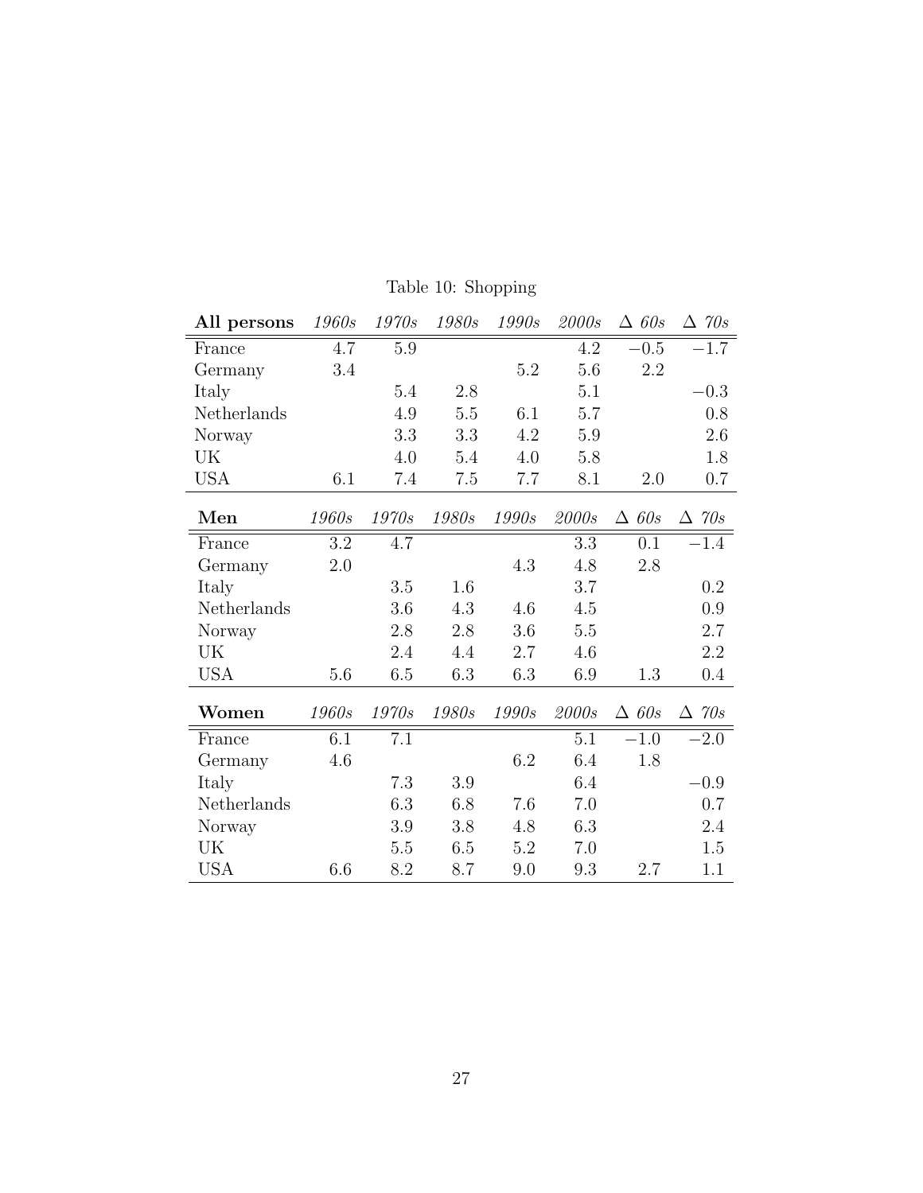Table 10: Shopping

| **All persons** | *1960s* | *1970s* | *1980s* | *1990s* | *2000s* | $\Delta$ *60s* | $\Delta$ *70s* |
|---|---|---|---|---|---|---|---|
| France | 4.7 | 5.9 | | | 4.2 | $-0.5$ | $-1.7$ |
| Germany | 3.4 | | | 5.2 | 5.6 | 2.2 | |
| Italy | | 5.4 | 2.8 | | 5.1 | | $-0.3$ |
| Netherlands | | 4.9 | 5.5 | 6.1 | 5.7 | | 0.8 |
| Norway | | 3.3 | 3.3 | 4.2 | 5.9 | | 2.6 |
| UK | | 4.0 | 5.4 | 4.0 | 5.8 | | 1.8 |
| USA | 6.1 | 7.4 | 7.5 | 7.7 | 8.1 | 2.0 | 0.7 |
| **Men** | *1960s* | *1970s* | *1980s* | *1990s* | *2000s* | $\Delta$ *60s* | $\Delta$ *70s* |
| France | 3.2 | 4.7 | | | 3.3 | 0.1 | $-1.4$ |
| Germany | 2.0 | | | 4.3 | 4.8 | 2.8 | |
| Italy | | 3.5 | 1.6 | | 3.7 | | 0.2 |
| Netherlands | | 3.6 | 4.3 | 4.6 | 4.5 | | 0.9 |
| Norway | | 2.8 | 2.8 | 3.6 | 5.5 | | 2.7 |
| UK | | 2.4 | 4.4 | 2.7 | 4.6 | | 2.2 |
| USA | 5.6 | 6.5 | 6.3 | 6.3 | 6.9 | 1.3 | 0.4 |
| **Women** | *1960s* | *1970s* | *1980s* | *1990s* | *2000s* | $\Delta$ *60s* | $\Delta$ *70s* |
| France | 6.1 | 7.1 | | | 5.1 | $-1.0$ | $-2.0$ |
| Germany | 4.6 | | | 6.2 | 6.4 | 1.8 | |
| Italy | | 7.3 | 3.9 | | 6.4 | | $-0.9$ |
| Netherlands | | 6.3 | 6.8 | 7.6 | 7.0 | | 0.7 |
| Norway | | 3.9 | 3.8 | 4.8 | 6.3 | | 2.4 |
| UK | | 5.5 | 6.5 | 5.2 | 7.0 | | 1.5 |
| USA | 6.6 | 8.2 | 8.7 | 9.0 | 9.3 | 2.7 | 1.1 |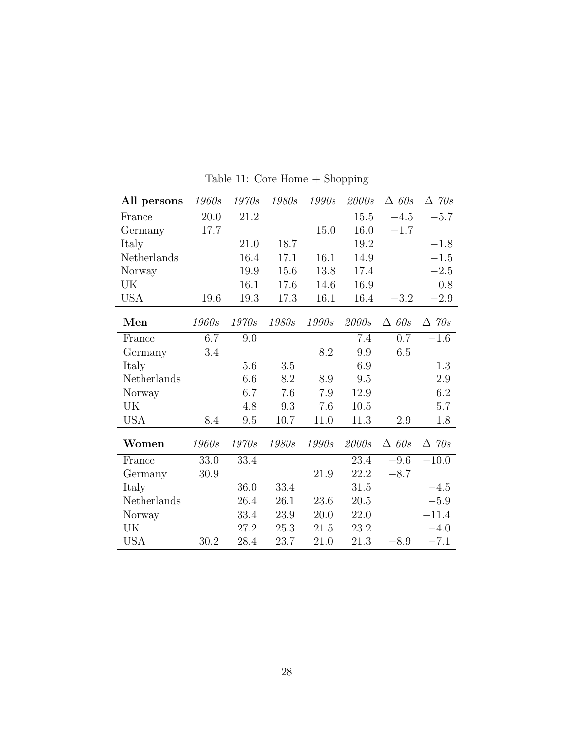Table 11: Core Home + Shopping

| **All persons** | *1960s* | *1970s* | *1980s* | *1990s* | *2000s* | $\Delta$ *60s* | $\Delta$ *70s* |
|---|---|---|---|---|---|---|---|
| France | 20.0 | 21.2 | | | 15.5 | $-4.5$ | $-5.7$ |
| Germany | 17.7 | | | 15.0 | 16.0 | $-1.7$ | |
| Italy | | 21.0 | 18.7 | | 19.2 | | $-1.8$ |
| Netherlands | | 16.4 | 17.1 | 16.1 | 14.9 | | $-1.5$ |
| Norway | | 19.9 | 15.6 | 13.8 | 17.4 | | $-2.5$ |
| UK | | 16.1 | 17.6 | 14.6 | 16.9 | | 0.8 |
| USA | 19.6 | 19.3 | 17.3 | 16.1 | 16.4 | $-3.2$ | $-2.9$ |

| **Men** | *1960s* | *1970s* | *1980s* | *1990s* | *2000s* | $\Delta$ *60s* | $\Delta$ *70s* |
|---|---|---|---|---|---|---|---|
| France | 6.7 | 9.0 | | | 7.4 | 0.7 | $-1.6$ |
| Germany | 3.4 | | | 8.2 | 9.9 | 6.5 | |
| Italy | | 5.6 | 3.5 | | 6.9 | | 1.3 |
| Netherlands | | 6.6 | 8.2 | 8.9 | 9.5 | | 2.9 |
| Norway | | 6.7 | 7.6 | 7.9 | 12.9 | | 6.2 |
| UK | | 4.8 | 9.3 | 7.6 | 10.5 | | 5.7 |
| USA | 8.4 | 9.5 | 10.7 | 11.0 | 11.3 | 2.9 | 1.8 |

| **Women** | *1960s* | *1970s* | *1980s* | *1990s* | *2000s* | $\Delta$ *60s* | $\Delta$ *70s* |
|---|---|---|---|---|---|---|---|
| France | 33.0 | 33.4 | | | 23.4 | $-9.6$ | $-10.0$ |
| Germany | 30.9 | | | 21.9 | 22.2 | $-8.7$ | |
| Italy | | 36.0 | 33.4 | | 31.5 | | $-4.5$ |
| Netherlands | | 26.4 | 26.1 | 23.6 | 20.5 | | $-5.9$ |
| Norway | | 33.4 | 23.9 | 20.0 | 22.0 | | $-11.4$ |
| UK | | 27.2 | 25.3 | 21.5 | 23.2 | | $-4.0$ |
| USA | 30.2 | 28.4 | 23.7 | 21.0 | 21.3 | $-8.9$ | $-7.1$ |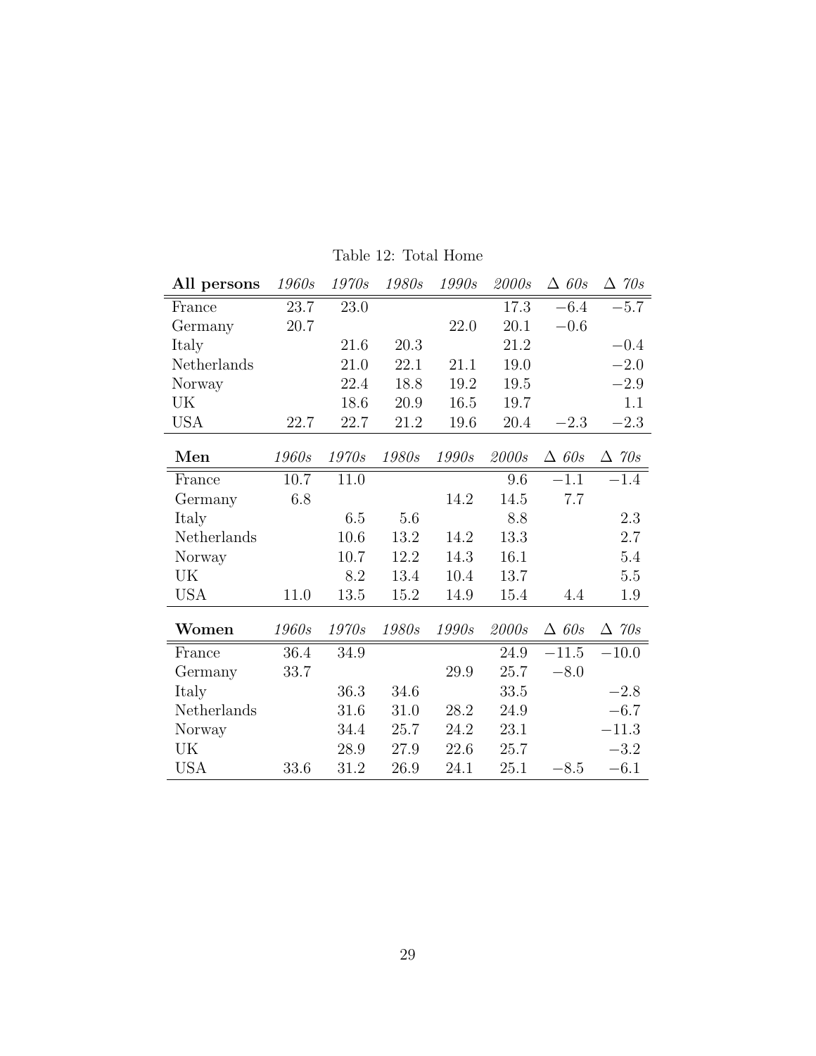Table 12: Total Home

| **All persons** | *1960s* | *1970s* | *1980s* | *1990s* | *2000s* | $\Delta$ *60s* | $\Delta$ *70s* |
|---|---|---|---|---|---|---|---|
| France | 23.7 | 23.0 | | | 17.3 | −6.4 | −5.7 |
| Germany | 20.7 | | | 22.0 | 20.1 | −0.6 | |
| Italy | | 21.6 | 20.3 | | 21.2 | | −0.4 |
| Netherlands | | 21.0 | 22.1 | 21.1 | 19.0 | | −2.0 |
| Norway | | 22.4 | 18.8 | 19.2 | 19.5 | | −2.9 |
| UK | | 18.6 | 20.9 | 16.5 | 19.7 | | 1.1 |
| USA | 22.7 | 22.7 | 21.2 | 19.6 | 20.4 | −2.3 | −2.3 |
| **Men** | *1960s* | *1970s* | *1980s* | *1990s* | *2000s* | $\Delta$ *60s* | $\Delta$ *70s* |
| France | 10.7 | 11.0 | | | 9.6 | −1.1 | −1.4 |
| Germany | 6.8 | | | 14.2 | 14.5 | 7.7 | |
| Italy | | 6.5 | 5.6 | | 8.8 | | 2.3 |
| Netherlands | | 10.6 | 13.2 | 14.2 | 13.3 | | 2.7 |
| Norway | | 10.7 | 12.2 | 14.3 | 16.1 | | 5.4 |
| UK | | 8.2 | 13.4 | 10.4 | 13.7 | | 5.5 |
| USA | 11.0 | 13.5 | 15.2 | 14.9 | 15.4 | 4.4 | 1.9 |
| **Women** | *1960s* | *1970s* | *1980s* | *1990s* | *2000s* | $\Delta$ *60s* | $\Delta$ *70s* |
| France | 36.4 | 34.9 | | | 24.9 | −11.5 | −10.0 |
| Germany | 33.7 | | | 29.9 | 25.7 | −8.0 | |
| Italy | | 36.3 | 34.6 | | 33.5 | | −2.8 |
| Netherlands | | 31.6 | 31.0 | 28.2 | 24.9 | | −6.7 |
| Norway | | 34.4 | 25.7 | 24.2 | 23.1 | | −11.3 |
| UK | | 28.9 | 27.9 | 22.6 | 25.7 | | −3.2 |
| USA | 33.6 | 31.2 | 26.9 | 24.1 | 25.1 | −8.5 | −6.1 |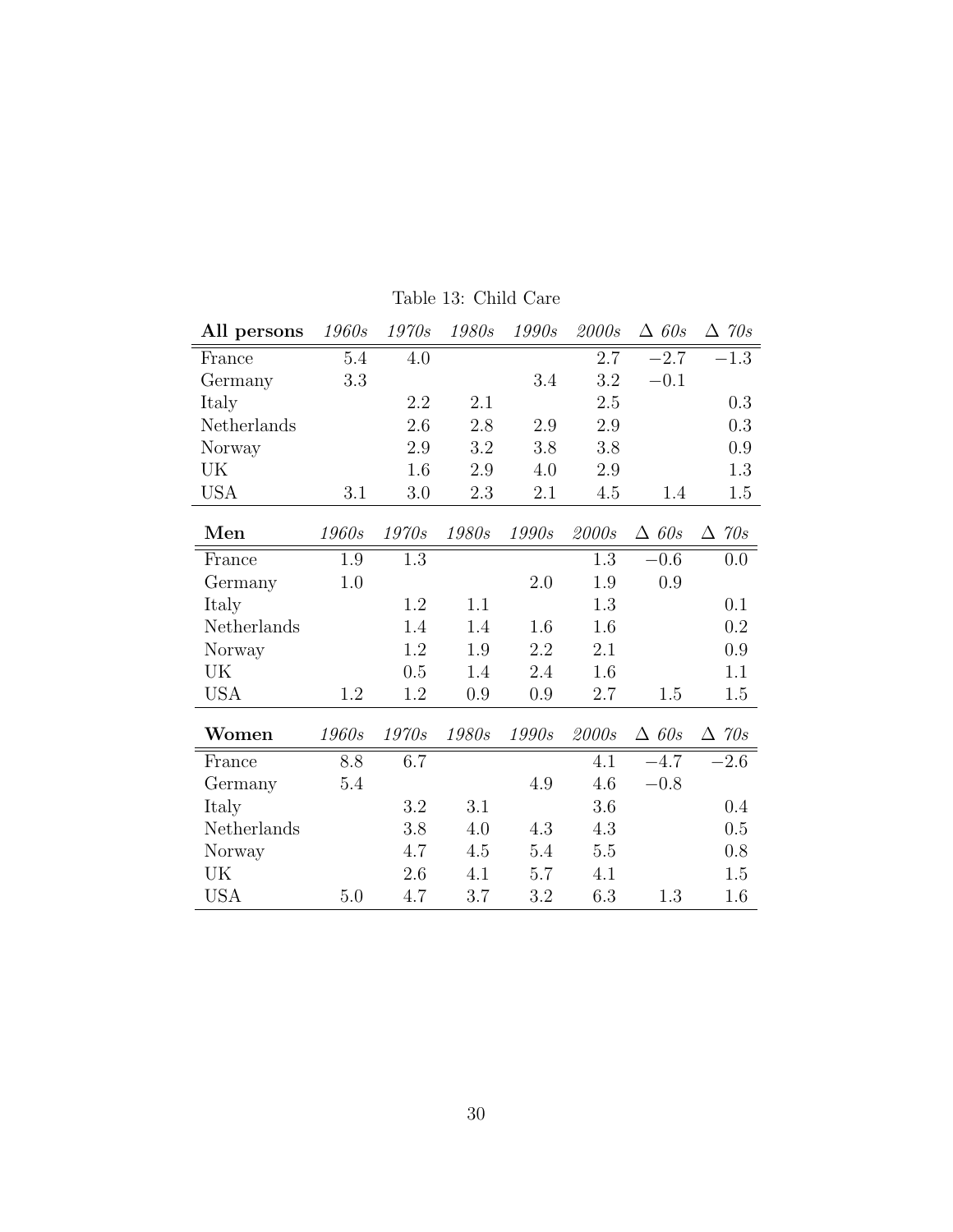Table 13: Child Care

| **All persons** | *1960s* | *1970s* | *1980s* | *1990s* | *2000s* | Δ *60s* | Δ *70s* |
|---|---|---|---|---|---|---|---|
| France | 5.4 | 4.0 | | | 2.7 | −2.7 | −1.3 |
| Germany | 3.3 | | | 3.4 | 3.2 | −0.1 | |
| Italy | | 2.2 | 2.1 | | 2.5 | | 0.3 |
| Netherlands | | 2.6 | 2.8 | 2.9 | 2.9 | | 0.3 |
| Norway | | 2.9 | 3.2 | 3.8 | 3.8 | | 0.9 |
| UK | | 1.6 | 2.9 | 4.0 | 2.9 | | 1.3 |
| USA | 3.1 | 3.0 | 2.3 | 2.1 | 4.5 | 1.4 | 1.5 |

| **Men** | *1960s* | *1970s* | *1980s* | *1990s* | *2000s* | Δ *60s* | Δ *70s* |
|---|---|---|---|---|---|---|---|
| France | 1.9 | 1.3 | | | 1.3 | −0.6 | 0.0 |
| Germany | 1.0 | | | 2.0 | 1.9 | 0.9 | |
| Italy | | 1.2 | 1.1 | | 1.3 | | 0.1 |
| Netherlands | | 1.4 | 1.4 | 1.6 | 1.6 | | 0.2 |
| Norway | | 1.2 | 1.9 | 2.2 | 2.1 | | 0.9 |
| UK | | 0.5 | 1.4 | 2.4 | 1.6 | | 1.1 |
| USA | 1.2 | 1.2 | 0.9 | 0.9 | 2.7 | 1.5 | 1.5 |

| **Women** | *1960s* | *1970s* | *1980s* | *1990s* | *2000s* | Δ *60s* | Δ *70s* |
|---|---|---|---|---|---|---|---|
| France | 8.8 | 6.7 | | | 4.1 | −4.7 | −2.6 |
| Germany | 5.4 | | | 4.9 | 4.6 | −0.8 | |
| Italy | | 3.2 | 3.1 | | 3.6 | | 0.4 |
| Netherlands | | 3.8 | 4.0 | 4.3 | 4.3 | | 0.5 |
| Norway | | 4.7 | 4.5 | 5.4 | 5.5 | | 0.8 |
| UK | | 2.6 | 4.1 | 5.7 | 4.1 | | 1.5 |
| USA | 5.0 | 4.7 | 3.7 | 3.2 | 6.3 | 1.3 | 1.6 |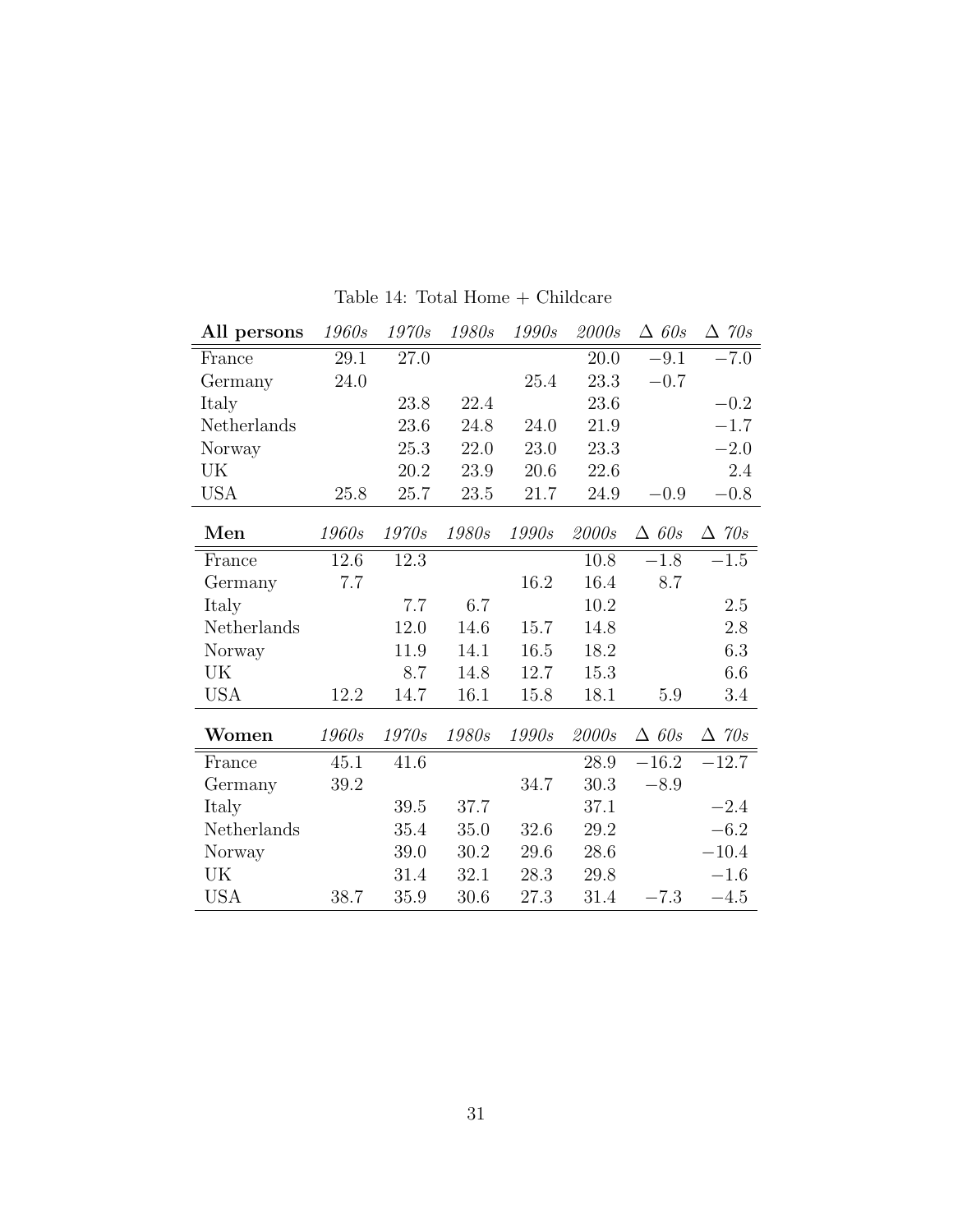Table 14: Total Home + Childcare

| **All persons** | *1960s* | *1970s* | *1980s* | *1990s* | *2000s* | $\Delta$ *60s* | $\Delta$ *70s* |
|---|---|---|---|---|---|---|---|
| France | 29.1 | 27.0 | | | 20.0 | −9.1 | −7.0 |
| Germany | 24.0 | | | 25.4 | 23.3 | −0.7 | |
| Italy | | 23.8 | 22.4 | | 23.6 | | −0.2 |
| Netherlands | | 23.6 | 24.8 | 24.0 | 21.9 | | −1.7 |
| Norway | | 25.3 | 22.0 | 23.0 | 23.3 | | −2.0 |
| UK | | 20.2 | 23.9 | 20.6 | 22.6 | | 2.4 |
| USA | 25.8 | 25.7 | 23.5 | 21.7 | 24.9 | −0.9 | −0.8 |
| **Men** | *1960s* | *1970s* | *1980s* | *1990s* | *2000s* | $\Delta$ *60s* | $\Delta$ *70s* |
| France | 12.6 | 12.3 | | | 10.8 | −1.8 | −1.5 |
| Germany | 7.7 | | | 16.2 | 16.4 | 8.7 | |
| Italy | | 7.7 | 6.7 | | 10.2 | | 2.5 |
| Netherlands | | 12.0 | 14.6 | 15.7 | 14.8 | | 2.8 |
| Norway | | 11.9 | 14.1 | 16.5 | 18.2 | | 6.3 |
| UK | | 8.7 | 14.8 | 12.7 | 15.3 | | 6.6 |
| USA | 12.2 | 14.7 | 16.1 | 15.8 | 18.1 | 5.9 | 3.4 |
| **Women** | *1960s* | *1970s* | *1980s* | *1990s* | *2000s* | $\Delta$ *60s* | $\Delta$ *70s* |
| France | 45.1 | 41.6 | | | 28.9 | −16.2 | −12.7 |
| Germany | 39.2 | | | 34.7 | 30.3 | −8.9 | |
| Italy | | 39.5 | 37.7 | | 37.1 | | −2.4 |
| Netherlands | | 35.4 | 35.0 | 32.6 | 29.2 | | −6.2 |
| Norway | | 39.0 | 30.2 | 29.6 | 28.6 | | −10.4 |
| UK | | 31.4 | 32.1 | 28.3 | 29.8 | | −1.6 |
| USA | 38.7 | 35.9 | 30.6 | 27.3 | 31.4 | −7.3 | −4.5 |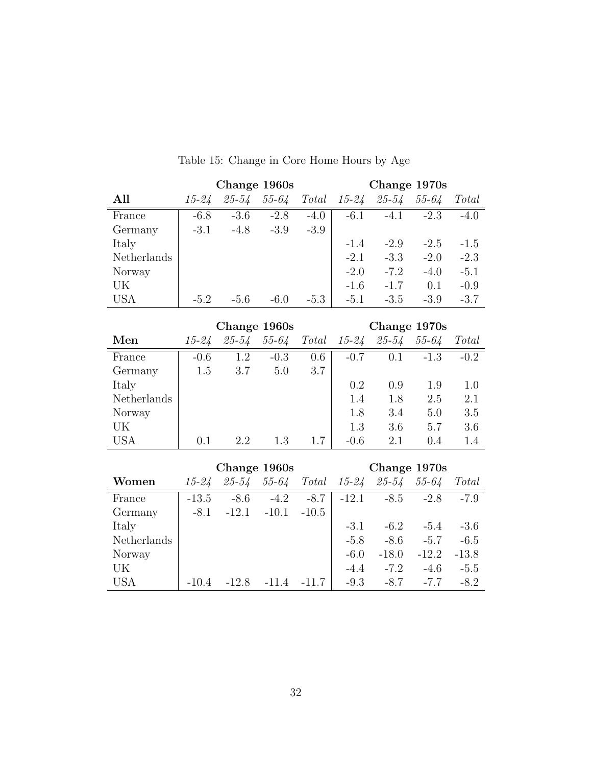Table 15: Change in Core Home Hours by Age

| | Change 1960s | | | | Change 1970s | | | |
|---|---|---|---|---|---|---|---|---|
| **All** | *15-24* | *25-54* | *55-64* | *Total* | *15-24* | *25-54* | *55-64* | *Total* |
| France | -6.8 | -3.6 | -2.8 | -4.0 | -6.1 | -4.1 | -2.3 | -4.0 |
| Germany | -3.1 | -4.8 | -3.9 | -3.9 | | | | |
| Italy | | | | | -1.4 | -2.9 | -2.5 | -1.5 |
| Netherlands | | | | | -2.1 | -3.3 | -2.0 | -2.3 |
| Norway | | | | | -2.0 | -7.2 | -4.0 | -5.1 |
| UK | | | | | -1.6 | -1.7 | 0.1 | -0.9 |
| USA | -5.2 | -5.6 | -6.0 | -5.3 | -5.1 | -3.5 | -3.9 | -3.7 |

| | Change 1960s | | | | Change 1970s | | | |
|---|---|---|---|---|---|---|---|---|
| **Men** | *15-24* | *25-54* | *55-64* | *Total* | *15-24* | *25-54* | *55-64* | *Total* |
| France | -0.6 | 1.2 | -0.3 | 0.6 | -0.7 | 0.1 | -1.3 | -0.2 |
| Germany | 1.5 | 3.7 | 5.0 | 3.7 | | | | |
| Italy | | | | | 0.2 | 0.9 | 1.9 | 1.0 |
| Netherlands | | | | | 1.4 | 1.8 | 2.5 | 2.1 |
| Norway | | | | | 1.8 | 3.4 | 5.0 | 3.5 |
| UK | | | | | 1.3 | 3.6 | 5.7 | 3.6 |
| USA | 0.1 | 2.2 | 1.3 | 1.7 | -0.6 | 2.1 | 0.4 | 1.4 |

| | Change 1960s | | | | Change 1970s | | | |
|---|---|---|---|---|---|---|---|---|
| **Women** | *15-24* | *25-54* | *55-64* | *Total* | *15-24* | *25-54* | *55-64* | *Total* |
| France | -13.5 | -8.6 | -4.2 | -8.7 | -12.1 | -8.5 | -2.8 | -7.9 |
| Germany | -8.1 | -12.1 | -10.1 | -10.5 | | | | |
| Italy | | | | | -3.1 | -6.2 | -5.4 | -3.6 |
| Netherlands | | | | | -5.8 | -8.6 | -5.7 | -6.5 |
| Norway | | | | | -6.0 | -18.0 | -12.2 | -13.8 |
| UK | | | | | -4.4 | -7.2 | -4.6 | -5.5 |
| USA | -10.4 | -12.8 | -11.4 | -11.7 | -9.3 | -8.7 | -7.7 | -8.2 |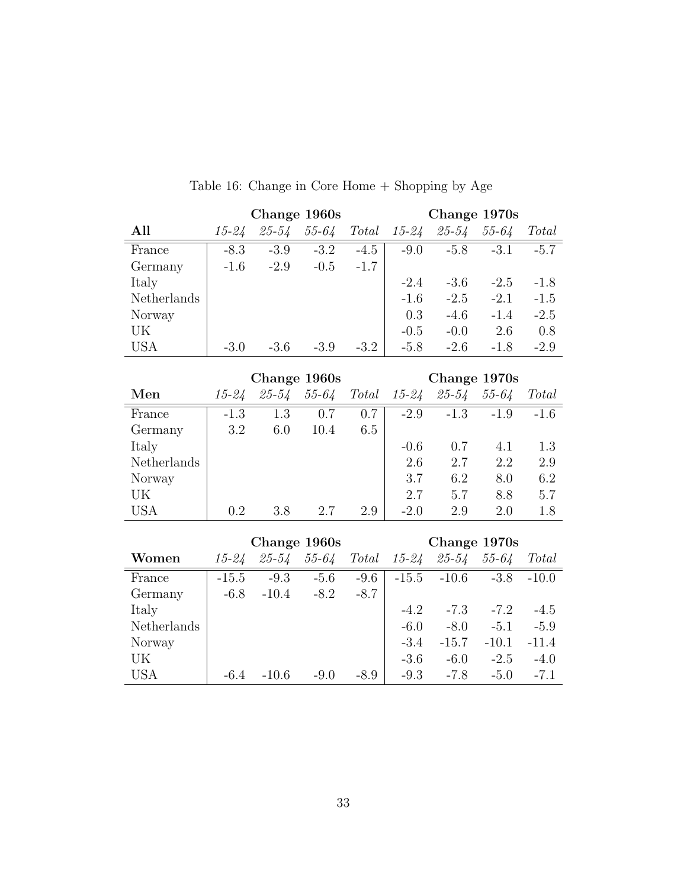Table 16: Change in Core Home + Shopping by Age

| | Change 1960s | | | | Change 1970s | | | |
|---|---|---|---|---|---|---|---|---|
| **All** | *15-24* | *25-54* | *55-64* | *Total* | *15-24* | *25-54* | *55-64* | *Total* |
| France | -8.3 | -3.9 | -3.2 | -4.5 | -9.0 | -5.8 | -3.1 | -5.7 |
| Germany | -1.6 | -2.9 | -0.5 | -1.7 | | | | |
| Italy | | | | | -2.4 | -3.6 | -2.5 | -1.8 |
| Netherlands | | | | | -1.6 | -2.5 | -2.1 | -1.5 |
| Norway | | | | | 0.3 | -4.6 | -1.4 | -2.5 |
| UK | | | | | -0.5 | -0.0 | 2.6 | 0.8 |
| USA | -3.0 | -3.6 | -3.9 | -3.2 | -5.8 | -2.6 | -1.8 | -2.9 |

| | Change 1960s | | | | Change 1970s | | | |
|---|---|---|---|---|---|---|---|---|
| **Men** | *15-24* | *25-54* | *55-64* | *Total* | *15-24* | *25-54* | *55-64* | *Total* |
| France | -1.3 | 1.3 | 0.7 | 0.7 | -2.9 | -1.3 | -1.9 | -1.6 |
| Germany | 3.2 | 6.0 | 10.4 | 6.5 | | | | |
| Italy | | | | | -0.6 | 0.7 | 4.1 | 1.3 |
| Netherlands | | | | | 2.6 | 2.7 | 2.2 | 2.9 |
| Norway | | | | | 3.7 | 6.2 | 8.0 | 6.2 |
| UK | | | | | 2.7 | 5.7 | 8.8 | 5.7 |
| USA | 0.2 | 3.8 | 2.7 | 2.9 | -2.0 | 2.9 | 2.0 | 1.8 |

| | Change 1960s | | | | Change 1970s | | | |
|---|---|---|---|---|---|---|---|---|
| **Women** | *15-24* | *25-54* | *55-64* | *Total* | *15-24* | *25-54* | *55-64* | *Total* |
| France | -15.5 | -9.3 | -5.6 | -9.6 | -15.5 | -10.6 | -3.8 | -10.0 |
| Germany | -6.8 | -10.4 | -8.2 | -8.7 | | | | |
| Italy | | | | | -4.2 | -7.3 | -7.2 | -4.5 |
| Netherlands | | | | | -6.0 | -8.0 | -5.1 | -5.9 |
| Norway | | | | | -3.4 | -15.7 | -10.1 | -11.4 |
| UK | | | | | -3.6 | -6.0 | -2.5 | -4.0 |
| USA | -6.4 | -10.6 | -9.0 | -8.9 | -9.3 | -7.8 | -5.0 | -7.1 |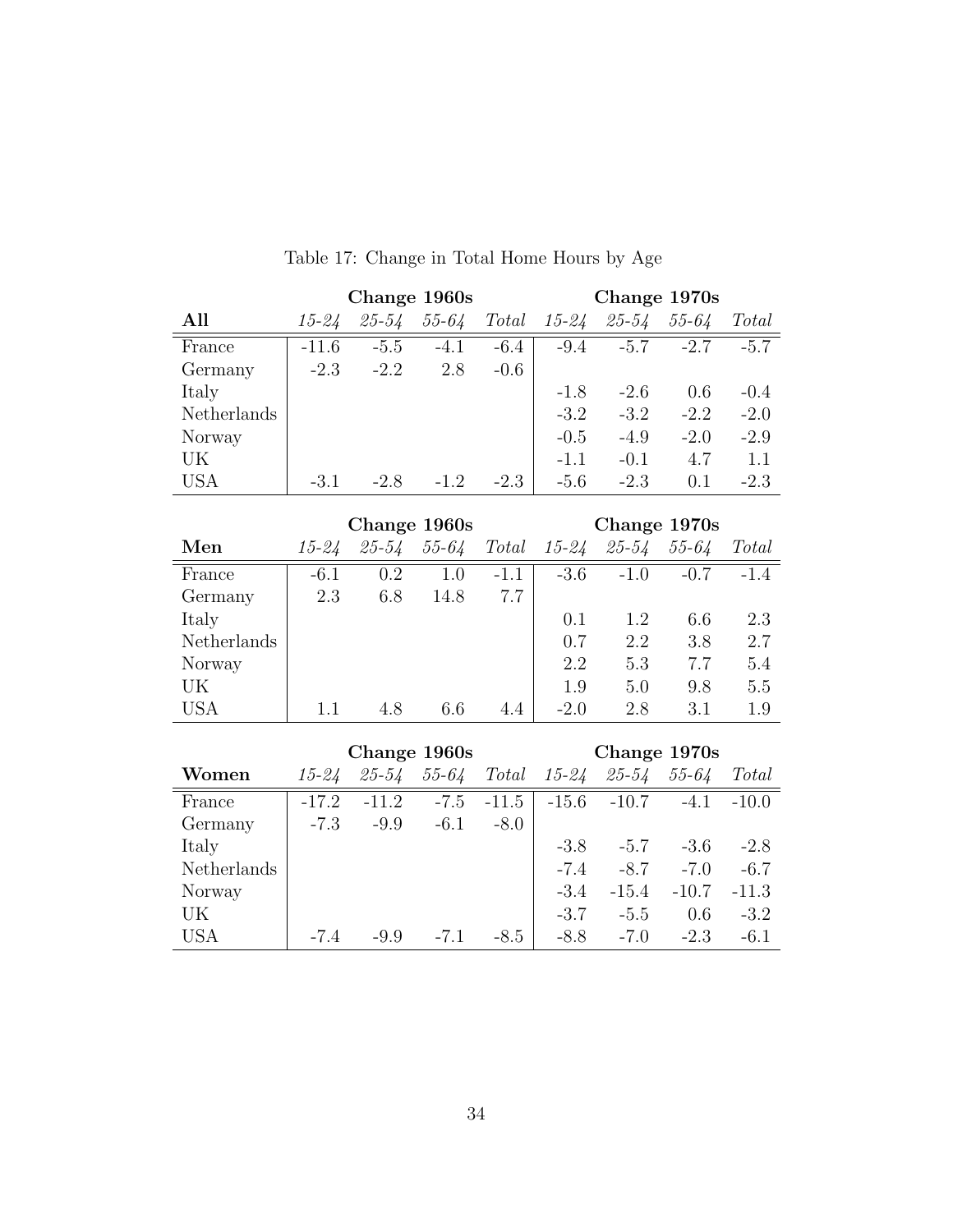Table 17: Change in Total Home Hours by Age

| | **Change 1960s** | | | | **Change 1970s** | | | |
|---|---|---|---|---|---|---|---|---|
| **All** | *15-24* | *25-54* | *55-64* | *Total* | *15-24* | *25-54* | *55-64* | *Total* |
| France | -11.6 | -5.5 | -4.1 | -6.4 | -9.4 | -5.7 | -2.7 | -5.7 |
| Germany | -2.3 | -2.2 | 2.8 | -0.6 | | | | |
| Italy | | | | | -1.8 | -2.6 | 0.6 | -0.4 |
| Netherlands | | | | | -3.2 | -3.2 | -2.2 | -2.0 |
| Norway | | | | | -0.5 | -4.9 | -2.0 | -2.9 |
| UK | | | | | -1.1 | -0.1 | 4.7 | 1.1 |
| USA | -3.1 | -2.8 | -1.2 | -2.3 | -5.6 | -2.3 | 0.1 | -2.3 |

| | **Change 1960s** | | | | **Change 1970s** | | | |
|---|---|---|---|---|---|---|---|---|
| **Men** | *15-24* | *25-54* | *55-64* | *Total* | *15-24* | *25-54* | *55-64* | *Total* |
| France | -6.1 | 0.2 | 1.0 | -1.1 | -3.6 | -1.0 | -0.7 | -1.4 |
| Germany | 2.3 | 6.8 | 14.8 | 7.7 | | | | |
| Italy | | | | | 0.1 | 1.2 | 6.6 | 2.3 |
| Netherlands | | | | | 0.7 | 2.2 | 3.8 | 2.7 |
| Norway | | | | | 2.2 | 5.3 | 7.7 | 5.4 |
| UK | | | | | 1.9 | 5.0 | 9.8 | 5.5 |
| USA | 1.1 | 4.8 | 6.6 | 4.4 | -2.0 | 2.8 | 3.1 | 1.9 |

| | **Change 1960s** | | | | **Change 1970s** | | | |
|---|---|---|---|---|---|---|---|---|
| **Women** | *15-24* | *25-54* | *55-64* | *Total* | *15-24* | *25-54* | *55-64* | *Total* |
| France | -17.2 | -11.2 | -7.5 | -11.5 | -15.6 | -10.7 | -4.1 | -10.0 |
| Germany | -7.3 | -9.9 | -6.1 | -8.0 | | | | |
| Italy | | | | | -3.8 | -5.7 | -3.6 | -2.8 |
| Netherlands | | | | | -7.4 | -8.7 | -7.0 | -6.7 |
| Norway | | | | | -3.4 | -15.4 | -10.7 | -11.3 |
| UK | | | | | -3.7 | -5.5 | 0.6 | -3.2 |
| USA | -7.4 | -9.9 | -7.1 | -8.5 | -8.8 | -7.0 | -2.3 | -6.1 |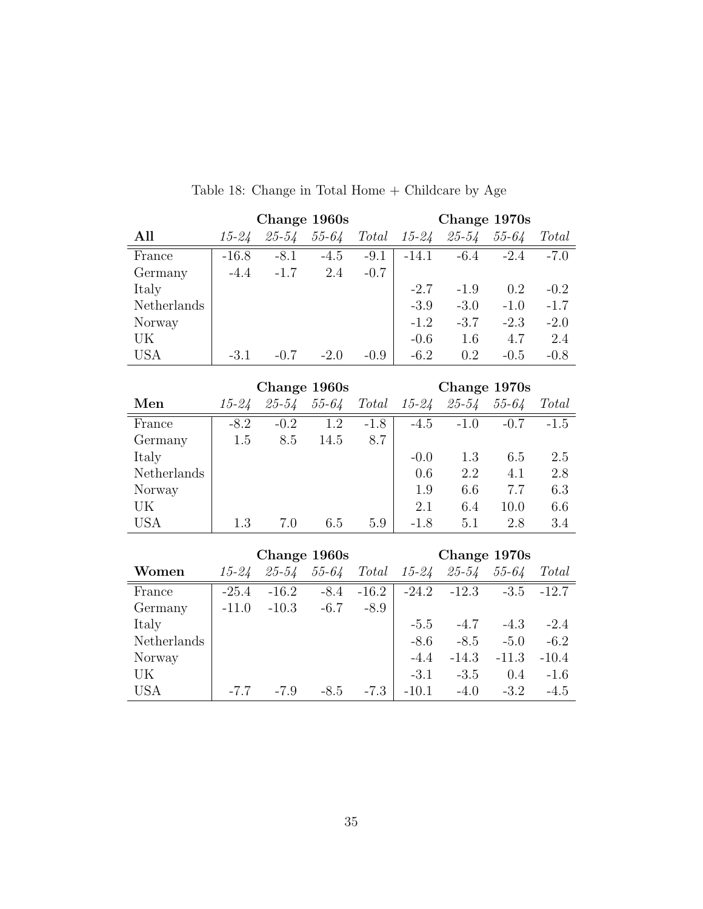Table 18: Change in Total Home + Childcare by Age

| | Change 1960s | | | | Change 1970s | | | |
|---|---|---|---|---|---|---|---|---|
| **All** | *15-24* | *25-54* | *55-64* | *Total* | *15-24* | *25-54* | *55-64* | *Total* |
| France | -16.8 | -8.1 | -4.5 | -9.1 | -14.1 | -6.4 | -2.4 | -7.0 |
| Germany | -4.4 | -1.7 | 2.4 | -0.7 | | | | |
| Italy | | | | | -2.7 | -1.9 | 0.2 | -0.2 |
| Netherlands | | | | | -3.9 | -3.0 | -1.0 | -1.7 |
| Norway | | | | | -1.2 | -3.7 | -2.3 | -2.0 |
| UK | | | | | -0.6 | 1.6 | 4.7 | 2.4 |
| USA | -3.1 | -0.7 | -2.0 | -0.9 | -6.2 | 0.2 | -0.5 | -0.8 |

| | Change 1960s | | | | Change 1970s | | | |
|---|---|---|---|---|---|---|---|---|
| **Men** | *15-24* | *25-54* | *55-64* | *Total* | *15-24* | *25-54* | *55-64* | *Total* |
| France | -8.2 | -0.2 | 1.2 | -1.8 | -4.5 | -1.0 | -0.7 | -1.5 |
| Germany | 1.5 | 8.5 | 14.5 | 8.7 | | | | |
| Italy | | | | | -0.0 | 1.3 | 6.5 | 2.5 |
| Netherlands | | | | | 0.6 | 2.2 | 4.1 | 2.8 |
| Norway | | | | | 1.9 | 6.6 | 7.7 | 6.3 |
| UK | | | | | 2.1 | 6.4 | 10.0 | 6.6 |
| USA | 1.3 | 7.0 | 6.5 | 5.9 | -1.8 | 5.1 | 2.8 | 3.4 |

| | Change 1960s | | | | Change 1970s | | | |
|---|---|---|---|---|---|---|---|---|
| **Women** | *15-24* | *25-54* | *55-64* | *Total* | *15-24* | *25-54* | *55-64* | *Total* |
| France | -25.4 | -16.2 | -8.4 | -16.2 | -24.2 | -12.3 | -3.5 | -12.7 |
| Germany | -11.0 | -10.3 | -6.7 | -8.9 | | | | |
| Italy | | | | | -5.5 | -4.7 | -4.3 | -2.4 |
| Netherlands | | | | | -8.6 | -8.5 | -5.0 | -6.2 |
| Norway | | | | | -4.4 | -14.3 | -11.3 | -10.4 |
| UK | | | | | -3.1 | -3.5 | 0.4 | -1.6 |
| USA | -7.7 | -7.9 | -8.5 | -7.3 | -10.1 | -4.0 | -3.2 | -4.5 |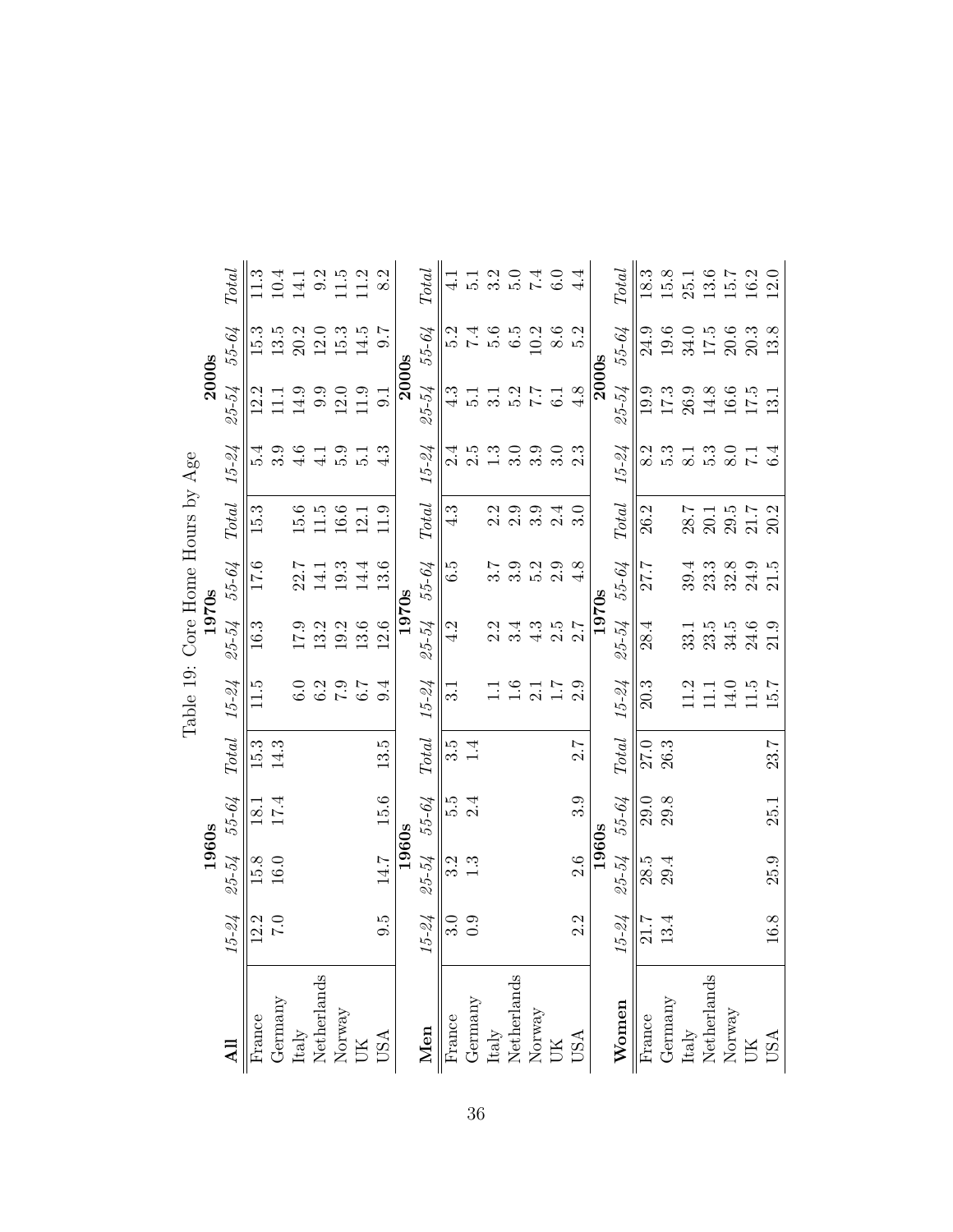Table 19: Core Home Hours by Age

| **All** | 1960s | | | | 1970s | | | | 2000s | | | |
|---|---|---|---|---|---|---|---|---|---|---|---|---|
| | *15-24* | *25-54* | *55-64* | *Total* | *15-24* | *25-54* | *55-64* | *Total* | *15-24* | *25-54* | *55-64* | *Total* |
| France | 12.2 | 15.8 | 18.1 | 15.3 | 11.5 | 16.3 | 17.6 | 15.3 | 5.4 | 12.2 | 15.3 | 11.3 |
| Germany | 7.0 | 16.0 | 17.4 | 14.3 | | | | | 3.9 | 11.1 | 13.5 | 10.4 |
| Italy | | | | | 6.0 | 17.9 | 22.7 | 15.6 | 4.6 | 14.9 | 20.2 | 14.1 |
| Netherlands | | | | | 6.2 | 13.2 | 14.1 | 11.5 | 4.1 | 9.9 | 12.0 | 9.2 |
| Norway | | | | | 7.9 | 19.2 | 19.3 | 16.6 | 5.9 | 12.0 | 15.3 | 11.5 |
| UK | | | | | 6.7 | 13.6 | 14.4 | 12.1 | 5.1 | 11.9 | 14.5 | 11.2 |
| USA | 9.5 | 14.7 | 15.6 | 13.5 | 9.4 | 12.6 | 13.6 | 11.9 | 4.3 | 9.1 | 9.7 | 8.2 |

| **Men** | 1960s | | | | 1970s | | | | 2000s | | | |
|---|---|---|---|---|---|---|---|---|---|---|---|---|
| | *15-24* | *25-54* | *55-64* | *Total* | *15-24* | *25-54* | *55-64* | *Total* | *15-24* | *25-54* | *55-64* | *Total* |
| France | 3.0 | 3.2 | 5.5 | 3.5 | 3.1 | 4.2 | 6.5 | 4.3 | 2.4 | 4.3 | 5.2 | 4.1 |
| Germany | 0.9 | 1.3 | 2.4 | 1.4 | | | | | 2.5 | 5.1 | 7.4 | 5.1 |
| Italy | | | | | 1.1 | 2.2 | 3.7 | 2.2 | 1.3 | 3.1 | 5.6 | 3.2 |
| Netherlands | | | | | 1.6 | 3.4 | 3.9 | 2.9 | 3.0 | 5.2 | 6.5 | 5.0 |
| Norway | | | | | 2.1 | 4.3 | 5.2 | 3.9 | 3.9 | 7.7 | 10.2 | 7.4 |
| UK | | | | | 1.7 | 2.5 | 2.9 | 2.4 | 3.0 | 6.1 | 8.6 | 6.0 |
| USA | 2.2 | 2.6 | 3.9 | 2.7 | 2.9 | 2.7 | 4.8 | 3.0 | 2.3 | 4.8 | 5.2 | 4.4 |

| **Women** | 1960s | | | | 1970s | | | | 2000s | | | |
|---|---|---|---|---|---|---|---|---|---|---|---|---|
| | *15-24* | *25-54* | *55-64* | *Total* | *15-24* | *25-54* | *55-64* | *Total* | *15-24* | *25-54* | *55-64* | *Total* |
| France | 21.7 | 28.5 | 29.0 | 27.0 | 20.3 | 28.4 | 27.7 | 26.2 | 8.2 | 19.9 | 24.9 | 18.3 |
| Germany | 13.4 | 29.4 | 29.8 | 26.3 | | | | | 5.3 | 17.3 | 19.6 | 15.8 |
| Italy | | | | | 11.2 | 33.1 | 39.4 | 28.7 | 8.1 | 26.9 | 34.0 | 25.1 |
| Netherlands | | | | | 11.1 | 23.5 | 23.3 | 20.1 | 5.3 | 14.8 | 17.5 | 13.6 |
| Norway | | | | | 14.0 | 34.5 | 32.8 | 29.5 | 8.0 | 16.6 | 20.6 | 15.7 |
| UK | | | | | 11.5 | 24.6 | 24.9 | 21.7 | 7.1 | 17.5 | 20.3 | 16.2 |
| USA | 16.8 | 25.9 | 25.1 | 23.7 | 15.7 | 21.9 | 21.5 | 20.2 | 6.4 | 13.1 | 13.8 | 12.0 |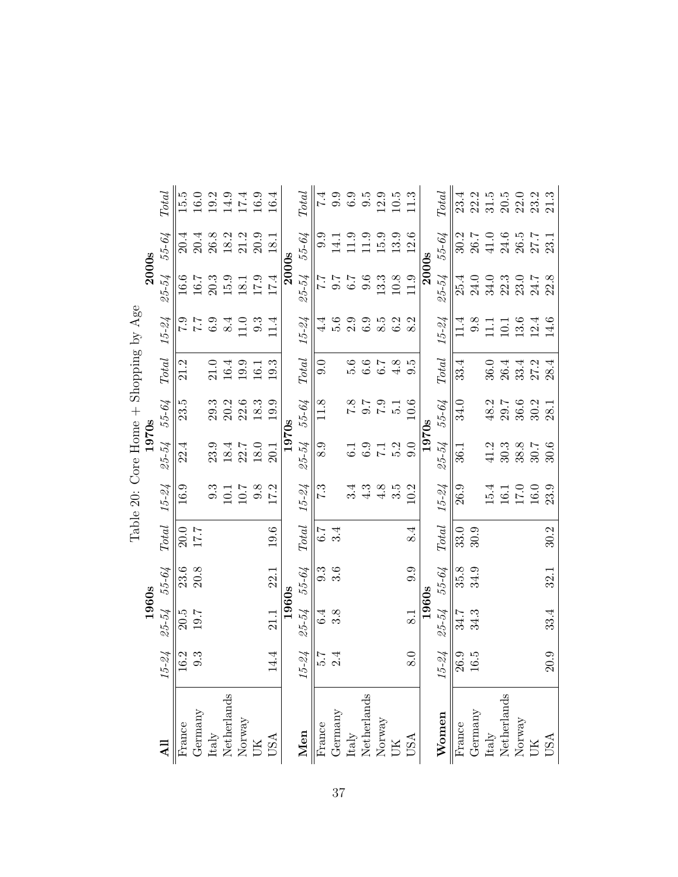Table 20: Core Home + Shopping by Age

| All | 1960s | | | | 1970s | | | | 2000s | | | |
|---|---|---|---|---|---|---|---|---|---|---|---|---|
| | *15-24* | *25-54* | *55-64* | *Total* | *15-24* | *25-54* | *55-64* | *Total* | *15-24* | *25-54* | *55-64* | *Total* |
| France | 16.2 | 20.5 | 23.6 | 20.0 | 16.9 | 22.4 | 23.5 | 21.2 | 7.9 | 16.6 | 20.4 | 15.5 |
| Germany | 9.3 | 19.7 | 20.8 | 17.7 | | | | | 7.7 | 16.7 | 20.4 | 16.0 |
| Italy | | | | | 9.3 | 23.9 | 29.3 | 21.0 | 6.9 | 20.3 | 26.8 | 19.2 |
| Netherlands | | | | | 10.1 | 18.4 | 20.2 | 16.4 | 8.4 | 15.9 | 18.2 | 14.9 |
| Norway | | | | | 10.7 | 22.7 | 22.6 | 19.9 | 11.0 | 18.1 | 21.2 | 17.4 |
| UK | | | | | 9.8 | 18.0 | 18.3 | 16.1 | 9.3 | 17.9 | 20.9 | 16.9 |
| USA | 14.4 | 21.1 | 22.1 | 19.6 | 17.2 | 20.1 | 19.9 | 19.3 | 11.4 | 17.4 | 18.1 | 16.4 |

| Men | 1960s | | | | 1970s | | | | 2000s | | | |
|---|---|---|---|---|---|---|---|---|---|---|---|---|
| | *15-24* | *25-54* | *55-64* | *Total* | *15-24* | *25-54* | *55-64* | *Total* | *15-24* | *25-54* | *55-64* | *Total* |
| France | 5.7 | 6.4 | 9.3 | 6.7 | 7.3 | 8.9 | 11.8 | 9.0 | 4.4 | 7.7 | 9.9 | 7.4 |
| Germany | 2.4 | 3.8 | 3.6 | 3.4 | | | | | 5.6 | 9.7 | 14.1 | 9.9 |
| Italy | | | | | 3.4 | 6.1 | 7.8 | 5.6 | 2.9 | 6.7 | 11.9 | 6.9 |
| Netherlands | | | | | 4.3 | 6.9 | 9.7 | 6.6 | 6.9 | 9.6 | 11.9 | 9.5 |
| Norway | | | | | 4.8 | 7.1 | 7.9 | 6.7 | 8.5 | 13.3 | 15.9 | 12.9 |
| UK | | | | | 3.5 | 5.2 | 5.1 | 4.8 | 6.2 | 10.8 | 13.9 | 10.5 |
| USA | 8.0 | 8.1 | 9.9 | 8.4 | 10.2 | 9.0 | 10.6 | 9.5 | 8.2 | 11.9 | 12.6 | 11.3 |

| Women | 1960s | | | | 1970s | | | | 2000s | | | |
|---|---|---|---|---|---|---|---|---|---|---|---|---|
| | *15-24* | *25-54* | *55-64* | *Total* | *15-24* | *25-54* | *55-64* | *Total* | *15-24* | *25-54* | *55-64* | *Total* |
| France | 26.9 | 34.7 | 35.8 | 33.0 | 26.9 | 36.1 | 34.0 | 33.4 | 11.4 | 25.4 | 30.2 | 23.4 |
| Germany | 16.5 | 34.3 | 34.9 | 30.9 | | | | | 9.8 | 24.0 | 26.7 | 22.2 |
| Italy | | | | | 15.4 | 41.2 | 48.2 | 36.0 | 11.1 | 34.0 | 41.0 | 31.5 |
| Netherlands | | | | | 16.1 | 30.3 | 29.7 | 26.4 | 10.1 | 22.3 | 24.6 | 20.5 |
| Norway | | | | | 17.0 | 38.8 | 36.6 | 33.4 | 13.6 | 23.0 | 26.5 | 22.0 |
| UK | | | | | 16.0 | 30.7 | 30.2 | 27.2 | 12.4 | 24.7 | 27.7 | 23.2 |
| USA | 20.9 | 33.4 | 32.1 | 30.2 | 23.9 | 30.6 | 28.1 | 28.4 | 14.6 | 22.8 | 23.1 | 21.3 |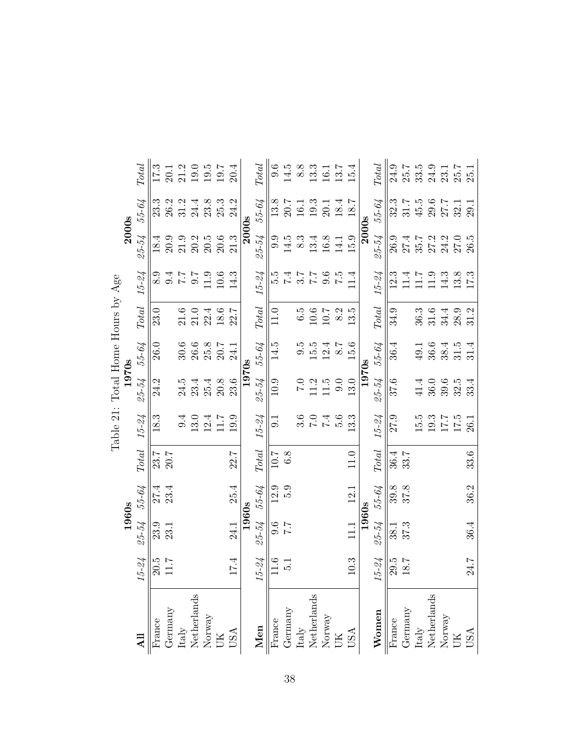Table 21: Total Home Hours by Age

| **All** | 1960s | | | | 1970s | | | | 2000s | | | |
|---|---|---|---|---|---|---|---|---|---|---|---|---|
| | *15-24* | *25-54* | *55-64* | *Total* | *15-24* | *25-54* | *55-64* | *Total* | *15-24* | *25-54* | *55-64* | *Total* |
| France | 20.5 | 23.9 | 27.4 | 23.7 | 18.3 | 24.2 | 26.0 | 23.0 | 8.9 | 18.4 | 23.3 | 17.3 |
| Germany | 11.7 | 23.1 | 23.4 | 20.7 | | | | | 9.4 | 20.9 | 26.2 | 20.1 |
| Italy | | | | | 9.4 | 24.5 | 30.6 | 21.6 | 7.7 | 21.9 | 31.2 | 21.2 |
| Netherlands | | | | | 13.0 | 23.4 | 26.6 | 21.0 | 9.7 | 20.2 | 24.4 | 19.0 |
| Norway | | | | | 12.4 | 25.4 | 25.8 | 22.4 | 11.9 | 20.5 | 23.8 | 19.5 |
| UK | | | | | 11.7 | 20.8 | 20.7 | 18.6 | 10.6 | 20.6 | 25.3 | 19.7 |
| USA | 17.4 | 24.1 | 25.4 | 22.7 | 19.9 | 23.6 | 24.1 | 22.7 | 14.3 | 21.3 | 24.2 | 20.4 |

| **Men** | 1960s | | | | 1970s | | | | 2000s | | | |
|---|---|---|---|---|---|---|---|---|---|---|---|---|
| | *15-24* | *25-54* | *55-64* | *Total* | *15-24* | *25-54* | *55-64* | *Total* | *15-24* | *25-54* | *55-64* | *Total* |
| France | 11.6 | 9.6 | 12.9 | 10.7 | 9.1 | 10.9 | 14.5 | 11.0 | 5.5 | 9.9 | 13.8 | 9.6 |
| Germany | 5.1 | 7.7 | 5.9 | 6.8 | | | | | 7.4 | 14.5 | 20.7 | 14.5 |
| Italy | | | | | 3.6 | 7.0 | 9.5 | 6.5 | 3.7 | 8.3 | 16.1 | 8.8 |
| Netherlands | | | | | 7.0 | 11.2 | 15.5 | 10.6 | 7.7 | 13.4 | 19.3 | 13.3 |
| Norway | | | | | 7.4 | 11.5 | 12.4 | 10.7 | 9.6 | 16.8 | 20.1 | 16.1 |
| UK | | | | | 5.6 | 9.0 | 8.7 | 8.2 | 7.5 | 14.1 | 18.4 | 13.7 |
| USA | 10.3 | 11.1 | 12.1 | 11.0 | 13.3 | 13.0 | 15.6 | 13.5 | 11.4 | 15.9 | 18.7 | 15.4 |

| **Women** | 1960s | | | | 1970s | | | | 2000s | | | |
|---|---|---|---|---|---|---|---|---|---|---|---|---|
| | *15-24* | *25-54* | *55-64* | *Total* | *15-24* | *25-54* | *55-64* | *Total* | *15-24* | *25-54* | *55-64* | *Total* |
| France | 29.5 | 38.1 | 39.8 | 36.4 | 27.9 | 37.6 | 36.4 | 34.9 | 12.3 | 26.9 | 32.3 | 24.9 |
| Germany | 18.7 | 37.3 | 37.8 | 33.7 | | | | | 11.4 | 27.4 | 31.7 | 25.7 |
| Italy | | | | | 15.5 | 41.4 | 49.1 | 36.3 | 11.7 | 35.7 | 45.5 | 33.5 |
| Netherlands | | | | | 19.3 | 36.0 | 36.6 | 31.6 | 11.9 | 27.2 | 29.6 | 24.9 |
| Norway | | | | | 17.7 | 39.6 | 38.4 | 34.4 | 14.3 | 24.2 | 27.7 | 23.1 |
| UK | | | | | 17.5 | 32.5 | 31.5 | 28.9 | 13.8 | 27.0 | 32.1 | 25.7 |
| USA | 24.7 | 36.4 | 36.2 | 33.6 | 26.1 | 33.4 | 31.4 | 31.2 | 17.3 | 26.5 | 29.1 | 25.1 |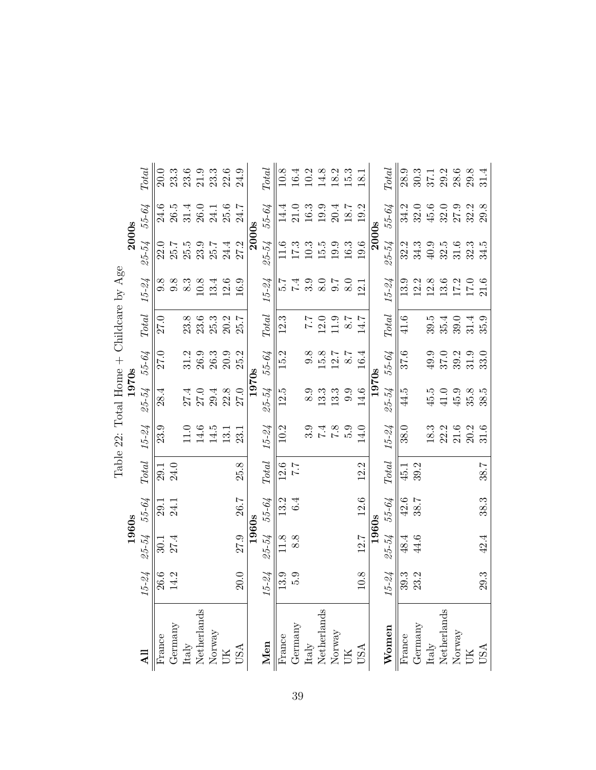Table 22: Total Home + Childcare by Age

| **All** | **1960s** | | | | **1970s** | | | | **2000s** | | | |
|---|---|---|---|---|---|---|---|---|---|---|---|---|
| | *15-24* | *25-54* | *55-64* | *Total* | *15-24* | *25-54* | *55-64* | *Total* | *15-24* | *25-54* | *55-64* | *Total* |
| France | 26.6 | 30.1 | 29.1 | 29.1 | 23.9 | 28.4 | 27.0 | 27.0 | 9.8 | 22.0 | 24.6 | 20.0 |
| Germany | 14.2 | 27.4 | 24.1 | 24.0 | | | | | 9.8 | 25.7 | 26.5 | 23.3 |
| Italy | | | | | 11.0 | 27.4 | 31.2 | 23.8 | 8.3 | 25.5 | 31.4 | 23.6 |
| Netherlands | | | | | 14.6 | 27.0 | 26.9 | 23.6 | 10.8 | 23.9 | 26.0 | 21.9 |
| Norway | | | | | 14.5 | 29.4 | 26.3 | 25.3 | 13.4 | 25.7 | 24.1 | 23.3 |
| UK | | | | | 13.1 | 22.8 | 20.9 | 20.2 | 12.6 | 24.4 | 25.6 | 22.6 |
| USA | 20.0 | 27.9 | 26.7 | 25.8 | 23.1 | 27.0 | 25.2 | 25.7 | 16.9 | 27.2 | 24.7 | 24.9 |

| **Men** | **1960s** | | | | **1970s** | | | | **2000s** | | | |
|---|---|---|---|---|---|---|---|---|---|---|---|---|
| | *15-24* | *25-54* | *55-64* | *Total* | *15-24* | *25-54* | *55-64* | *Total* | *15-24* | *25-54* | *55-64* | *Total* |
| France | 13.9 | 11.8 | 13.2 | 12.6 | 10.2 | 12.5 | 15.2 | 12.3 | 5.7 | 11.6 | 14.4 | 10.8 |
| Germany | 5.9 | 8.8 | 6.4 | 7.7 | | | | | 7.4 | 17.3 | 21.0 | 16.4 |
| Italy | | | | | 3.9 | 8.9 | 9.8 | 7.7 | 3.9 | 10.3 | 16.3 | 10.2 |
| Netherlands | | | | | 7.4 | 13.3 | 15.8 | 12.0 | 8.0 | 15.5 | 19.9 | 14.8 |
| Norway | | | | | 7.8 | 13.3 | 12.7 | 11.9 | 9.7 | 19.9 | 20.4 | 18.2 |
| UK | | | | | 5.9 | 9.9 | 8.7 | 8.7 | 8.0 | 16.3 | 18.7 | 15.3 |
| USA | 10.8 | 12.7 | 12.6 | 12.2 | 14.0 | 14.6 | 16.4 | 14.7 | 12.1 | 19.6 | 19.2 | 18.1 |

| **Women** | **1960s** | | | | **1970s** | | | | **2000s** | | | |
|---|---|---|---|---|---|---|---|---|---|---|---|---|
| | *15-24* | *25-54* | *55-64* | *Total* | *15-24* | *25-54* | *55-64* | *Total* | *15-24* | *25-54* | *55-64* | *Total* |
| France | 39.3 | 48.4 | 42.6 | 45.1 | 38.0 | 44.5 | 37.6 | 41.6 | 13.9 | 32.2 | 34.2 | 28.9 |
| Germany | 23.2 | 44.6 | 38.7 | 39.2 | | | | | 12.2 | 34.3 | 32.0 | 30.3 |
| Italy | | | | | 18.3 | 45.5 | 49.9 | 39.5 | 12.8 | 40.9 | 45.6 | 37.1 |
| Netherlands | | | | | 22.2 | 41.0 | 37.0 | 35.4 | 13.6 | 32.5 | 32.0 | 29.2 |
| Norway | | | | | 21.6 | 45.9 | 39.2 | 39.0 | 17.2 | 31.6 | 27.9 | 28.6 |
| UK | | | | | 20.2 | 35.8 | 31.9 | 31.4 | 17.0 | 32.3 | 32.2 | 29.8 |
| USA | 29.3 | 42.4 | 38.3 | 38.7 | 31.6 | 38.5 | 33.0 | 35.9 | 21.6 | 34.5 | 29.8 | 31.4 |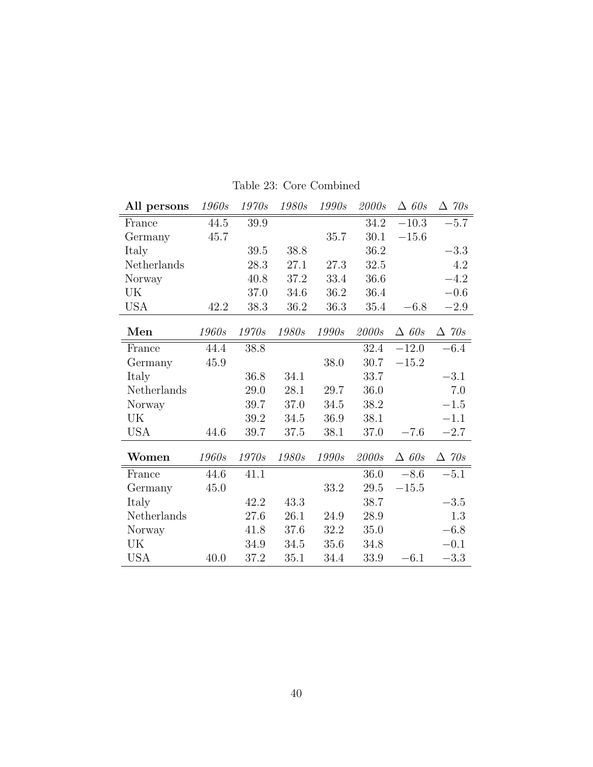Table 23: Core Combined

| **All persons** | *1960s* | *1970s* | *1980s* | *1990s* | *2000s* | Δ *60s* | Δ *70s* |
|---|---|---|---|---|---|---|---|
| France | 44.5 | 39.9 | | | 34.2 | −10.3 | −5.7 |
| Germany | 45.7 | | | 35.7 | 30.1 | −15.6 | |
| Italy | | 39.5 | 38.8 | | 36.2 | | −3.3 |
| Netherlands | | 28.3 | 27.1 | 27.3 | 32.5 | | 4.2 |
| Norway | | 40.8 | 37.2 | 33.4 | 36.6 | | −4.2 |
| UK | | 37.0 | 34.6 | 36.2 | 36.4 | | −0.6 |
| USA | 42.2 | 38.3 | 36.2 | 36.3 | 35.4 | −6.8 | −2.9 |

| **Men** | *1960s* | *1970s* | *1980s* | *1990s* | *2000s* | Δ *60s* | Δ *70s* |
|---|---|---|---|---|---|---|---|
| France | 44.4 | 38.8 | | | 32.4 | −12.0 | −6.4 |
| Germany | 45.9 | | | 38.0 | 30.7 | −15.2 | |
| Italy | | 36.8 | 34.1 | | 33.7 | | −3.1 |
| Netherlands | | 29.0 | 28.1 | 29.7 | 36.0 | | 7.0 |
| Norway | | 39.7 | 37.0 | 34.5 | 38.2 | | −1.5 |
| UK | | 39.2 | 34.5 | 36.9 | 38.1 | | −1.1 |
| USA | 44.6 | 39.7 | 37.5 | 38.1 | 37.0 | −7.6 | −2.7 |

| **Women** | *1960s* | *1970s* | *1980s* | *1990s* | *2000s* | Δ *60s* | Δ *70s* |
|---|---|---|---|---|---|---|---|
| France | 44.6 | 41.1 | | | 36.0 | −8.6 | −5.1 |
| Germany | 45.0 | | | 33.2 | 29.5 | −15.5 | |
| Italy | | 42.2 | 43.3 | | 38.7 | | −3.5 |
| Netherlands | | 27.6 | 26.1 | 24.9 | 28.9 | | 1.3 |
| Norway | | 41.8 | 37.6 | 32.2 | 35.0 | | −6.8 |
| UK | | 34.9 | 34.5 | 35.6 | 34.8 | | −0.1 |
| USA | 40.0 | 37.2 | 35.1 | 34.4 | 33.9 | −6.1 | −3.3 |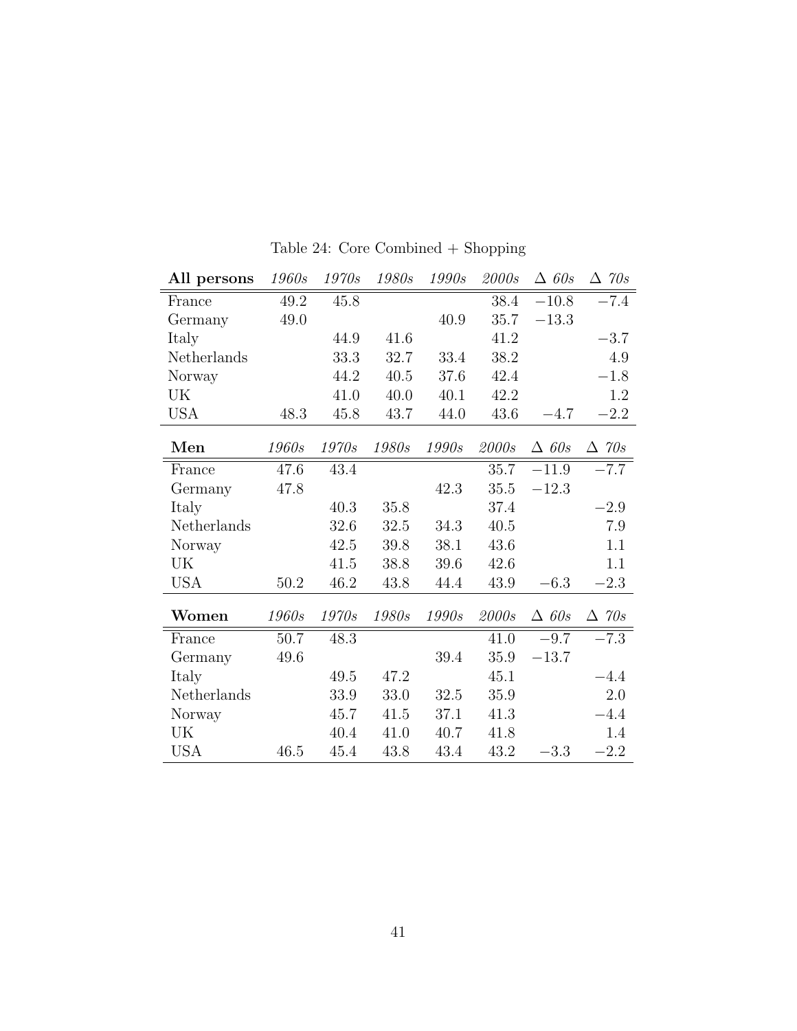Table 24: Core Combined + Shopping

| **All persons** | *1960s* | *1970s* | *1980s* | *1990s* | *2000s* | Δ *60s* | Δ *70s* |
|---|---|---|---|---|---|---|---|
| France | 49.2 | 45.8 | | | 38.4 | −10.8 | −7.4 |
| Germany | 49.0 | | | 40.9 | 35.7 | −13.3 | |
| Italy | | 44.9 | 41.6 | | 41.2 | | −3.7 |
| Netherlands | | 33.3 | 32.7 | 33.4 | 38.2 | | 4.9 |
| Norway | | 44.2 | 40.5 | 37.6 | 42.4 | | −1.8 |
| UK | | 41.0 | 40.0 | 40.1 | 42.2 | | 1.2 |
| USA | 48.3 | 45.8 | 43.7 | 44.0 | 43.6 | −4.7 | −2.2 |

| **Men** | *1960s* | *1970s* | *1980s* | *1990s* | *2000s* | Δ *60s* | Δ *70s* |
|---|---|---|---|---|---|---|---|
| France | 47.6 | 43.4 | | | 35.7 | −11.9 | −7.7 |
| Germany | 47.8 | | | 42.3 | 35.5 | −12.3 | |
| Italy | | 40.3 | 35.8 | | 37.4 | | −2.9 |
| Netherlands | | 32.6 | 32.5 | 34.3 | 40.5 | | 7.9 |
| Norway | | 42.5 | 39.8 | 38.1 | 43.6 | | 1.1 |
| UK | | 41.5 | 38.8 | 39.6 | 42.6 | | 1.1 |
| USA | 50.2 | 46.2 | 43.8 | 44.4 | 43.9 | −6.3 | −2.3 |

| **Women** | *1960s* | *1970s* | *1980s* | *1990s* | *2000s* | Δ *60s* | Δ *70s* |
|---|---|---|---|---|---|---|---|
| France | 50.7 | 48.3 | | | 41.0 | −9.7 | −7.3 |
| Germany | 49.6 | | | 39.4 | 35.9 | −13.7 | |
| Italy | | 49.5 | 47.2 | | 45.1 | | −4.4 |
| Netherlands | | 33.9 | 33.0 | 32.5 | 35.9 | | 2.0 |
| Norway | | 45.7 | 41.5 | 37.1 | 41.3 | | −4.4 |
| UK | | 40.4 | 41.0 | 40.7 | 41.8 | | 1.4 |
| USA | 46.5 | 45.4 | 43.8 | 43.4 | 43.2 | −3.3 | −2.2 |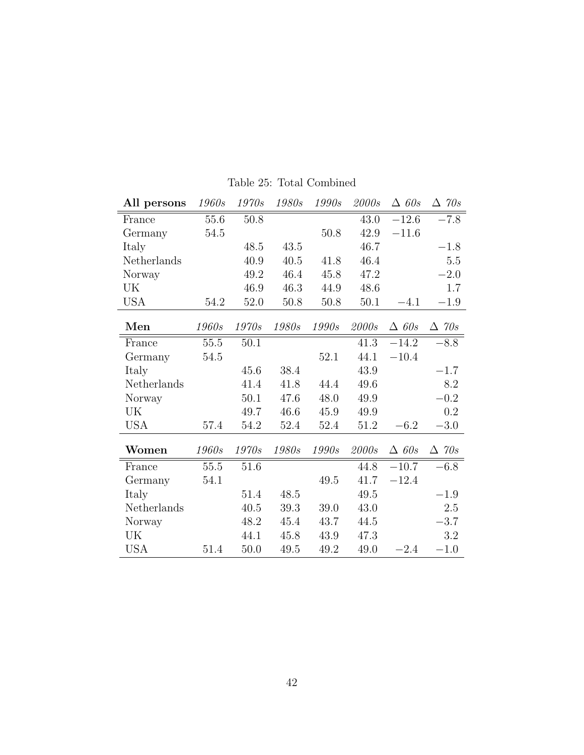Table 25: Total Combined

| **All persons** | *1960s* | *1970s* | *1980s* | *1990s* | *2000s* | $\Delta$ *60s* | $\Delta$ *70s* |
|---|---|---|---|---|---|---|---|
| France | 55.6 | 50.8 | | | 43.0 | −12.6 | −7.8 |
| Germany | 54.5 | | | 50.8 | 42.9 | −11.6 | |
| Italy | | 48.5 | 43.5 | | 46.7 | | −1.8 |
| Netherlands | | 40.9 | 40.5 | 41.8 | 46.4 | | 5.5 |
| Norway | | 49.2 | 46.4 | 45.8 | 47.2 | | −2.0 |
| UK | | 46.9 | 46.3 | 44.9 | 48.6 | | 1.7 |
| USA | 54.2 | 52.0 | 50.8 | 50.8 | 50.1 | −4.1 | −1.9 |

| **Men** | *1960s* | *1970s* | *1980s* | *1990s* | *2000s* | $\Delta$ *60s* | $\Delta$ *70s* |
|---|---|---|---|---|---|---|---|
| France | 55.5 | 50.1 | | | 41.3 | −14.2 | −8.8 |
| Germany | 54.5 | | | 52.1 | 44.1 | −10.4 | |
| Italy | | 45.6 | 38.4 | | 43.9 | | −1.7 |
| Netherlands | | 41.4 | 41.8 | 44.4 | 49.6 | | 8.2 |
| Norway | | 50.1 | 47.6 | 48.0 | 49.9 | | −0.2 |
| UK | | 49.7 | 46.6 | 45.9 | 49.9 | | 0.2 |
| USA | 57.4 | 54.2 | 52.4 | 52.4 | 51.2 | −6.2 | −3.0 |

| **Women** | *1960s* | *1970s* | *1980s* | *1990s* | *2000s* | $\Delta$ *60s* | $\Delta$ *70s* |
|---|---|---|---|---|---|---|---|
| France | 55.5 | 51.6 | | | 44.8 | −10.7 | −6.8 |
| Germany | 54.1 | | | 49.5 | 41.7 | −12.4 | |
| Italy | | 51.4 | 48.5 | | 49.5 | | −1.9 |
| Netherlands | | 40.5 | 39.3 | 39.0 | 43.0 | | 2.5 |
| Norway | | 48.2 | 45.4 | 43.7 | 44.5 | | −3.7 |
| UK | | 44.1 | 45.8 | 43.9 | 47.3 | | 3.2 |
| USA | 51.4 | 50.0 | 49.5 | 49.2 | 49.0 | −2.4 | −1.0 |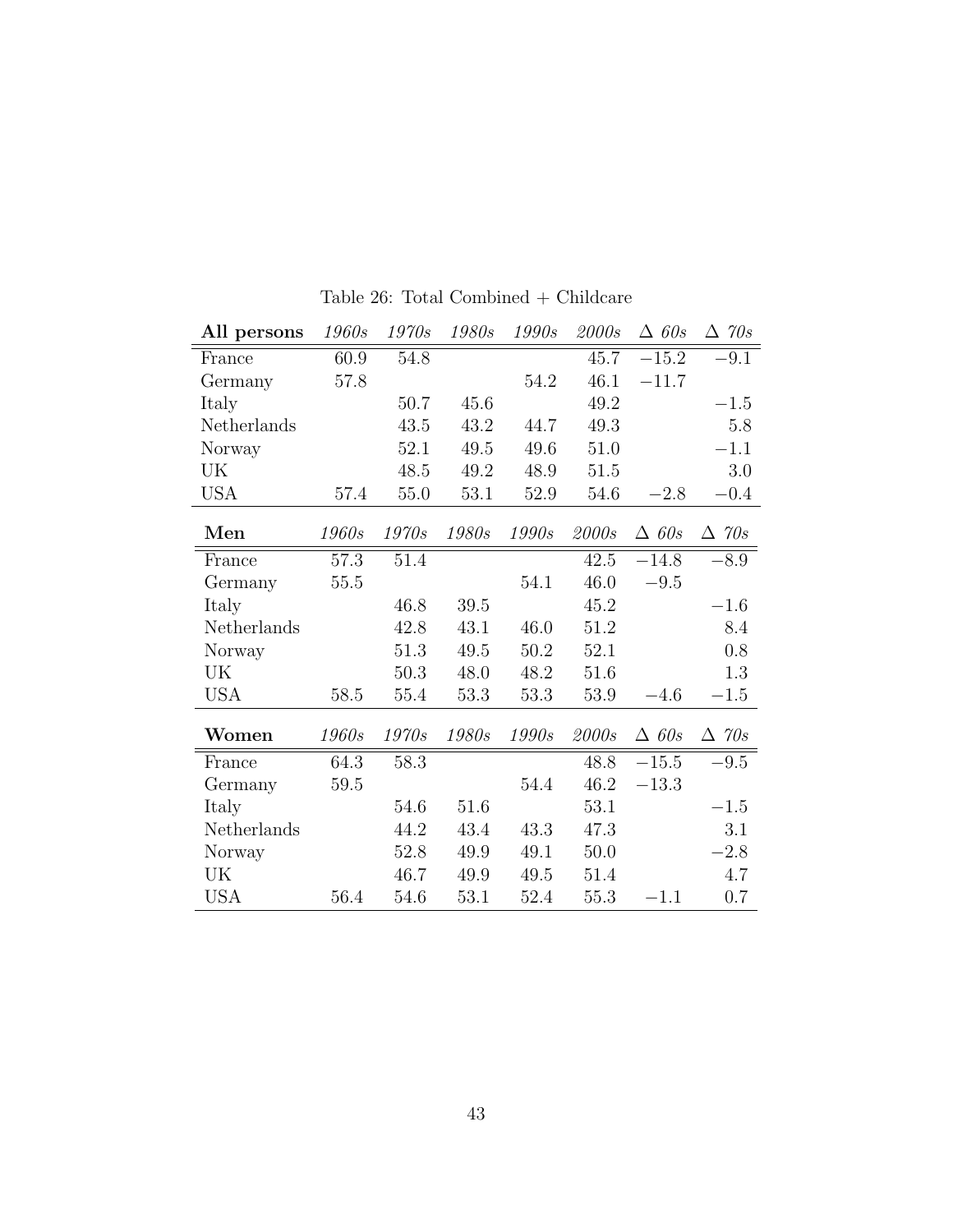Table 26: Total Combined + Childcare

| **All persons** | *1960s* | *1970s* | *1980s* | *1990s* | *2000s* | $\Delta$ *60s* | $\Delta$ *70s* |
|---|---|---|---|---|---|---|---|
| France | 60.9 | 54.8 | | | 45.7 | $-15.2$ | $-9.1$ |
| Germany | 57.8 | | | 54.2 | 46.1 | $-11.7$ | |
| Italy | | 50.7 | 45.6 | | 49.2 | | $-1.5$ |
| Netherlands | | 43.5 | 43.2 | 44.7 | 49.3 | | 5.8 |
| Norway | | 52.1 | 49.5 | 49.6 | 51.0 | | $-1.1$ |
| UK | | 48.5 | 49.2 | 48.9 | 51.5 | | 3.0 |
| USA | 57.4 | 55.0 | 53.1 | 52.9 | 54.6 | $-2.8$ | $-0.4$ |

| **Men** | *1960s* | *1970s* | *1980s* | *1990s* | *2000s* | $\Delta$ *60s* | $\Delta$ *70s* |
|---|---|---|---|---|---|---|---|
| France | 57.3 | 51.4 | | | 42.5 | $-14.8$ | $-8.9$ |
| Germany | 55.5 | | | 54.1 | 46.0 | $-9.5$ | |
| Italy | | 46.8 | 39.5 | | 45.2 | | $-1.6$ |
| Netherlands | | 42.8 | 43.1 | 46.0 | 51.2 | | 8.4 |
| Norway | | 51.3 | 49.5 | 50.2 | 52.1 | | 0.8 |
| UK | | 50.3 | 48.0 | 48.2 | 51.6 | | 1.3 |
| USA | 58.5 | 55.4 | 53.3 | 53.3 | 53.9 | $-4.6$ | $-1.5$ |

| **Women** | *1960s* | *1970s* | *1980s* | *1990s* | *2000s* | $\Delta$ *60s* | $\Delta$ *70s* |
|---|---|---|---|---|---|---|---|
| France | 64.3 | 58.3 | | | 48.8 | $-15.5$ | $-9.5$ |
| Germany | 59.5 | | | 54.4 | 46.2 | $-13.3$ | |
| Italy | | 54.6 | 51.6 | | 53.1 | | $-1.5$ |
| Netherlands | | 44.2 | 43.4 | 43.3 | 47.3 | | 3.1 |
| Norway | | 52.8 | 49.9 | 49.1 | 50.0 | | $-2.8$ |
| UK | | 46.7 | 49.9 | 49.5 | 51.4 | | 4.7 |
| USA | 56.4 | 54.6 | 53.1 | 52.4 | 55.3 | $-1.1$ | 0.7 |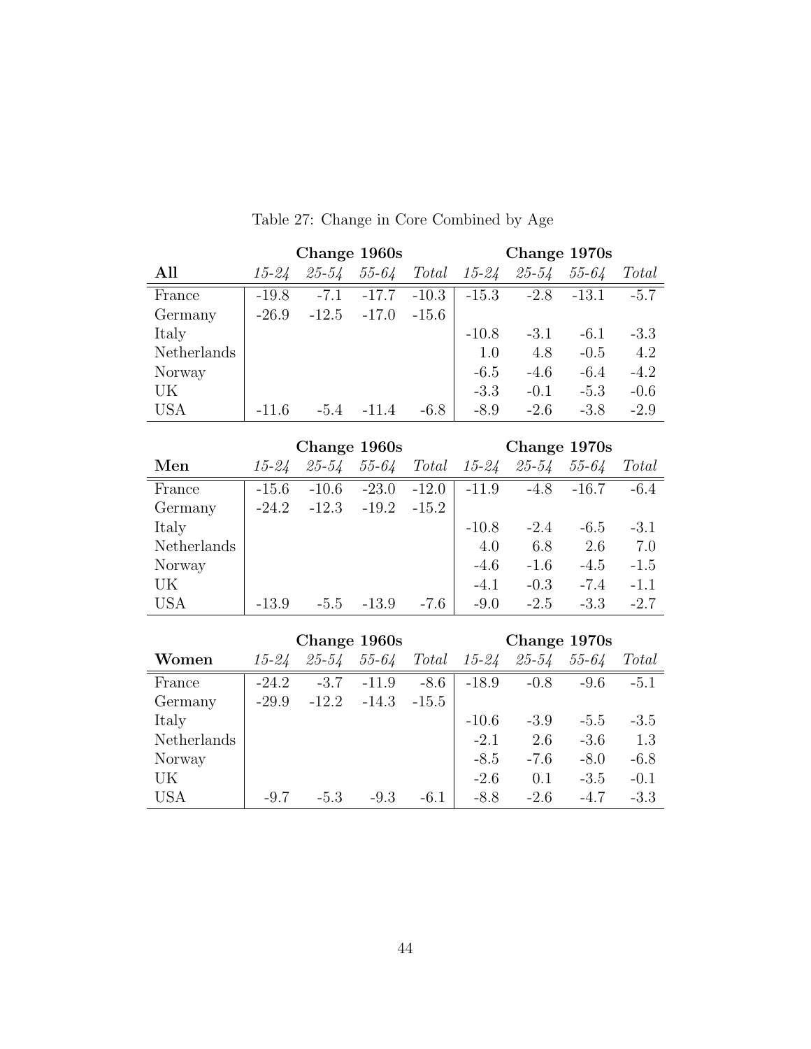Table 27: Change in Core Combined by Age

| | Change 1960s | | | | Change 1970s | | | |
|---|---|---|---|---|---|---|---|---|
| **All** | *15-24* | *25-54* | *55-64* | *Total* | *15-24* | *25-54* | *55-64* | *Total* |
| France | -19.8 | -7.1 | -17.7 | -10.3 | -15.3 | -2.8 | -13.1 | -5.7 |
| Germany | -26.9 | -12.5 | -17.0 | -15.6 | | | | |
| Italy | | | | | -10.8 | -3.1 | -6.1 | -3.3 |
| Netherlands | | | | | 1.0 | 4.8 | -0.5 | 4.2 |
| Norway | | | | | -6.5 | -4.6 | -6.4 | -4.2 |
| UK | | | | | -3.3 | -0.1 | -5.3 | -0.6 |
| USA | -11.6 | -5.4 | -11.4 | -6.8 | -8.9 | -2.6 | -3.8 | -2.9 |

| | Change 1960s | | | | Change 1970s | | | |
|---|---|---|---|---|---|---|---|---|
| **Men** | *15-24* | *25-54* | *55-64* | *Total* | *15-24* | *25-54* | *55-64* | *Total* |
| France | -15.6 | -10.6 | -23.0 | -12.0 | -11.9 | -4.8 | -16.7 | -6.4 |
| Germany | -24.2 | -12.3 | -19.2 | -15.2 | | | | |
| Italy | | | | | -10.8 | -2.4 | -6.5 | -3.1 |
| Netherlands | | | | | 4.0 | 6.8 | 2.6 | 7.0 |
| Norway | | | | | -4.6 | -1.6 | -4.5 | -1.5 |
| UK | | | | | -4.1 | -0.3 | -7.4 | -1.1 |
| USA | -13.9 | -5.5 | -13.9 | -7.6 | -9.0 | -2.5 | -3.3 | -2.7 |

| | Change 1960s | | | | Change 1970s | | | |
|---|---|---|---|---|---|---|---|---|
| **Women** | *15-24* | *25-54* | *55-64* | *Total* | *15-24* | *25-54* | *55-64* | *Total* |
| France | -24.2 | -3.7 | -11.9 | -8.6 | -18.9 | -0.8 | -9.6 | -5.1 |
| Germany | -29.9 | -12.2 | -14.3 | -15.5 | | | | |
| Italy | | | | | -10.6 | -3.9 | -5.5 | -3.5 |
| Netherlands | | | | | -2.1 | 2.6 | -3.6 | 1.3 |
| Norway | | | | | -8.5 | -7.6 | -8.0 | -6.8 |
| UK | | | | | -2.6 | 0.1 | -3.5 | -0.1 |
| USA | -9.7 | -5.3 | -9.3 | -6.1 | -8.8 | -2.6 | -4.7 | -3.3 |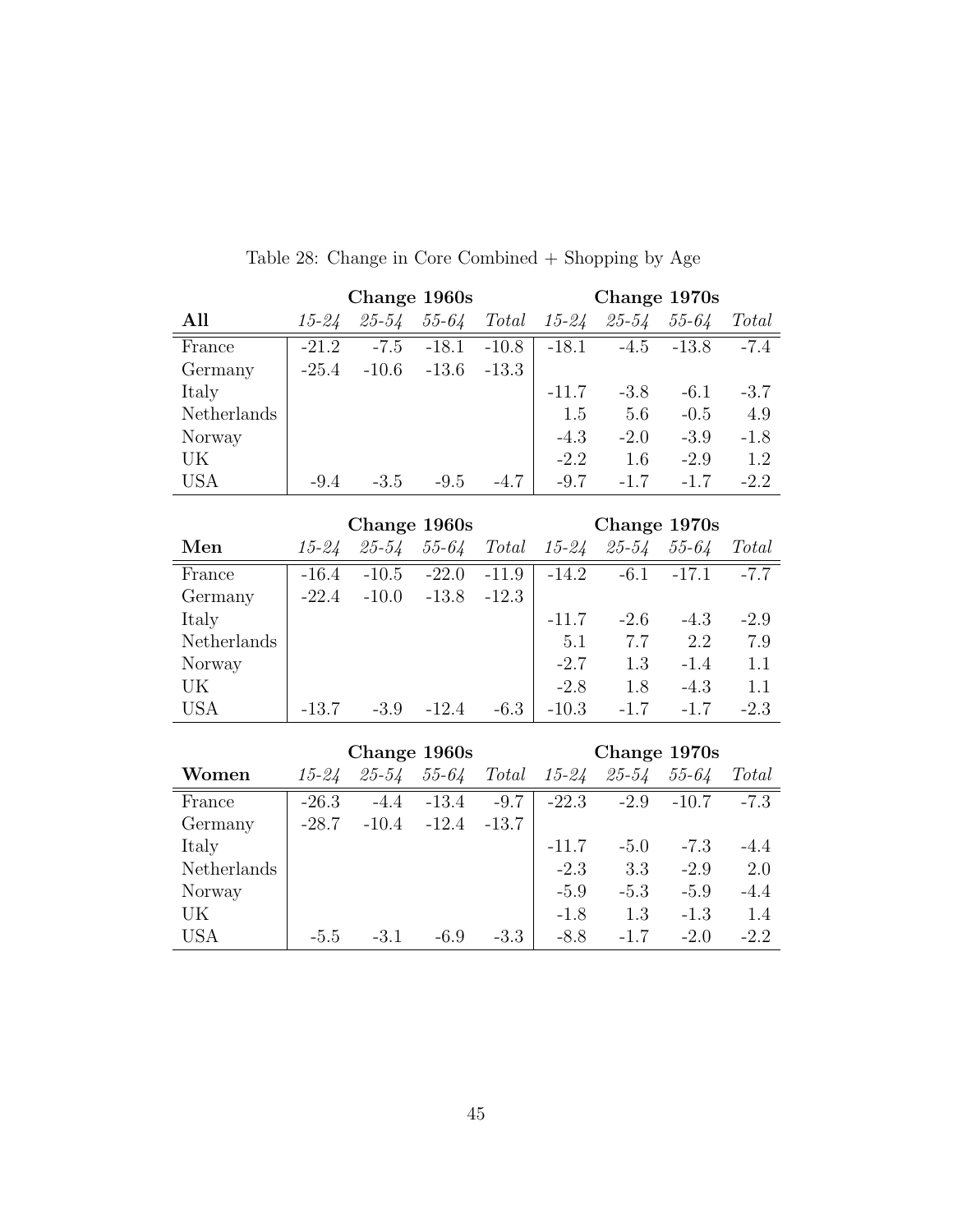Table 28: Change in Core Combined + Shopping by Age

| | Change 1960s | | | | Change 1970s | | | |
|---|---|---|---|---|---|---|---|---|
| **All** | *15-24* | *25-54* | *55-64* | *Total* | *15-24* | *25-54* | *55-64* | *Total* |
| France | -21.2 | -7.5 | -18.1 | -10.8 | -18.1 | -4.5 | -13.8 | -7.4 |
| Germany | -25.4 | -10.6 | -13.6 | -13.3 | | | | |
| Italy | | | | | -11.7 | -3.8 | -6.1 | -3.7 |
| Netherlands | | | | | 1.5 | 5.6 | -0.5 | 4.9 |
| Norway | | | | | -4.3 | -2.0 | -3.9 | -1.8 |
| UK | | | | | -2.2 | 1.6 | -2.9 | 1.2 |
| USA | -9.4 | -3.5 | -9.5 | -4.7 | -9.7 | -1.7 | -1.7 | -2.2 |

| | Change 1960s | | | | Change 1970s | | | |
|---|---|---|---|---|---|---|---|---|
| **Men** | *15-24* | *25-54* | *55-64* | *Total* | *15-24* | *25-54* | *55-64* | *Total* |
| France | -16.4 | -10.5 | -22.0 | -11.9 | -14.2 | -6.1 | -17.1 | -7.7 |
| Germany | -22.4 | -10.0 | -13.8 | -12.3 | | | | |
| Italy | | | | | -11.7 | -2.6 | -4.3 | -2.9 |
| Netherlands | | | | | 5.1 | 7.7 | 2.2 | 7.9 |
| Norway | | | | | -2.7 | 1.3 | -1.4 | 1.1 |
| UK | | | | | -2.8 | 1.8 | -4.3 | 1.1 |
| USA | -13.7 | -3.9 | -12.4 | -6.3 | -10.3 | -1.7 | -1.7 | -2.3 |

| | Change 1960s | | | | Change 1970s | | | |
|---|---|---|---|---|---|---|---|---|
| **Women** | *15-24* | *25-54* | *55-64* | *Total* | *15-24* | *25-54* | *55-64* | *Total* |
| France | -26.3 | -4.4 | -13.4 | -9.7 | -22.3 | -2.9 | -10.7 | -7.3 |
| Germany | -28.7 | -10.4 | -12.4 | -13.7 | | | | |
| Italy | | | | | -11.7 | -5.0 | -7.3 | -4.4 |
| Netherlands | | | | | -2.3 | 3.3 | -2.9 | 2.0 |
| Norway | | | | | -5.9 | -5.3 | -5.9 | -4.4 |
| UK | | | | | -1.8 | 1.3 | -1.3 | 1.4 |
| USA | -5.5 | -3.1 | -6.9 | -3.3 | -8.8 | -1.7 | -2.0 | -2.2 |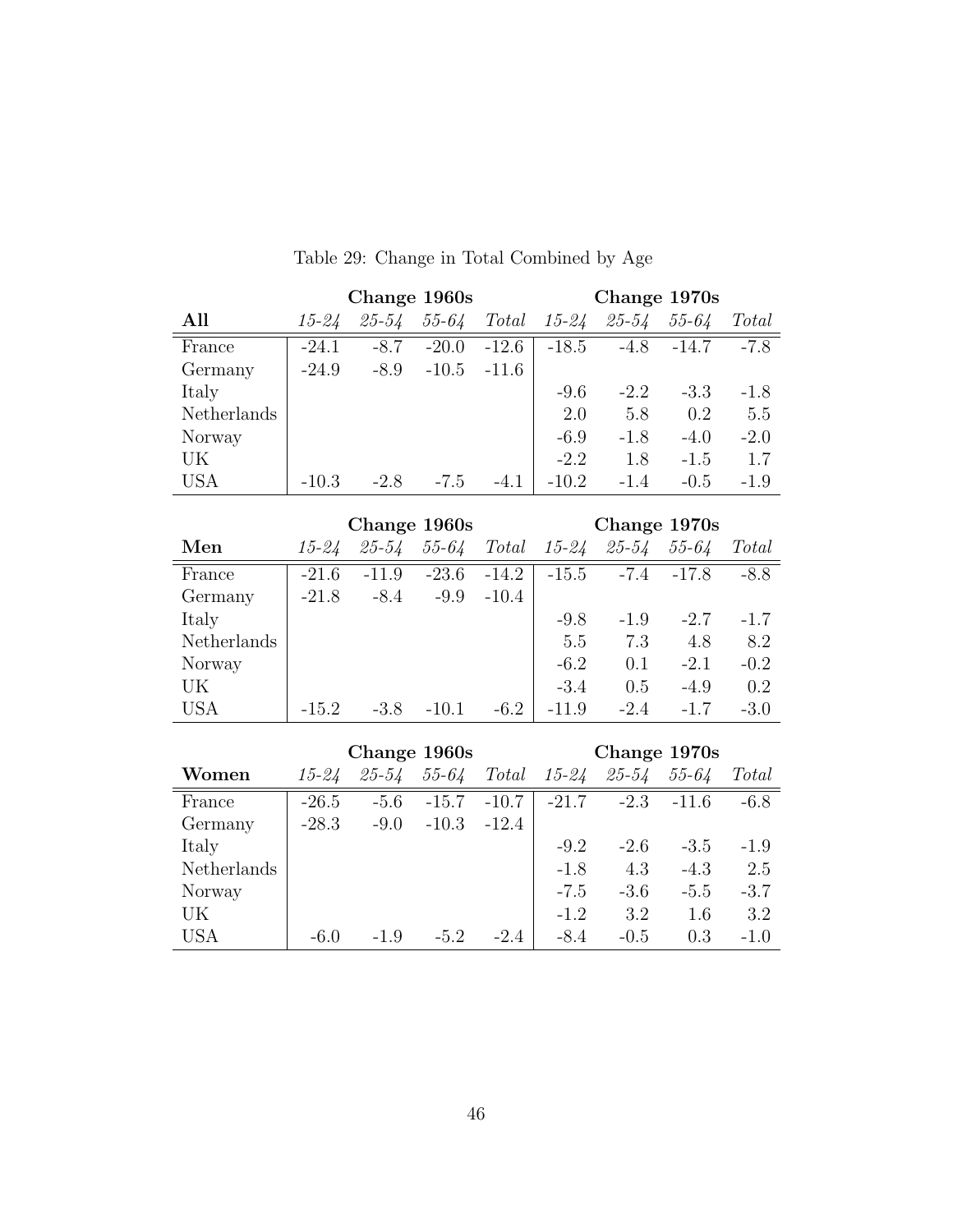Table 29: Change in Total Combined by Age

| | Change 1960s | | | | Change 1970s | | | |
|---|---|---|---|---|---|---|---|---|
| **All** | *15-24* | *25-54* | *55-64* | *Total* | *15-24* | *25-54* | *55-64* | *Total* |
| France | -24.1 | -8.7 | -20.0 | -12.6 | -18.5 | -4.8 | -14.7 | -7.8 |
| Germany | -24.9 | -8.9 | -10.5 | -11.6 | | | | |
| Italy | | | | | -9.6 | -2.2 | -3.3 | -1.8 |
| Netherlands | | | | | 2.0 | 5.8 | 0.2 | 5.5 |
| Norway | | | | | -6.9 | -1.8 | -4.0 | -2.0 |
| UK | | | | | -2.2 | 1.8 | -1.5 | 1.7 |
| USA | -10.3 | -2.8 | -7.5 | -4.1 | -10.2 | -1.4 | -0.5 | -1.9 |

| | Change 1960s | | | | Change 1970s | | | |
|---|---|---|---|---|---|---|---|---|
| **Men** | *15-24* | *25-54* | *55-64* | *Total* | *15-24* | *25-54* | *55-64* | *Total* |
| France | -21.6 | -11.9 | -23.6 | -14.2 | -15.5 | -7.4 | -17.8 | -8.8 |
| Germany | -21.8 | -8.4 | -9.9 | -10.4 | | | | |
| Italy | | | | | -9.8 | -1.9 | -2.7 | -1.7 |
| Netherlands | | | | | 5.5 | 7.3 | 4.8 | 8.2 |
| Norway | | | | | -6.2 | 0.1 | -2.1 | -0.2 |
| UK | | | | | -3.4 | 0.5 | -4.9 | 0.2 |
| USA | -15.2 | -3.8 | -10.1 | -6.2 | -11.9 | -2.4 | -1.7 | -3.0 |

| | Change 1960s | | | | Change 1970s | | | |
|---|---|---|---|---|---|---|---|---|
| **Women** | *15-24* | *25-54* | *55-64* | *Total* | *15-24* | *25-54* | *55-64* | *Total* |
| France | -26.5 | -5.6 | -15.7 | -10.7 | -21.7 | -2.3 | -11.6 | -6.8 |
| Germany | -28.3 | -9.0 | -10.3 | -12.4 | | | | |
| Italy | | | | | -9.2 | -2.6 | -3.5 | -1.9 |
| Netherlands | | | | | -1.8 | 4.3 | -4.3 | 2.5 |
| Norway | | | | | -7.5 | -3.6 | -5.5 | -3.7 |
| UK | | | | | -1.2 | 3.2 | 1.6 | 3.2 |
| USA | -6.0 | -1.9 | -5.2 | -2.4 | -8.4 | -0.5 | 0.3 | -1.0 |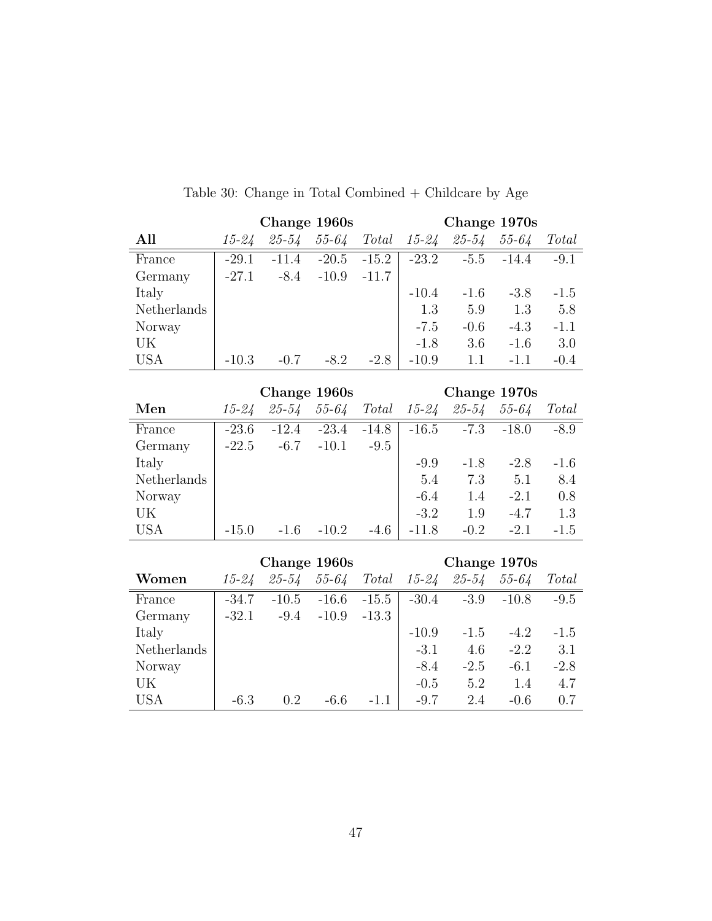Table 30: Change in Total Combined + Childcare by Age

| | Change 1960s | | | | Change 1970s | | | |
|---|---|---|---|---|---|---|---|---|
| **All** | *15-24* | *25-54* | *55-64* | *Total* | *15-24* | *25-54* | *55-64* | *Total* |
| France | -29.1 | -11.4 | -20.5 | -15.2 | -23.2 | -5.5 | -14.4 | -9.1 |
| Germany | -27.1 | -8.4 | -10.9 | -11.7 | | | | |
| Italy | | | | | -10.4 | -1.6 | -3.8 | -1.5 |
| Netherlands | | | | | 1.3 | 5.9 | 1.3 | 5.8 |
| Norway | | | | | -7.5 | -0.6 | -4.3 | -1.1 |
| UK | | | | | -1.8 | 3.6 | -1.6 | 3.0 |
| USA | -10.3 | -0.7 | -8.2 | -2.8 | -10.9 | 1.1 | -1.1 | -0.4 |

| | Change 1960s | | | | Change 1970s | | | |
|---|---|---|---|---|---|---|---|---|
| **Men** | *15-24* | *25-54* | *55-64* | *Total* | *15-24* | *25-54* | *55-64* | *Total* |
| France | -23.6 | -12.4 | -23.4 | -14.8 | -16.5 | -7.3 | -18.0 | -8.9 |
| Germany | -22.5 | -6.7 | -10.1 | -9.5 | | | | |
| Italy | | | | | -9.9 | -1.8 | -2.8 | -1.6 |
| Netherlands | | | | | 5.4 | 7.3 | 5.1 | 8.4 |
| Norway | | | | | -6.4 | 1.4 | -2.1 | 0.8 |
| UK | | | | | -3.2 | 1.9 | -4.7 | 1.3 |
| USA | -15.0 | -1.6 | -10.2 | -4.6 | -11.8 | -0.2 | -2.1 | -1.5 |

| | Change 1960s | | | | Change 1970s | | | |
|---|---|---|---|---|---|---|---|---|
| **Women** | *15-24* | *25-54* | *55-64* | *Total* | *15-24* | *25-54* | *55-64* | *Total* |
| France | -34.7 | -10.5 | -16.6 | -15.5 | -30.4 | -3.9 | -10.8 | -9.5 |
| Germany | -32.1 | -9.4 | -10.9 | -13.3 | | | | |
| Italy | | | | | -10.9 | -1.5 | -4.2 | -1.5 |
| Netherlands | | | | | -3.1 | 4.6 | -2.2 | 3.1 |
| Norway | | | | | -8.4 | -2.5 | -6.1 | -2.8 |
| UK | | | | | -0.5 | 5.2 | 1.4 | 4.7 |
| USA | -6.3 | 0.2 | -6.6 | -1.1 | -9.7 | 2.4 | -0.6 | 0.7 |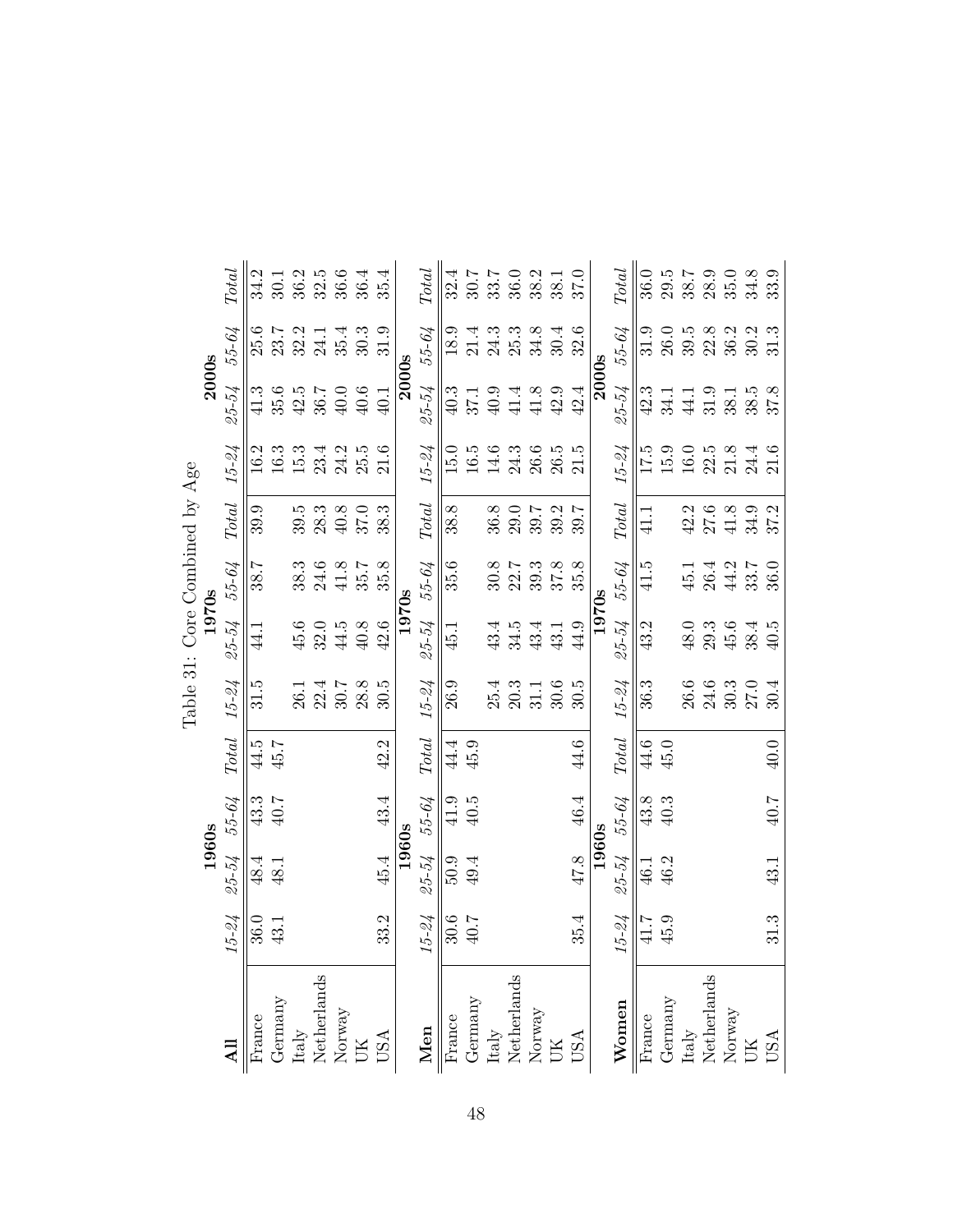Table 31: Core Combined by Age

| **All** | **1960s** | | | | **1970s** | | | | **2000s** | | | |
|---|---|---|---|---|---|---|---|---|---|---|---|---|
| | *15-24* | *25-54* | *55-64* | *Total* | *15-24* | *25-54* | *55-64* | *Total* | *15-24* | *25-54* | *55-64* | *Total* |
| France | 36.0 | 48.4 | 43.3 | 44.5 | 31.5 | 44.1 | 38.7 | 39.9 | 16.2 | 41.3 | 25.6 | 34.2 |
| Germany | 43.1 | 48.1 | 40.7 | 45.7 | | | | | 16.3 | 35.6 | 23.7 | 30.1 |
| Italy | | | | | 26.1 | 45.6 | 38.3 | 39.5 | 15.3 | 42.5 | 32.2 | 36.2 |
| Netherlands | | | | | 22.4 | 32.0 | 24.6 | 28.3 | 23.4 | 36.7 | 24.1 | 32.5 |
| Norway | | | | | 30.7 | 44.5 | 41.8 | 40.8 | 24.2 | 40.0 | 35.4 | 36.6 |
| UK | | | | | 28.8 | 40.8 | 35.7 | 37.0 | 25.5 | 40.6 | 30.3 | 36.4 |
| USA | 33.2 | 45.4 | 43.4 | 42.2 | 30.5 | 42.6 | 35.8 | 38.3 | 21.6 | 40.1 | 31.9 | 35.4 |

| **Men** | **1960s** | | | | **1970s** | | | | **2000s** | | | |
|---|---|---|---|---|---|---|---|---|---|---|---|---|
| | *15-24* | *25-54* | *55-64* | *Total* | *15-24* | *25-54* | *55-64* | *Total* | *15-24* | *25-54* | *55-64* | *Total* |
| France | 30.6 | 50.9 | 41.9 | 44.4 | 26.9 | 45.1 | 35.6 | 38.8 | 15.0 | 40.3 | 18.9 | 32.4 |
| Germany | 40.7 | 49.4 | 40.5 | 45.9 | | | | | 16.5 | 37.1 | 21.4 | 30.7 |
| Italy | | | | | 25.4 | 43.4 | 30.8 | 36.8 | 14.6 | 40.9 | 24.3 | 33.7 |
| Netherlands | | | | | 20.3 | 34.5 | 22.7 | 29.0 | 24.3 | 41.4 | 25.3 | 36.0 |
| Norway | | | | | 31.1 | 43.4 | 39.3 | 39.7 | 26.6 | 41.8 | 34.8 | 38.2 |
| UK | | | | | 30.6 | 43.1 | 37.8 | 39.2 | 26.5 | 42.9 | 30.4 | 38.1 |
| USA | 35.4 | 47.8 | 46.4 | 44.6 | 30.5 | 44.9 | 35.8 | 39.7 | 21.5 | 42.4 | 32.6 | 37.0 |

| **Women** | **1960s** | | | | **1970s** | | | | **2000s** | | | |
|---|---|---|---|---|---|---|---|---|---|---|---|---|
| | *15-24* | *25-54* | *55-64* | *Total* | *15-24* | *25-54* | *55-64* | *Total* | *15-24* | *25-54* | *55-64* | *Total* |
| France | 41.7 | 46.1 | 43.8 | 44.6 | 36.3 | 43.2 | 41.5 | 41.1 | 17.5 | 42.3 | 31.9 | 36.0 |
| Germany | 45.9 | 46.2 | 40.3 | 45.0 | | | | | 15.9 | 34.1 | 26.0 | 29.5 |
| Italy | | | | | 26.6 | 48.0 | 45.1 | 42.2 | 16.0 | 44.1 | 39.5 | 38.7 |
| Netherlands | | | | | 24.6 | 29.3 | 26.4 | 27.6 | 22.5 | 31.9 | 22.8 | 28.9 |
| Norway | | | | | 30.3 | 45.6 | 44.2 | 41.8 | 21.8 | 38.1 | 36.2 | 35.0 |
| UK | | | | | 27.0 | 38.4 | 33.7 | 34.9 | 24.4 | 38.5 | 30.2 | 34.8 |
| USA | 31.3 | 43.1 | 40.7 | 40.0 | 30.4 | 40.5 | 36.0 | 37.2 | 21.6 | 37.8 | 31.3 | 33.9 |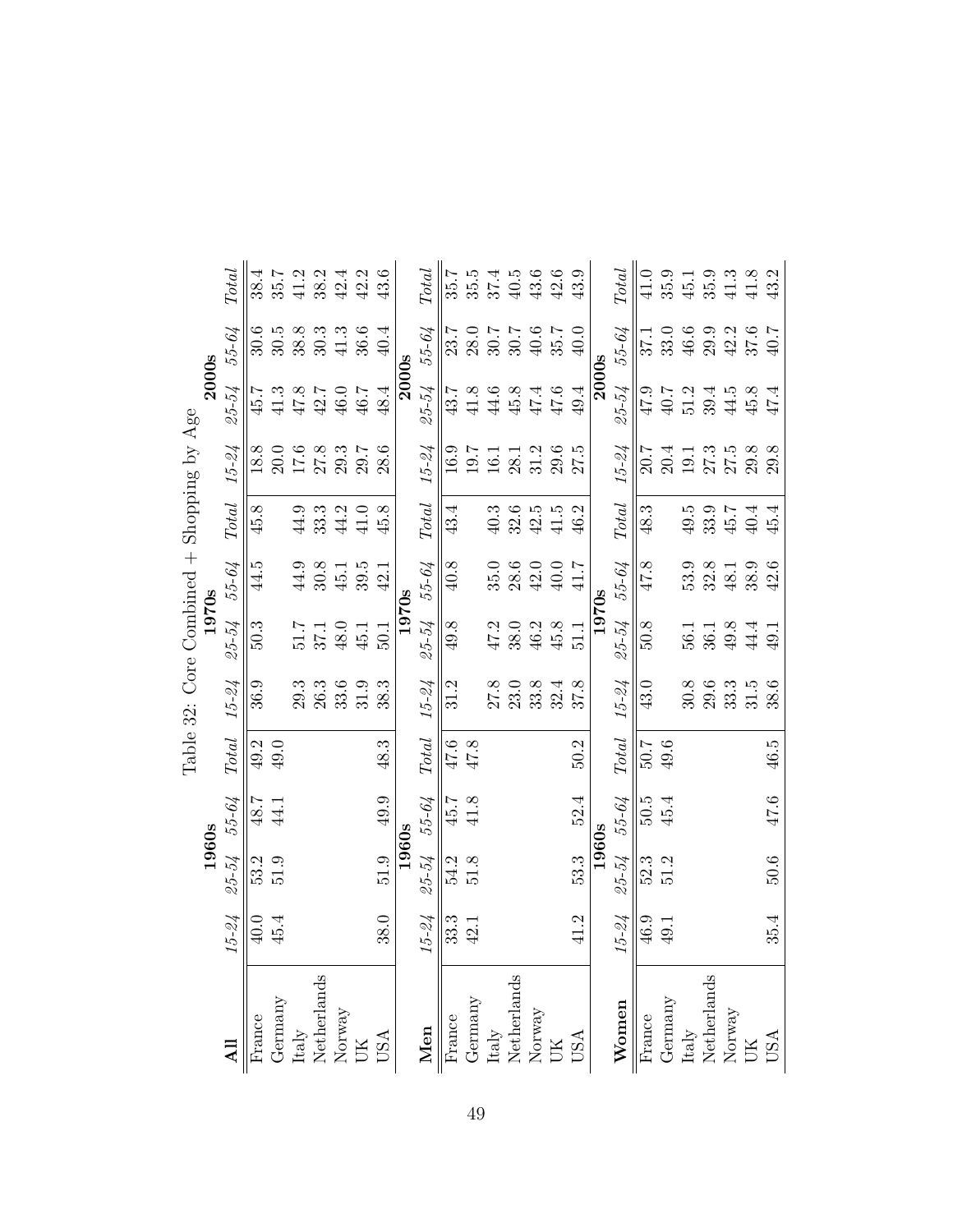Table 32: Core Combined + Shopping by Age

| All | 1960s | | | | 1970s | | | | 2000s | | | |
|---|---|---|---|---|---|---|---|---|---|---|---|---|
| | *15-24* | *25-54* | *55-64* | *Total* | *15-24* | *25-54* | *55-64* | *Total* | *15-24* | *25-54* | *55-64* | *Total* |
| France | 40.0 | 53.2 | 48.7 | 49.2 | 36.9 | 50.3 | 44.5 | 45.8 | 18.8 | 45.7 | 30.6 | 38.4 |
| Germany | 45.4 | 51.9 | 44.1 | 49.0 | | | | | 20.0 | 41.3 | 30.5 | 35.7 |
| Italy | | | | | 29.3 | 51.7 | 44.9 | 44.9 | 17.6 | 47.8 | 38.8 | 41.2 |
| Netherlands | | | | | 26.3 | 37.1 | 30.8 | 33.3 | 27.8 | 42.7 | 30.3 | 38.2 |
| Norway | | | | | 33.6 | 48.0 | 45.1 | 44.2 | 29.3 | 46.0 | 41.3 | 42.4 |
| UK | | | | | 31.9 | 45.1 | 39.5 | 41.0 | 29.7 | 46.7 | 36.6 | 42.2 |
| USA | 38.0 | 51.9 | 49.9 | 48.3 | 38.3 | 50.1 | 42.1 | 45.8 | 28.6 | 48.4 | 40.4 | 43.6 |

| Men | 1960s | | | | 1970s | | | | 2000s | | | |
|---|---|---|---|---|---|---|---|---|---|---|---|---|
| | *15-24* | *25-54* | *55-64* | *Total* | *15-24* | *25-54* | *55-64* | *Total* | *15-24* | *25-54* | *55-64* | *Total* |
| France | 33.3 | 54.2 | 45.7 | 47.6 | 31.2 | 49.8 | 40.8 | 43.4 | 16.9 | 43.7 | 23.7 | 35.7 |
| Germany | 42.1 | 51.8 | 41.8 | 47.8 | | | | | 19.7 | 41.8 | 28.0 | 35.5 |
| Italy | | | | | 27.8 | 47.2 | 35.0 | 40.3 | 16.1 | 44.6 | 30.7 | 37.4 |
| Netherlands | | | | | 23.0 | 38.0 | 28.6 | 32.6 | 28.1 | 45.8 | 30.7 | 40.5 |
| Norway | | | | | 33.8 | 46.2 | 42.0 | 42.5 | 31.2 | 47.4 | 40.6 | 43.6 |
| UK | | | | | 32.4 | 45.8 | 40.0 | 41.5 | 29.6 | 47.6 | 35.7 | 42.6 |
| USA | 41.2 | 53.3 | 52.4 | 50.2 | 37.8 | 51.1 | 41.7 | 46.2 | 27.5 | 49.4 | 40.0 | 43.9 |

| Women | 1960s | | | | 1970s | | | | 2000s | | | |
|---|---|---|---|---|---|---|---|---|---|---|---|---|
| | *15-24* | *25-54* | *55-64* | *Total* | *15-24* | *25-54* | *55-64* | *Total* | *15-24* | *25-54* | *55-64* | *Total* |
| France | 46.9 | 52.3 | 50.5 | 50.7 | 43.0 | 50.8 | 47.8 | 48.3 | 20.7 | 47.9 | 37.1 | 41.0 |
| Germany | 49.1 | 51.2 | 45.4 | 49.6 | | | | | 20.4 | 40.7 | 33.0 | 35.9 |
| Italy | | | | | 30.8 | 56.1 | 53.9 | 49.5 | 19.1 | 51.2 | 46.6 | 45.1 |
| Netherlands | | | | | 29.6 | 36.1 | 32.8 | 33.9 | 27.3 | 39.4 | 29.9 | 35.9 |
| Norway | | | | | 33.3 | 49.8 | 48.1 | 45.7 | 27.5 | 44.5 | 42.2 | 41.3 |
| UK | | | | | 31.5 | 44.4 | 38.9 | 40.4 | 29.8 | 45.8 | 37.6 | 41.8 |
| USA | 35.4 | 50.6 | 47.6 | 46.5 | 38.6 | 49.1 | 42.6 | 45.4 | 29.8 | 47.4 | 40.7 | 43.2 |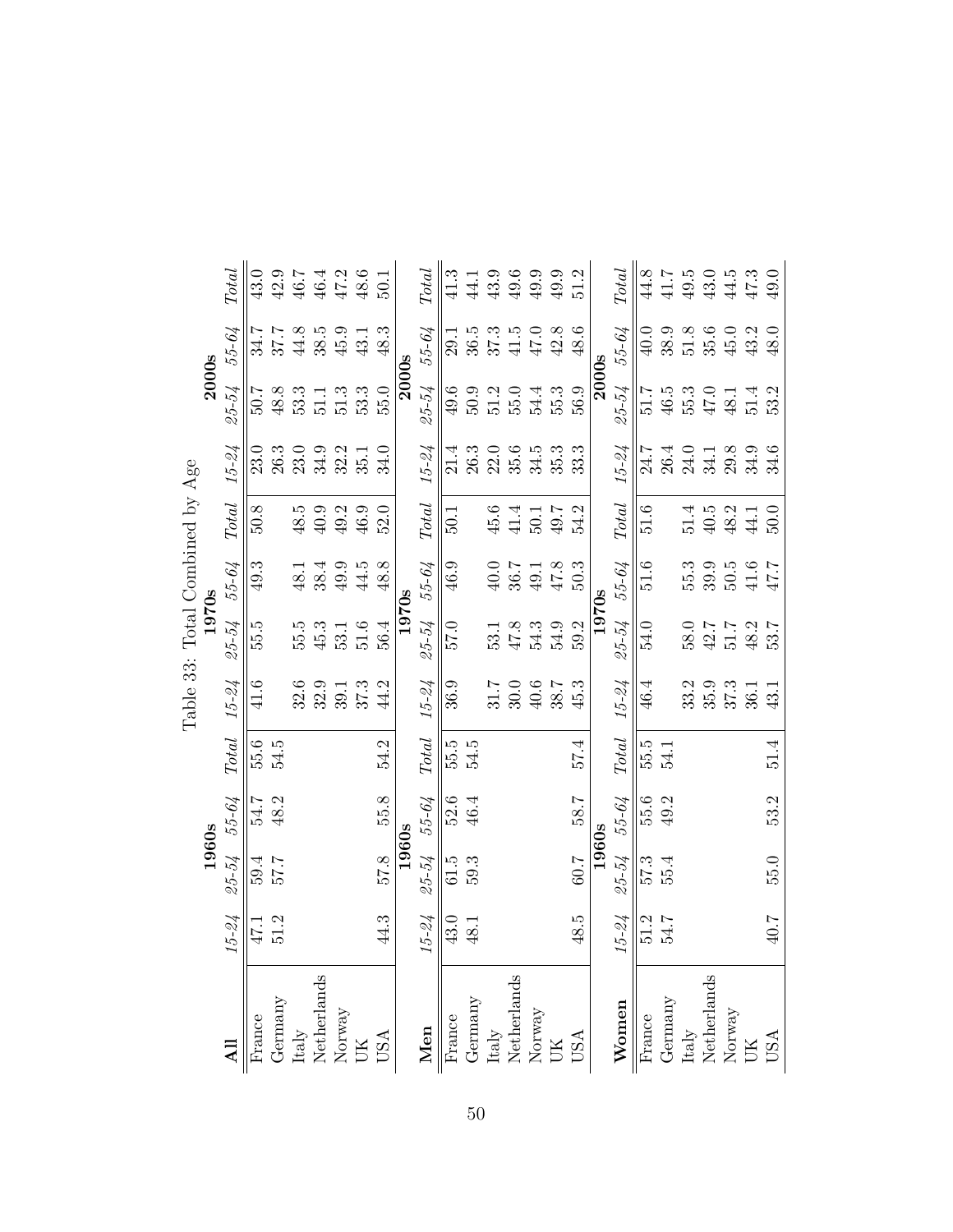Table 33: Total Combined by Age

| **All** | 1960s | | | | 1970s | | | | 2000s | | | |
|---|---|---|---|---|---|---|---|---|---|---|---|---|
| | *15-24* | *25-54* | *55-64* | *Total* | *15-24* | *25-54* | *55-64* | *Total* | *15-24* | *25-54* | *55-64* | *Total* |
| France | 47.1 | 59.4 | 54.7 | 55.6 | 41.6 | 55.5 | 49.3 | 50.8 | 23.0 | 50.7 | 34.7 | 43.0 |
| Germany | 51.2 | 57.7 | 48.2 | 54.5 | | | | | 26.3 | 48.8 | 37.7 | 42.9 |
| Italy | | | | | 32.6 | 55.5 | 48.1 | 48.5 | 23.0 | 53.3 | 44.8 | 46.7 |
| Netherlands | | | | | 32.9 | 45.3 | 38.4 | 40.9 | 34.9 | 51.1 | 38.5 | 46.4 |
| Norway | | | | | 39.1 | 53.1 | 49.9 | 49.2 | 32.2 | 51.3 | 45.9 | 47.2 |
| UK | | | | | 37.3 | 51.6 | 44.5 | 46.9 | 35.1 | 53.3 | 43.1 | 48.6 |
| USA | 44.3 | 57.8 | 55.8 | 54.2 | 44.2 | 56.4 | 48.8 | 52.0 | 34.0 | 55.0 | 48.3 | 50.1 |

| **Men** | 1960s | | | | 1970s | | | | 2000s | | | |
|---|---|---|---|---|---|---|---|---|---|---|---|---|
| | *15-24* | *25-54* | *55-64* | *Total* | *15-24* | *25-54* | *55-64* | *Total* | *15-24* | *25-54* | *55-64* | *Total* |
| France | 43.0 | 61.5 | 52.6 | 55.5 | 36.9 | 57.0 | 46.9 | 50.1 | 21.4 | 49.6 | 29.1 | 41.3 |
| Germany | 48.1 | 59.3 | 46.4 | 54.5 | | | | | 26.3 | 50.9 | 36.5 | 44.1 |
| Italy | | | | | 31.7 | 53.1 | 40.0 | 45.6 | 22.0 | 51.2 | 37.3 | 43.9 |
| Netherlands | | | | | 30.0 | 47.8 | 36.7 | 41.4 | 35.6 | 55.0 | 41.5 | 49.6 |
| Norway | | | | | 40.6 | 54.3 | 49.1 | 50.1 | 34.5 | 54.4 | 47.0 | 49.9 |
| UK | | | | | 38.7 | 54.9 | 47.8 | 49.7 | 35.3 | 55.3 | 42.8 | 49.9 |
| USA | 48.5 | 60.7 | 58.7 | 57.4 | 45.3 | 59.2 | 50.3 | 54.2 | 33.3 | 56.9 | 48.6 | 51.2 |

| **Women** | 1960s | | | | 1970s | | | | 2000s | | | |
|---|---|---|---|---|---|---|---|---|---|---|---|---|
| | *15-24* | *25-54* | *55-64* | *Total* | *15-24* | *25-54* | *55-64* | *Total* | *15-24* | *25-54* | *55-64* | *Total* |
| France | 51.2 | 57.3 | 55.6 | 55.5 | 46.4 | 54.0 | 51.6 | 51.6 | 24.7 | 51.7 | 40.0 | 44.8 |
| Germany | 54.7 | 55.4 | 49.2 | 54.1 | | | | | 26.4 | 46.5 | 38.9 | 41.7 |
| Italy | | | | | 33.2 | 58.0 | 55.3 | 51.4 | 24.0 | 55.3 | 51.8 | 49.5 |
| Netherlands | | | | | 35.9 | 42.7 | 39.9 | 40.5 | 34.1 | 47.0 | 35.6 | 43.0 |
| Norway | | | | | 37.3 | 51.7 | 50.5 | 48.2 | 29.8 | 48.1 | 45.0 | 44.5 |
| UK | | | | | 36.1 | 48.2 | 41.6 | 44.1 | 34.9 | 51.4 | 43.2 | 47.3 |
| USA | 40.7 | 55.0 | 53.2 | 51.4 | 43.1 | 53.7 | 47.7 | 50.0 | 34.6 | 53.2 | 48.0 | 49.0 |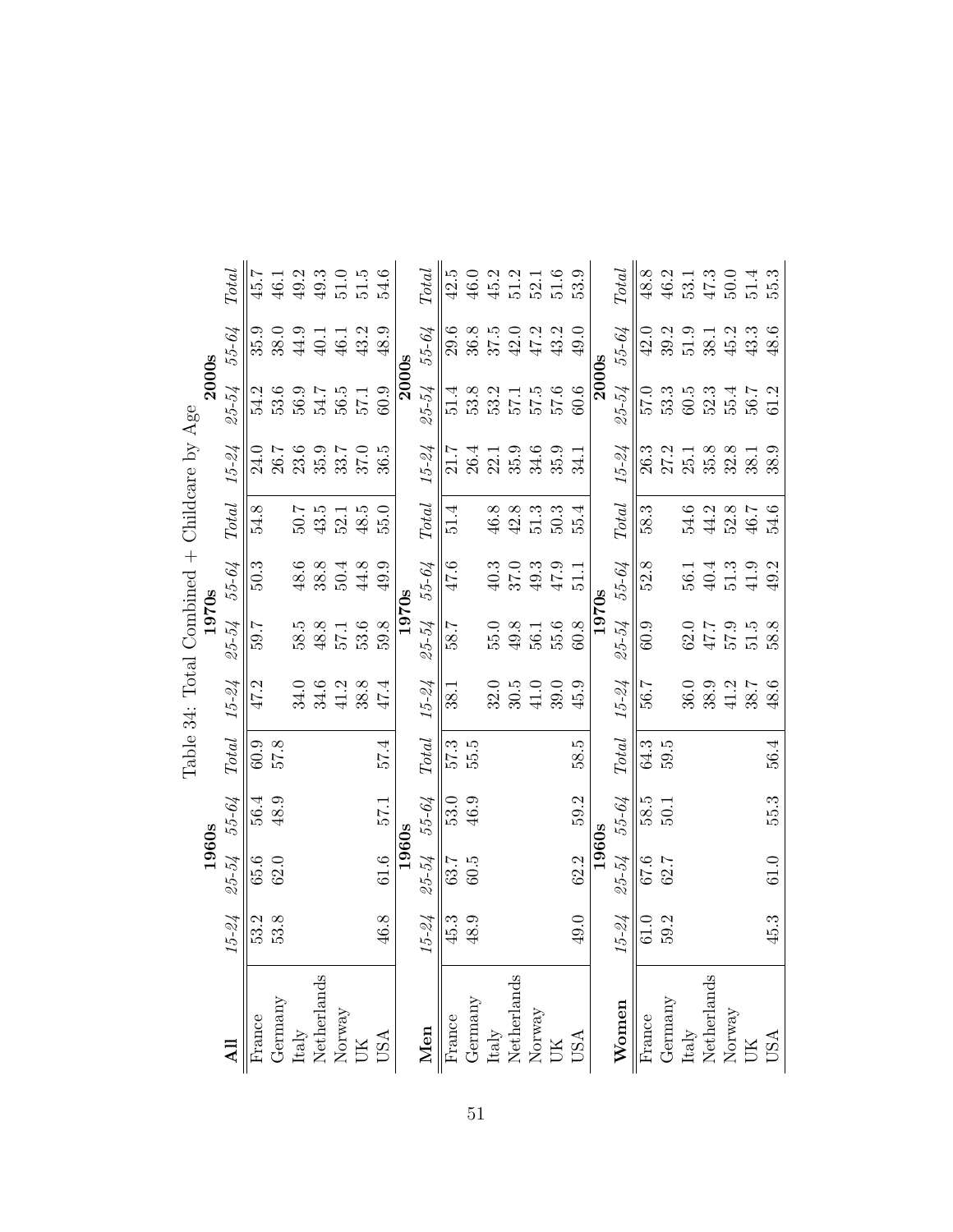Table 34: Total Combined + Childcare by Age

| **All** | 1960s | | | | 1970s | | | | 2000s | | | |
|---|---|---|---|---|---|---|---|---|---|---|---|---|
| | *15-24* | *25-54* | *55-64* | *Total* | *15-24* | *25-54* | *55-64* | *Total* | *15-24* | *25-54* | *55-64* | *Total* |
| France | 53.2 | 65.6 | 56.4 | 60.9 | 47.2 | 59.7 | 50.3 | 54.8 | 24.0 | 54.2 | 35.9 | 45.7 |
| Germany | 53.8 | 62.0 | 48.9 | 57.8 | | | | | 26.7 | 53.6 | 38.0 | 46.1 |
| Italy | | | | | 34.0 | 58.5 | 48.6 | 50.7 | 23.6 | 56.9 | 44.9 | 49.2 |
| Netherlands | | | | | 34.6 | 48.8 | 38.8 | 43.5 | 35.9 | 54.7 | 40.1 | 49.3 |
| Norway | | | | | 41.2 | 57.1 | 50.4 | 52.1 | 33.7 | 56.5 | 46.1 | 51.0 |
| UK | | | | | 38.8 | 53.6 | 44.8 | 48.5 | 37.0 | 57.1 | 43.2 | 51.5 |
| USA | 46.8 | 61.6 | 57.1 | 57.4 | 47.4 | 59.8 | 49.9 | 55.0 | 36.5 | 60.9 | 48.9 | 54.6 |

| **Men** | 1960s | | | | 1970s | | | | 2000s | | | |
|---|---|---|---|---|---|---|---|---|---|---|---|---|
| | *15-24* | *25-54* | *55-64* | *Total* | *15-24* | *25-54* | *55-64* | *Total* | *15-24* | *25-54* | *55-64* | *Total* |
| France | 45.3 | 63.7 | 53.0 | 57.3 | 38.1 | 58.7 | 47.6 | 51.4 | 21.7 | 51.4 | 29.6 | 42.5 |
| Germany | 48.9 | 60.5 | 46.9 | 55.5 | | | | | 26.4 | 53.8 | 36.8 | 46.0 |
| Italy | | | | | 32.0 | 55.0 | 40.3 | 46.8 | 22.1 | 53.2 | 37.5 | 45.2 |
| Netherlands | | | | | 30.5 | 49.8 | 37.0 | 42.8 | 35.9 | 57.1 | 42.0 | 51.2 |
| Norway | | | | | 41.0 | 56.1 | 49.3 | 51.3 | 34.6 | 57.5 | 47.2 | 52.1 |
| UK | | | | | 39.0 | 55.6 | 47.9 | 50.3 | 35.9 | 57.6 | 43.2 | 51.6 |
| USA | 49.0 | 62.2 | 59.2 | 58.5 | 45.9 | 60.8 | 51.1 | 55.4 | 34.1 | 60.6 | 49.0 | 53.9 |

| **Women** | 1960s | | | | 1970s | | | | 2000s | | | |
|---|---|---|---|---|---|---|---|---|---|---|---|---|
| | *15-24* | *25-54* | *55-64* | *Total* | *15-24* | *25-54* | *55-64* | *Total* | *15-24* | *25-54* | *55-64* | *Total* |
| France | 61.0 | 67.6 | 58.5 | 64.3 | 56.7 | 60.9 | 52.8 | 58.3 | 26.3 | 57.0 | 42.0 | 48.8 |
| Germany | 59.2 | 62.7 | 50.1 | 59.5 | | | | | 27.2 | 53.3 | 39.2 | 46.2 |
| Italy | | | | | 36.0 | 62.0 | 56.1 | 54.6 | 25.1 | 60.5 | 51.9 | 53.1 |
| Netherlands | | | | | 38.9 | 47.7 | 40.4 | 44.2 | 35.8 | 52.3 | 38.1 | 47.3 |
| Norway | | | | | 41.2 | 57.9 | 51.3 | 52.8 | 32.8 | 55.4 | 45.2 | 50.0 |
| UK | | | | | 38.7 | 51.5 | 41.9 | 46.7 | 38.1 | 56.7 | 43.3 | 51.4 |
| USA | 45.3 | 61.0 | 55.3 | 56.4 | 48.6 | 58.8 | 49.2 | 54.6 | 38.9 | 61.2 | 48.6 | 55.3 |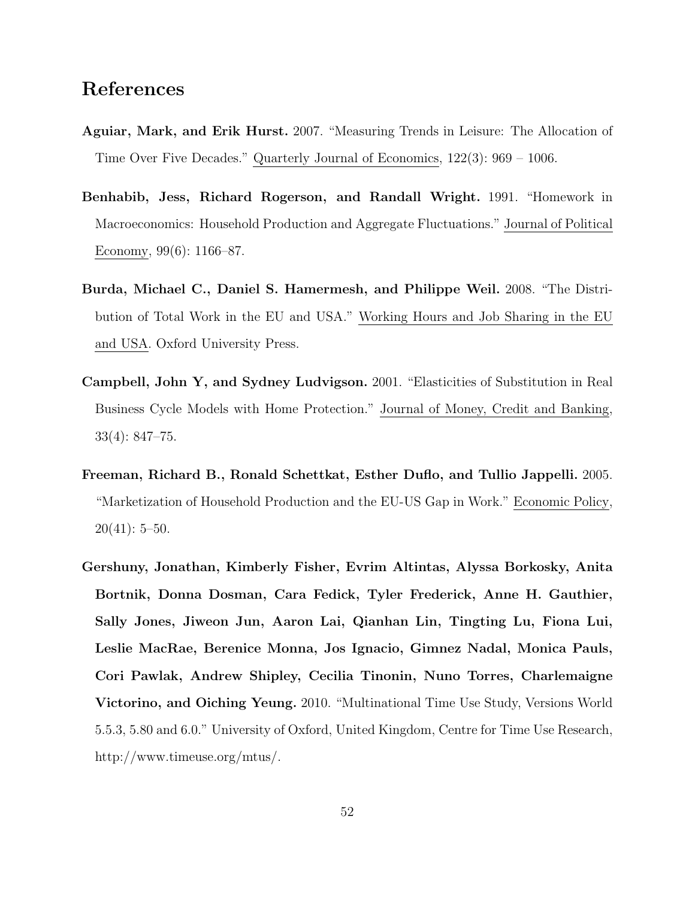## References

**Aguiar, Mark, and Erik Hurst.** 2007. "Measuring Trends in Leisure: The Allocation of Time Over Five Decades." Quarterly Journal of Economics, 122(3): 969 – 1006.

**Benhabib, Jess, Richard Rogerson, and Randall Wright.** 1991. "Homework in Macroeconomics: Household Production and Aggregate Fluctuations." Journal of Political Economy, 99(6): 1166–87.

**Burda, Michael C., Daniel S. Hamermesh, and Philippe Weil.** 2008. "The Distribution of Total Work in the EU and USA." Working Hours and Job Sharing in the EU and USA. Oxford University Press.

**Campbell, John Y, and Sydney Ludvigson.** 2001. "Elasticities of Substitution in Real Business Cycle Models with Home Protection." Journal of Money, Credit and Banking, 33(4): 847–75.

**Freeman, Richard B., Ronald Schettkat, Esther Duflo, and Tullio Jappelli.** 2005. "Marketization of Household Production and the EU-US Gap in Work." Economic Policy, 20(41): 5–50.

**Gershuny, Jonathan, Kimberly Fisher, Evrim Altintas, Alyssa Borkosky, Anita Bortnik, Donna Dosman, Cara Fedick, Tyler Frederick, Anne H. Gauthier, Sally Jones, Jiweon Jun, Aaron Lai, Qianhan Lin, Tingting Lu, Fiona Lui, Leslie MacRae, Berenice Monna, Jos Ignacio, Gimnez Nadal, Monica Pauls, Cori Pawlak, Andrew Shipley, Cecilia Tinonin, Nuno Torres, Charlemaigne Victorino, and Oiching Yeung.** 2010. "Multinational Time Use Study, Versions World 5.5.3, 5.80 and 6.0." University of Oxford, United Kingdom, Centre for Time Use Research, http://www.timeuse.org/mtus/.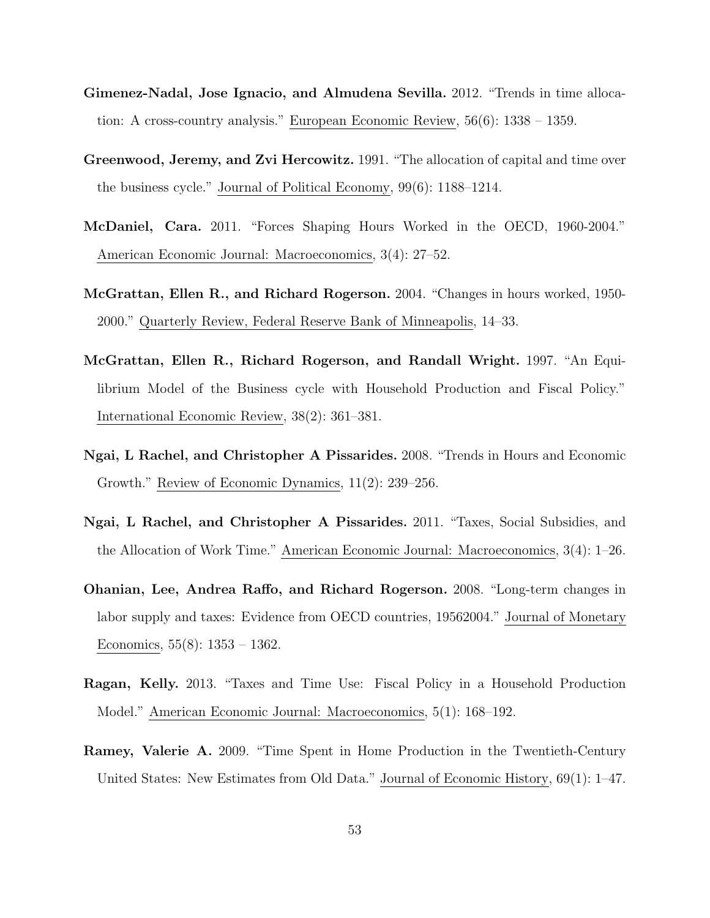**Gimenez-Nadal, Jose Ignacio, and Almudena Sevilla.** 2012. "Trends in time allocation: A cross-country analysis." European Economic Review, 56(6): 1338 – 1359.

**Greenwood, Jeremy, and Zvi Hercowitz.** 1991. "The allocation of capital and time over the business cycle." Journal of Political Economy, 99(6): 1188–1214.

**McDaniel, Cara.** 2011. "Forces Shaping Hours Worked in the OECD, 1960-2004." American Economic Journal: Macroeconomics, 3(4): 27–52.

**McGrattan, Ellen R., and Richard Rogerson.** 2004. "Changes in hours worked, 1950-2000." Quarterly Review, Federal Reserve Bank of Minneapolis, 14–33.

**McGrattan, Ellen R., Richard Rogerson, and Randall Wright.** 1997. "An Equilibrium Model of the Business cycle with Household Production and Fiscal Policy." International Economic Review, 38(2): 361–381.

**Ngai, L Rachel, and Christopher A Pissarides.** 2008. "Trends in Hours and Economic Growth." Review of Economic Dynamics, 11(2): 239–256.

**Ngai, L Rachel, and Christopher A Pissarides.** 2011. "Taxes, Social Subsidies, and the Allocation of Work Time." American Economic Journal: Macroeconomics, 3(4): 1–26.

**Ohanian, Lee, Andrea Raffo, and Richard Rogerson.** 2008. "Long-term changes in labor supply and taxes: Evidence from OECD countries, 19562004." Journal of Monetary Economics, 55(8): 1353 – 1362.

**Ragan, Kelly.** 2013. "Taxes and Time Use: Fiscal Policy in a Household Production Model." American Economic Journal: Macroeconomics, 5(1): 168–192.

**Ramey, Valerie A.** 2009. "Time Spent in Home Production in the Twentieth-Century United States: New Estimates from Old Data." Journal of Economic History, 69(1): 1–47.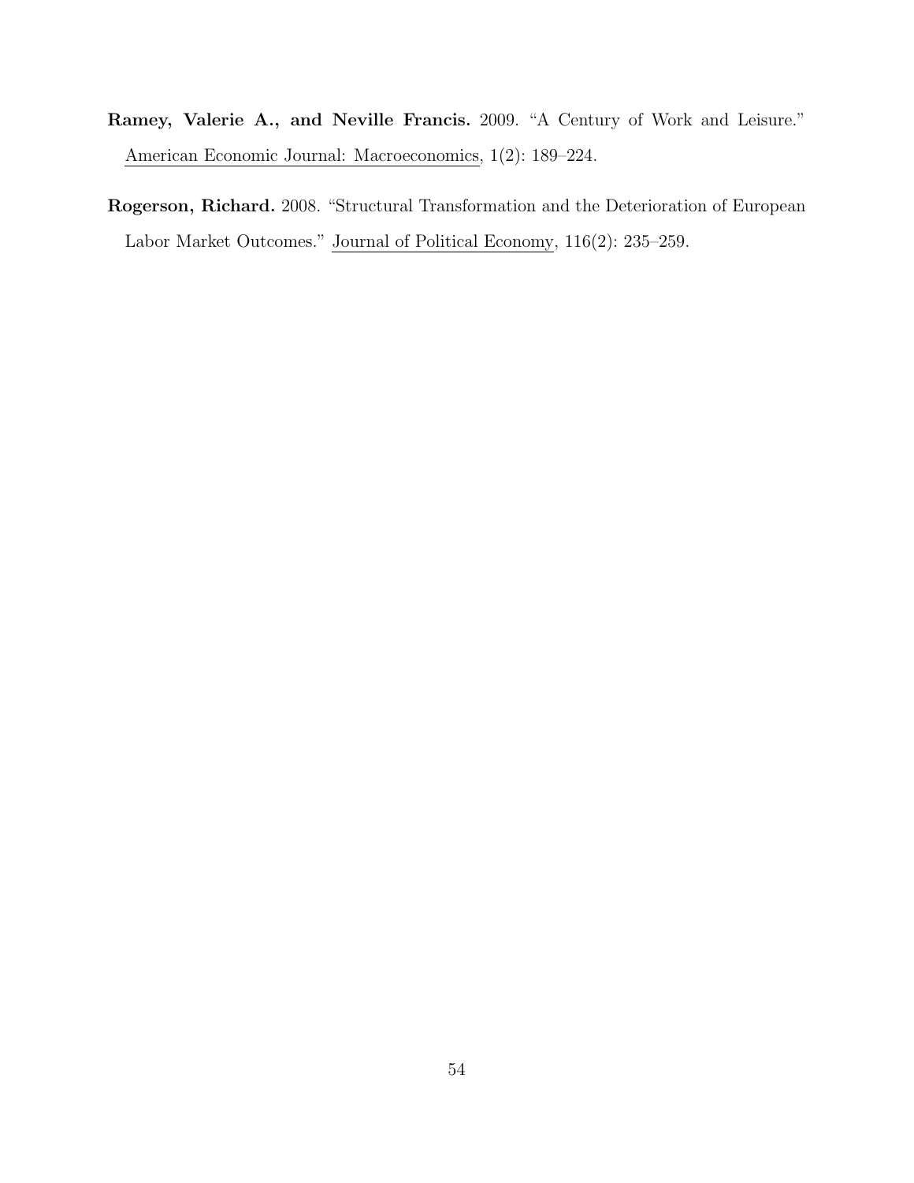**Ramey, Valerie A., and Neville Francis.** 2009. "A Century of Work and Leisure." American Economic Journal: Macroeconomics, 1(2): 189–224.

**Rogerson, Richard.** 2008. "Structural Transformation and the Deterioration of European Labor Market Outcomes." Journal of Political Economy, 116(2): 235–259.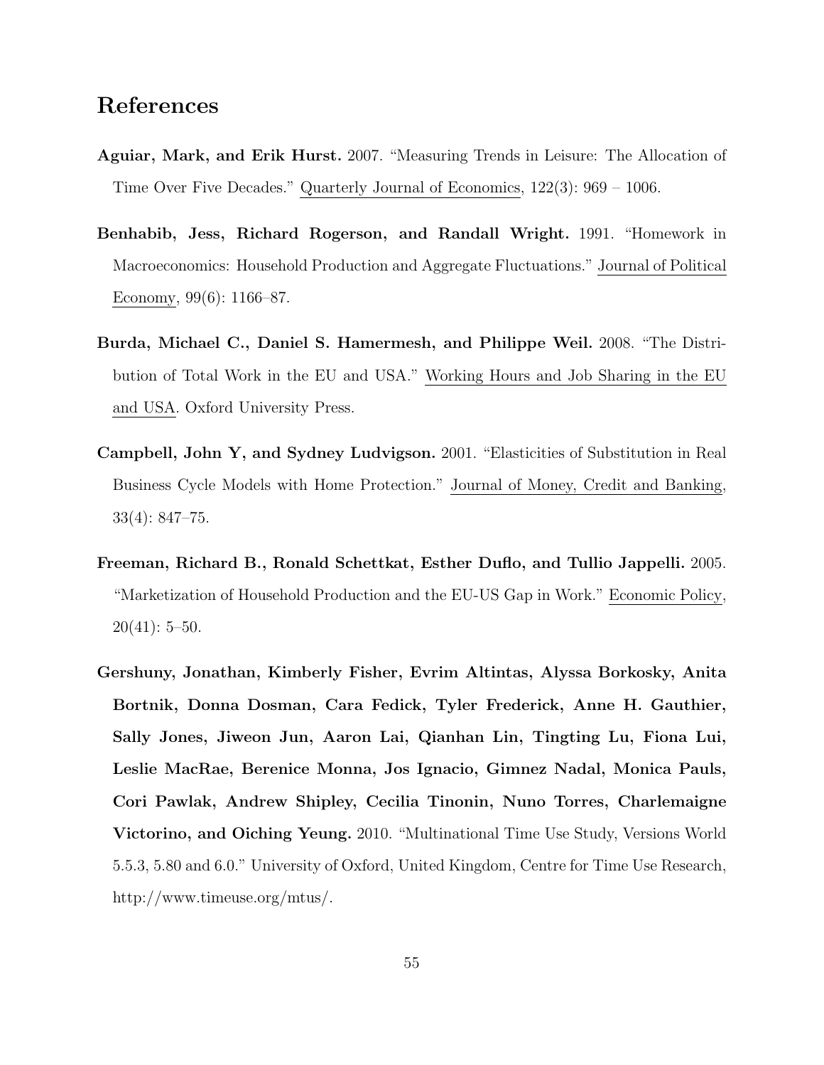# References

**Aguiar, Mark, and Erik Hurst.** 2007. "Measuring Trends in Leisure: The Allocation of Time Over Five Decades." Quarterly Journal of Economics, 122(3): 969 – 1006.

**Benhabib, Jess, Richard Rogerson, and Randall Wright.** 1991. "Homework in Macroeconomics: Household Production and Aggregate Fluctuations." Journal of Political Economy, 99(6): 1166–87.

**Burda, Michael C., Daniel S. Hamermesh, and Philippe Weil.** 2008. "The Distribution of Total Work in the EU and USA." Working Hours and Job Sharing in the EU and USA. Oxford University Press.

**Campbell, John Y, and Sydney Ludvigson.** 2001. "Elasticities of Substitution in Real Business Cycle Models with Home Protection." Journal of Money, Credit and Banking, 33(4): 847–75.

**Freeman, Richard B., Ronald Schettkat, Esther Duflo, and Tullio Jappelli.** 2005. "Marketization of Household Production and the EU-US Gap in Work." Economic Policy, 20(41): 5–50.

**Gershuny, Jonathan, Kimberly Fisher, Evrim Altintas, Alyssa Borkosky, Anita Bortnik, Donna Dosman, Cara Fedick, Tyler Frederick, Anne H. Gauthier, Sally Jones, Jiweon Jun, Aaron Lai, Qianhan Lin, Tingting Lu, Fiona Lui, Leslie MacRae, Berenice Monna, Jos Ignacio, Gimnez Nadal, Monica Pauls, Cori Pawlak, Andrew Shipley, Cecilia Tinonin, Nuno Torres, Charlemaigne Victorino, and Oiching Yeung.** 2010. "Multinational Time Use Study, Versions World 5.5.3, 5.80 and 6.0." University of Oxford, United Kingdom, Centre for Time Use Research, http://www.timeuse.org/mtus/.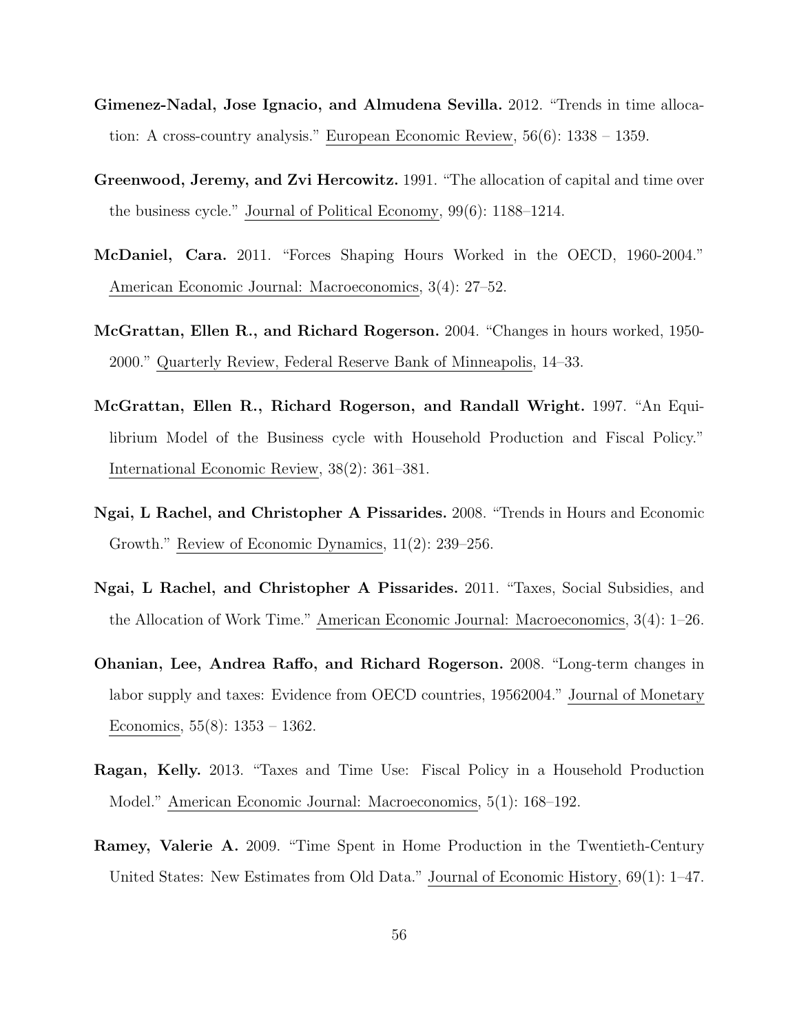**Gimenez-Nadal, Jose Ignacio, and Almudena Sevilla.** 2012. "Trends in time allocation: A cross-country analysis." European Economic Review, 56(6): 1338 – 1359.

**Greenwood, Jeremy, and Zvi Hercowitz.** 1991. "The allocation of capital and time over the business cycle." Journal of Political Economy, 99(6): 1188–1214.

**McDaniel, Cara.** 2011. "Forces Shaping Hours Worked in the OECD, 1960-2004." American Economic Journal: Macroeconomics, 3(4): 27–52.

**McGrattan, Ellen R., and Richard Rogerson.** 2004. "Changes in hours worked, 1950-2000." Quarterly Review, Federal Reserve Bank of Minneapolis, 14–33.

**McGrattan, Ellen R., Richard Rogerson, and Randall Wright.** 1997. "An Equilibrium Model of the Business cycle with Household Production and Fiscal Policy." International Economic Review, 38(2): 361–381.

**Ngai, L Rachel, and Christopher A Pissarides.** 2008. "Trends in Hours and Economic Growth." Review of Economic Dynamics, 11(2): 239–256.

**Ngai, L Rachel, and Christopher A Pissarides.** 2011. "Taxes, Social Subsidies, and the Allocation of Work Time." American Economic Journal: Macroeconomics, 3(4): 1–26.

**Ohanian, Lee, Andrea Raffo, and Richard Rogerson.** 2008. "Long-term changes in labor supply and taxes: Evidence from OECD countries, 19562004." Journal of Monetary Economics, 55(8): 1353 – 1362.

**Ragan, Kelly.** 2013. "Taxes and Time Use: Fiscal Policy in a Household Production Model." American Economic Journal: Macroeconomics, 5(1): 168–192.

**Ramey, Valerie A.** 2009. "Time Spent in Home Production in the Twentieth-Century United States: New Estimates from Old Data." Journal of Economic History, 69(1): 1–47.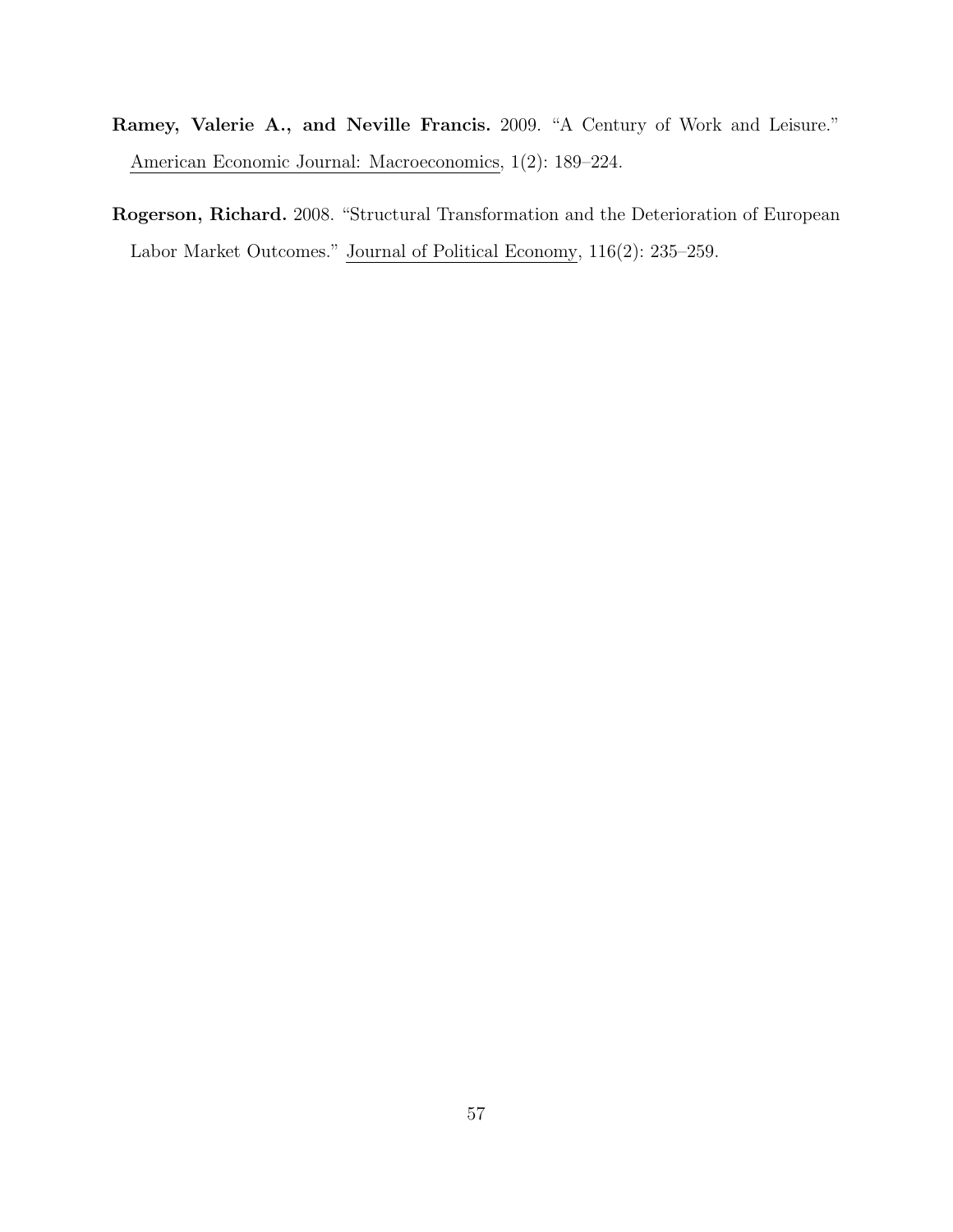**Ramey, Valerie A., and Neville Francis.** 2009. "A Century of Work and Leisure." American Economic Journal: Macroeconomics, 1(2): 189–224.

**Rogerson, Richard.** 2008. "Structural Transformation and the Deterioration of European Labor Market Outcomes." Journal of Political Economy, 116(2): 235–259.